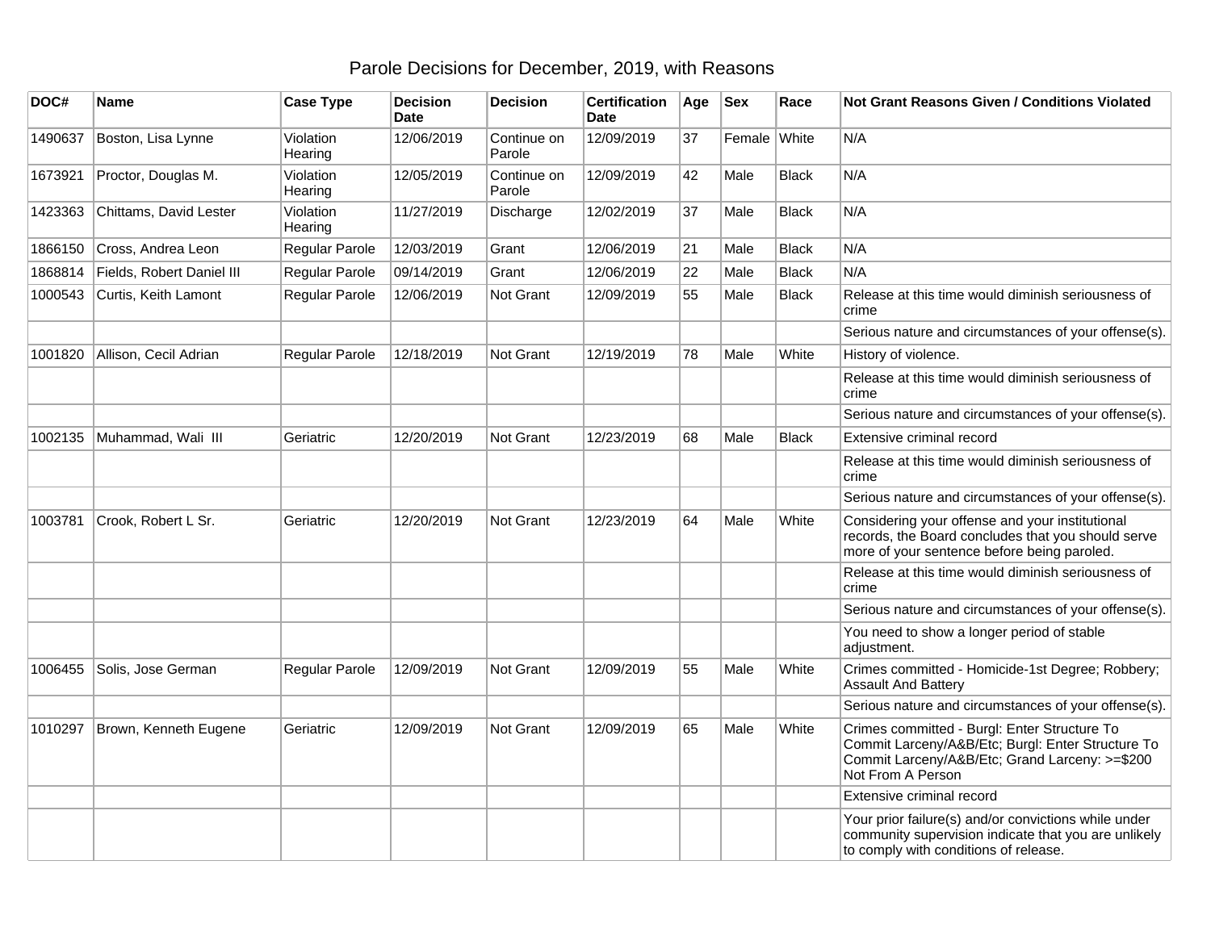# Parole Decisions for December, 2019, with Reasons

| DOC# | Name | Case Type | Decision Date | Decision | Certification Date | Age | Sex | Race | Not Grant Reasons Given / Conditions Violated |
|---|---|---|---|---|---|---|---|---|---|
| 1490637 | Boston, Lisa Lynne | Violation Hearing | 12/06/2019 | Continue on Parole | 12/09/2019 | 37 | Female | White | N/A |
| 1673921 | Proctor, Douglas M. | Violation Hearing | 12/05/2019 | Continue on Parole | 12/09/2019 | 42 | Male | Black | N/A |
| 1423363 | Chittams, David Lester | Violation Hearing | 11/27/2019 | Discharge | 12/02/2019 | 37 | Male | Black | N/A |
| 1866150 | Cross, Andrea Leon | Regular Parole | 12/03/2019 | Grant | 12/06/2019 | 21 | Male | Black | N/A |
| 1868814 | Fields, Robert Daniel III | Regular Parole | 09/14/2019 | Grant | 12/06/2019 | 22 | Male | Black | N/A |
| 1000543 | Curtis, Keith Lamont | Regular Parole | 12/06/2019 | Not Grant | 12/09/2019 | 55 | Male | Black | Release at this time would diminish seriousness of crime |
| | | | | | | | | | Serious nature and circumstances of your offense(s). |
| 1001820 | Allison, Cecil Adrian | Regular Parole | 12/18/2019 | Not Grant | 12/19/2019 | 78 | Male | White | History of violence. |
| | | | | | | | | | Release at this time would diminish seriousness of crime |
| | | | | | | | | | Serious nature and circumstances of your offense(s). |
| 1002135 | Muhammad, Wali III | Geriatric | 12/20/2019 | Not Grant | 12/23/2019 | 68 | Male | Black | Extensive criminal record |
| | | | | | | | | | Release at this time would diminish seriousness of crime |
| | | | | | | | | | Serious nature and circumstances of your offense(s). |
| 1003781 | Crook, Robert L Sr. | Geriatric | 12/20/2019 | Not Grant | 12/23/2019 | 64 | Male | White | Considering your offense and your institutional records, the Board concludes that you should serve more of your sentence before being paroled. |
| | | | | | | | | | Release at this time would diminish seriousness of crime |
| | | | | | | | | | Serious nature and circumstances of your offense(s). |
| | | | | | | | | | You need to show a longer period of stable adjustment. |
| 1006455 | Solis, Jose German | Regular Parole | 12/09/2019 | Not Grant | 12/09/2019 | 55 | Male | White | Crimes committed - Homicide-1st Degree; Robbery; Assault And Battery |
| | | | | | | | | | Serious nature and circumstances of your offense(s). |
| 1010297 | Brown, Kenneth Eugene | Geriatric | 12/09/2019 | Not Grant | 12/09/2019 | 65 | Male | White | Crimes committed - Burgl: Enter Structure To Commit Larceny/A&B/Etc; Burgl: Enter Structure To Commit Larceny/A&B/Etc; Grand Larceny: >=$200 Not From A Person |
| | | | | | | | | | Extensive criminal record |
| | | | | | | | | | Your prior failure(s) and/or convictions while under community supervision indicate that you are unlikely to comply with conditions of release. |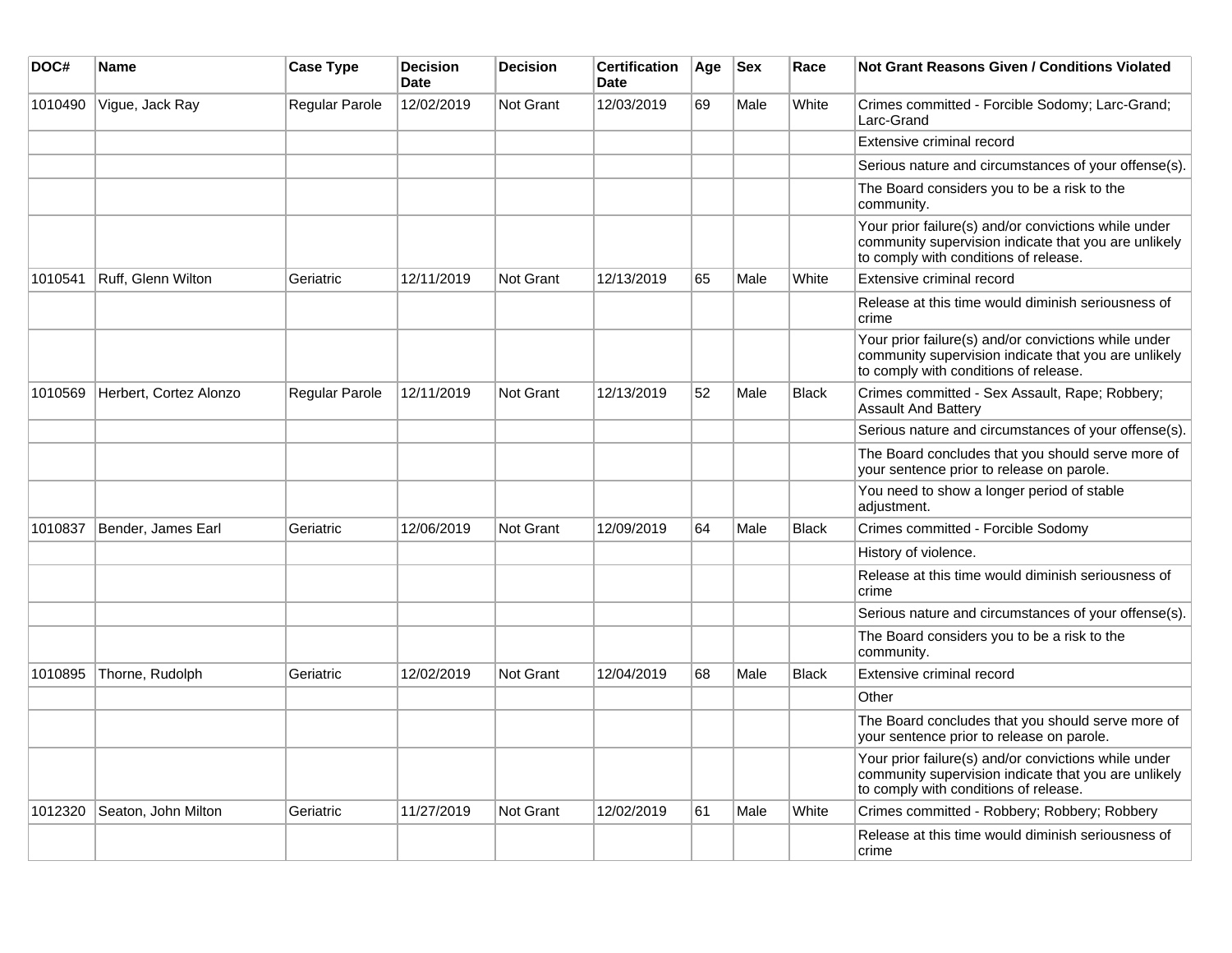| DOC# | Name | Case Type | Decision Date | Decision | Certification Date | Age | Sex | Race | Not Grant Reasons Given / Conditions Violated |
|---|---|---|---|---|---|---|---|---|---|
| 1010490 | Vigue, Jack Ray | Regular Parole | 12/02/2019 | Not Grant | 12/03/2019 | 69 | Male | White | Crimes committed - Forcible Sodomy; Larc-Grand; Larc-Grand |
| | | | | | | | | | Extensive criminal record |
| | | | | | | | | | Serious nature and circumstances of your offense(s). |
| | | | | | | | | | The Board considers you to be a risk to the community. |
| | | | | | | | | | Your prior failure(s) and/or convictions while under community supervision indicate that you are unlikely to comply with conditions of release. |
| 1010541 | Ruff, Glenn Wilton | Geriatric | 12/11/2019 | Not Grant | 12/13/2019 | 65 | Male | White | Extensive criminal record |
| | | | | | | | | | Release at this time would diminish seriousness of crime |
| | | | | | | | | | Your prior failure(s) and/or convictions while under community supervision indicate that you are unlikely to comply with conditions of release. |
| 1010569 | Herbert, Cortez Alonzo | Regular Parole | 12/11/2019 | Not Grant | 12/13/2019 | 52 | Male | Black | Crimes committed - Sex Assault, Rape; Robbery; Assault And Battery |
| | | | | | | | | | Serious nature and circumstances of your offense(s). |
| | | | | | | | | | The Board concludes that you should serve more of your sentence prior to release on parole. |
| | | | | | | | | | You need to show a longer period of stable adjustment. |
| 1010837 | Bender, James Earl | Geriatric | 12/06/2019 | Not Grant | 12/09/2019 | 64 | Male | Black | Crimes committed - Forcible Sodomy |
| | | | | | | | | | History of violence. |
| | | | | | | | | | Release at this time would diminish seriousness of crime |
| | | | | | | | | | Serious nature and circumstances of your offense(s). |
| | | | | | | | | | The Board considers you to be a risk to the community. |
| 1010895 | Thorne, Rudolph | Geriatric | 12/02/2019 | Not Grant | 12/04/2019 | 68 | Male | Black | Extensive criminal record |
| | | | | | | | | | Other |
| | | | | | | | | | The Board concludes that you should serve more of your sentence prior to release on parole. |
| | | | | | | | | | Your prior failure(s) and/or convictions while under community supervision indicate that you are unlikely to comply with conditions of release. |
| 1012320 | Seaton, John Milton | Geriatric | 11/27/2019 | Not Grant | 12/02/2019 | 61 | Male | White | Crimes committed - Robbery; Robbery; Robbery |
| | | | | | | | | | Release at this time would diminish seriousness of crime |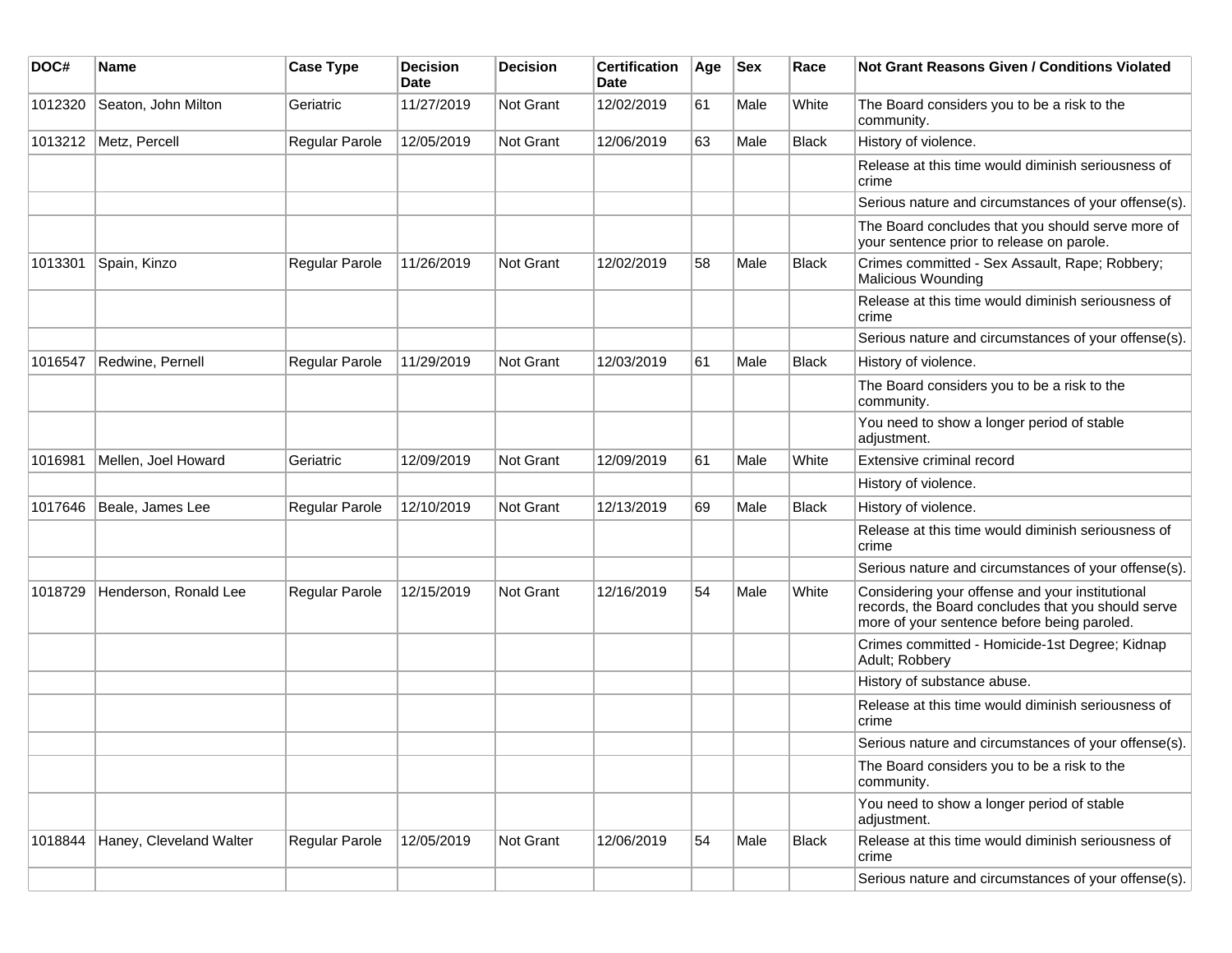| DOC# | Name | Case Type | Decision Date | Decision | Certification Date | Age | Sex | Race | Not Grant Reasons Given / Conditions Violated |
|---|---|---|---|---|---|---|---|---|---|
| 1012320 | Seaton, John Milton | Geriatric | 11/27/2019 | Not Grant | 12/02/2019 | 61 | Male | White | The Board considers you to be a risk to the community. |
| 1013212 | Metz, Percell | Regular Parole | 12/05/2019 | Not Grant | 12/06/2019 | 63 | Male | Black | History of violence. |
| | | | | | | | | | Release at this time would diminish seriousness of crime |
| | | | | | | | | | Serious nature and circumstances of your offense(s). |
| | | | | | | | | | The Board concludes that you should serve more of your sentence prior to release on parole. |
| 1013301 | Spain, Kinzo | Regular Parole | 11/26/2019 | Not Grant | 12/02/2019 | 58 | Male | Black | Crimes committed - Sex Assault, Rape; Robbery; Malicious Wounding |
| | | | | | | | | | Release at this time would diminish seriousness of crime |
| | | | | | | | | | Serious nature and circumstances of your offense(s). |
| 1016547 | Redwine, Pernell | Regular Parole | 11/29/2019 | Not Grant | 12/03/2019 | 61 | Male | Black | History of violence. |
| | | | | | | | | | The Board considers you to be a risk to the community. |
| | | | | | | | | | You need to show a longer period of stable adjustment. |
| 1016981 | Mellen, Joel Howard | Geriatric | 12/09/2019 | Not Grant | 12/09/2019 | 61 | Male | White | Extensive criminal record |
| | | | | | | | | | History of violence. |
| 1017646 | Beale, James Lee | Regular Parole | 12/10/2019 | Not Grant | 12/13/2019 | 69 | Male | Black | History of violence. |
| | | | | | | | | | Release at this time would diminish seriousness of crime |
| | | | | | | | | | Serious nature and circumstances of your offense(s). |
| 1018729 | Henderson, Ronald Lee | Regular Parole | 12/15/2019 | Not Grant | 12/16/2019 | 54 | Male | White | Considering your offense and your institutional records, the Board concludes that you should serve more of your sentence before being paroled. |
| | | | | | | | | | Crimes committed - Homicide-1st Degree; Kidnap Adult; Robbery |
| | | | | | | | | | History of substance abuse. |
| | | | | | | | | | Release at this time would diminish seriousness of crime |
| | | | | | | | | | Serious nature and circumstances of your offense(s). |
| | | | | | | | | | The Board considers you to be a risk to the community. |
| | | | | | | | | | You need to show a longer period of stable adjustment. |
| 1018844 | Haney, Cleveland Walter | Regular Parole | 12/05/2019 | Not Grant | 12/06/2019 | 54 | Male | Black | Release at this time would diminish seriousness of crime |
| | | | | | | | | | Serious nature and circumstances of your offense(s). |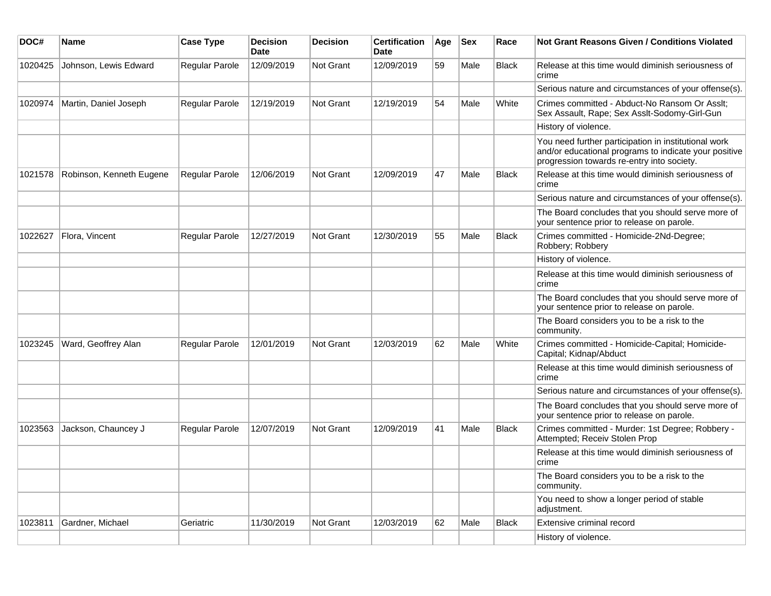| DOC# | Name | Case Type | Decision Date | Decision | Certification Date | Age | Sex | Race | Not Grant Reasons Given / Conditions Violated |
|---|---|---|---|---|---|---|---|---|---|
| 1020425 | Johnson, Lewis Edward | Regular Parole | 12/09/2019 | Not Grant | 12/09/2019 | 59 | Male | Black | Release at this time would diminish seriousness of crime |
| | | | | | | | | | Serious nature and circumstances of your offense(s). |
| 1020974 | Martin, Daniel Joseph | Regular Parole | 12/19/2019 | Not Grant | 12/19/2019 | 54 | Male | White | Crimes committed - Abduct-No Ransom Or Asslt; Sex Assault, Rape; Sex Asslt-Sodomy-Girl-Gun |
| | | | | | | | | | History of violence. |
| | | | | | | | | | You need further participation in institutional work and/or educational programs to indicate your positive progression towards re-entry into society. |
| 1021578 | Robinson, Kenneth Eugene | Regular Parole | 12/06/2019 | Not Grant | 12/09/2019 | 47 | Male | Black | Release at this time would diminish seriousness of crime |
| | | | | | | | | | Serious nature and circumstances of your offense(s). |
| | | | | | | | | | The Board concludes that you should serve more of your sentence prior to release on parole. |
| 1022627 | Flora, Vincent | Regular Parole | 12/27/2019 | Not Grant | 12/30/2019 | 55 | Male | Black | Crimes committed - Homicide-2Nd-Degree; Robbery; Robbery |
| | | | | | | | | | History of violence. |
| | | | | | | | | | Release at this time would diminish seriousness of crime |
| | | | | | | | | | The Board concludes that you should serve more of your sentence prior to release on parole. |
| | | | | | | | | | The Board considers you to be a risk to the community. |
| 1023245 | Ward, Geoffrey Alan | Regular Parole | 12/01/2019 | Not Grant | 12/03/2019 | 62 | Male | White | Crimes committed - Homicide-Capital; Homicide-Capital; Kidnap/Abduct |
| | | | | | | | | | Release at this time would diminish seriousness of crime |
| | | | | | | | | | Serious nature and circumstances of your offense(s). |
| | | | | | | | | | The Board concludes that you should serve more of your sentence prior to release on parole. |
| 1023563 | Jackson, Chauncey J | Regular Parole | 12/07/2019 | Not Grant | 12/09/2019 | 41 | Male | Black | Crimes committed - Murder: 1st Degree; Robbery - Attempted; Receiv Stolen Prop |
| | | | | | | | | | Release at this time would diminish seriousness of crime |
| | | | | | | | | | The Board considers you to be a risk to the community. |
| | | | | | | | | | You need to show a longer period of stable adjustment. |
| 1023811 | Gardner, Michael | Geriatric | 11/30/2019 | Not Grant | 12/03/2019 | 62 | Male | Black | Extensive criminal record |
| | | | | | | | | | History of violence. |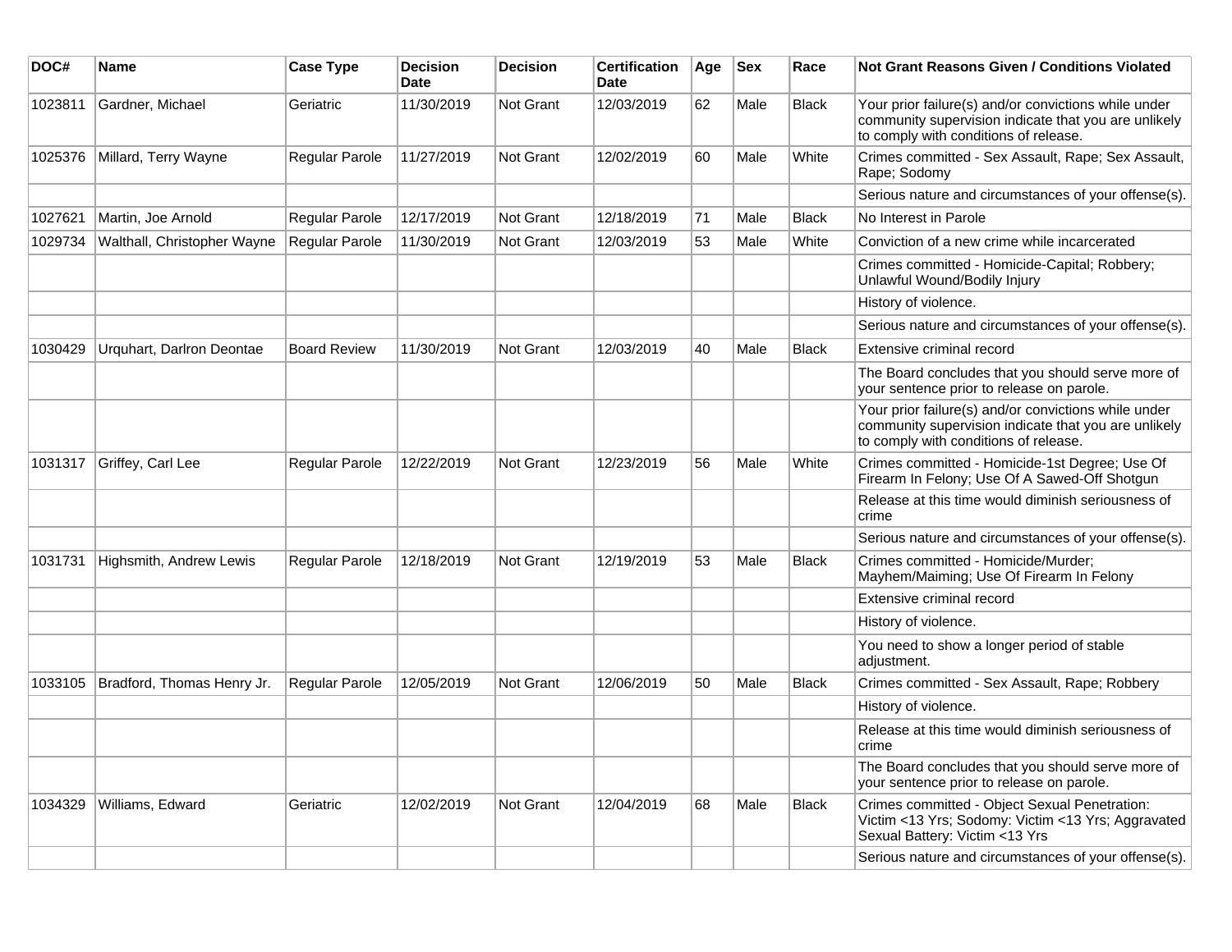| DOC# | Name | Case Type | Decision Date | Decision | Certification Date | Age | Sex | Race | Not Grant Reasons Given / Conditions Violated |
|---|---|---|---|---|---|---|---|---|---|
| 1023811 | Gardner, Michael | Geriatric | 11/30/2019 | Not Grant | 12/03/2019 | 62 | Male | Black | Your prior failure(s) and/or convictions while under community supervision indicate that you are unlikely to comply with conditions of release. |
| 1025376 | Millard, Terry Wayne | Regular Parole | 11/27/2019 | Not Grant | 12/02/2019 | 60 | Male | White | Crimes committed - Sex Assault, Rape; Sex Assault, Rape; Sodomy |
| | | | | | | | | | Serious nature and circumstances of your offense(s). |
| 1027621 | Martin, Joe Arnold | Regular Parole | 12/17/2019 | Not Grant | 12/18/2019 | 71 | Male | Black | No Interest in Parole |
| 1029734 | Walthall, Christopher Wayne | Regular Parole | 11/30/2019 | Not Grant | 12/03/2019 | 53 | Male | White | Conviction of a new crime while incarcerated |
| | | | | | | | | | Crimes committed - Homicide-Capital; Robbery; Unlawful Wound/Bodily Injury |
| | | | | | | | | | History of violence. |
| | | | | | | | | | Serious nature and circumstances of your offense(s). |
| 1030429 | Urquhart, Darlron Deontae | Board Review | 11/30/2019 | Not Grant | 12/03/2019 | 40 | Male | Black | Extensive criminal record |
| | | | | | | | | | The Board concludes that you should serve more of your sentence prior to release on parole. |
| | | | | | | | | | Your prior failure(s) and/or convictions while under community supervision indicate that you are unlikely to comply with conditions of release. |
| 1031317 | Griffey, Carl Lee | Regular Parole | 12/22/2019 | Not Grant | 12/23/2019 | 56 | Male | White | Crimes committed - Homicide-1st Degree; Use Of Firearm In Felony; Use Of A Sawed-Off Shotgun |
| | | | | | | | | | Release at this time would diminish seriousness of crime |
| | | | | | | | | | Serious nature and circumstances of your offense(s). |
| 1031731 | Highsmith, Andrew Lewis | Regular Parole | 12/18/2019 | Not Grant | 12/19/2019 | 53 | Male | Black | Crimes committed - Homicide/Murder; Mayhem/Maiming; Use Of Firearm In Felony |
| | | | | | | | | | Extensive criminal record |
| | | | | | | | | | History of violence. |
| | | | | | | | | | You need to show a longer period of stable adjustment. |
| 1033105 | Bradford, Thomas Henry Jr. | Regular Parole | 12/05/2019 | Not Grant | 12/06/2019 | 50 | Male | Black | Crimes committed - Sex Assault, Rape; Robbery |
| | | | | | | | | | History of violence. |
| | | | | | | | | | Release at this time would diminish seriousness of crime |
| | | | | | | | | | The Board concludes that you should serve more of your sentence prior to release on parole. |
| 1034329 | Williams, Edward | Geriatric | 12/02/2019 | Not Grant | 12/04/2019 | 68 | Male | Black | Crimes committed - Object Sexual Penetration: Victim <13 Yrs; Sodomy: Victim <13 Yrs; Aggravated Sexual Battery: Victim <13 Yrs |
| | | | | | | | | | Serious nature and circumstances of your offense(s). |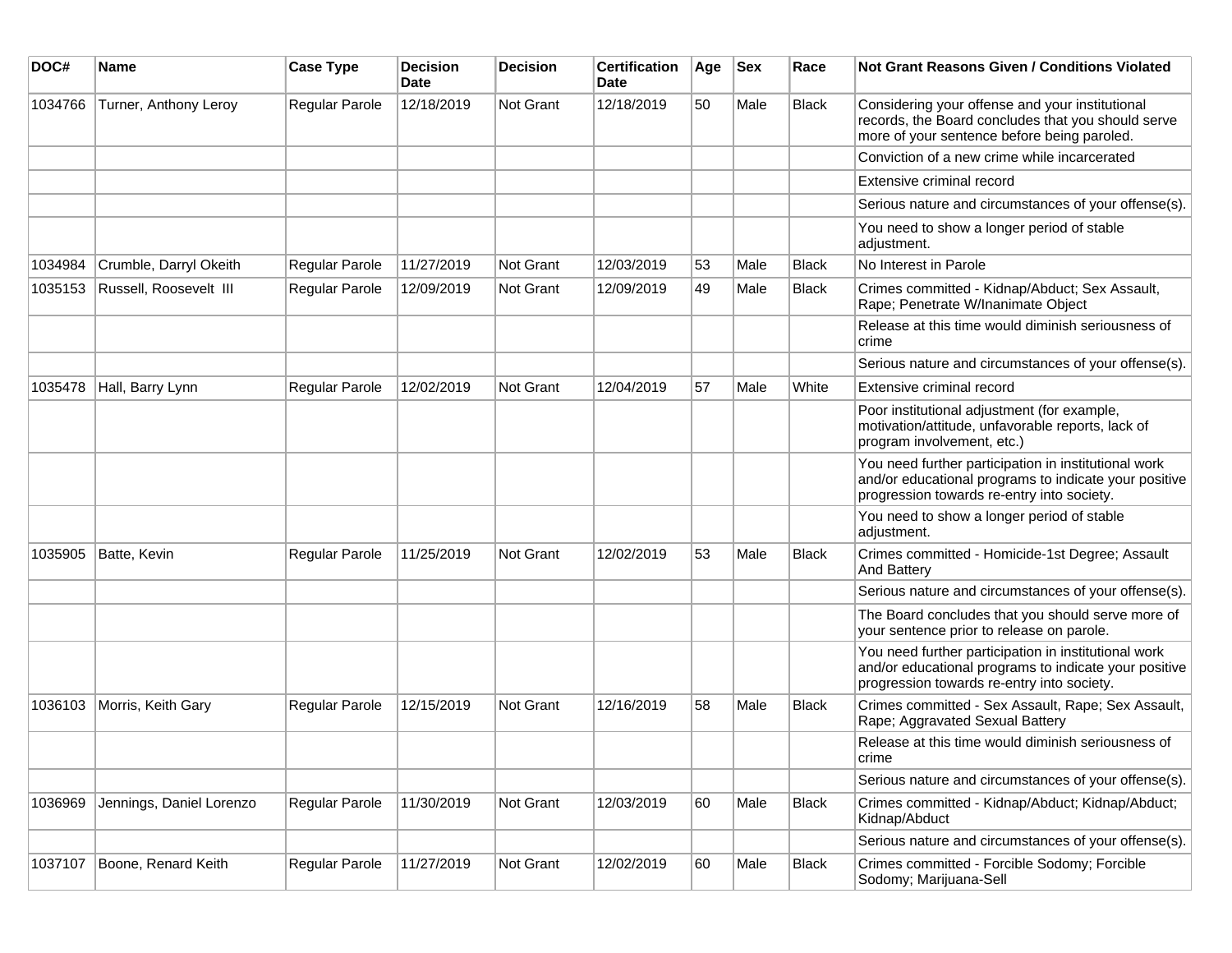| DOC# | Name | Case Type | Decision Date | Decision | Certification Date | Age | Sex | Race | Not Grant Reasons Given / Conditions Violated |
|---|---|---|---|---|---|---|---|---|---|
| 1034766 | Turner, Anthony Leroy | Regular Parole | 12/18/2019 | Not Grant | 12/18/2019 | 50 | Male | Black | Considering your offense and your institutional records, the Board concludes that you should serve more of your sentence before being paroled. |
| | | | | | | | | | Conviction of a new crime while incarcerated |
| | | | | | | | | | Extensive criminal record |
| | | | | | | | | | Serious nature and circumstances of your offense(s). |
| | | | | | | | | | You need to show a longer period of stable adjustment. |
| 1034984 | Crumble, Darryl Okeith | Regular Parole | 11/27/2019 | Not Grant | 12/03/2019 | 53 | Male | Black | No Interest in Parole |
| 1035153 | Russell, Roosevelt III | Regular Parole | 12/09/2019 | Not Grant | 12/09/2019 | 49 | Male | Black | Crimes committed - Kidnap/Abduct; Sex Assault, Rape; Penetrate W/Inanimate Object |
| | | | | | | | | | Release at this time would diminish seriousness of crime |
| | | | | | | | | | Serious nature and circumstances of your offense(s). |
| 1035478 | Hall, Barry Lynn | Regular Parole | 12/02/2019 | Not Grant | 12/04/2019 | 57 | Male | White | Extensive criminal record |
| | | | | | | | | | Poor institutional adjustment (for example, motivation/attitude, unfavorable reports, lack of program involvement, etc.) |
| | | | | | | | | | You need further participation in institutional work and/or educational programs to indicate your positive progression towards re-entry into society. |
| | | | | | | | | | You need to show a longer period of stable adjustment. |
| 1035905 | Batte, Kevin | Regular Parole | 11/25/2019 | Not Grant | 12/02/2019 | 53 | Male | Black | Crimes committed - Homicide-1st Degree; Assault And Battery |
| | | | | | | | | | Serious nature and circumstances of your offense(s). |
| | | | | | | | | | The Board concludes that you should serve more of your sentence prior to release on parole. |
| | | | | | | | | | You need further participation in institutional work and/or educational programs to indicate your positive progression towards re-entry into society. |
| 1036103 | Morris, Keith Gary | Regular Parole | 12/15/2019 | Not Grant | 12/16/2019 | 58 | Male | Black | Crimes committed - Sex Assault, Rape; Sex Assault, Rape; Aggravated Sexual Battery |
| | | | | | | | | | Release at this time would diminish seriousness of crime |
| | | | | | | | | | Serious nature and circumstances of your offense(s). |
| 1036969 | Jennings, Daniel Lorenzo | Regular Parole | 11/30/2019 | Not Grant | 12/03/2019 | 60 | Male | Black | Crimes committed - Kidnap/Abduct; Kidnap/Abduct; Kidnap/Abduct |
| | | | | | | | | | Serious nature and circumstances of your offense(s). |
| 1037107 | Boone, Renard Keith | Regular Parole | 11/27/2019 | Not Grant | 12/02/2019 | 60 | Male | Black | Crimes committed - Forcible Sodomy; Forcible Sodomy; Marijuana-Sell |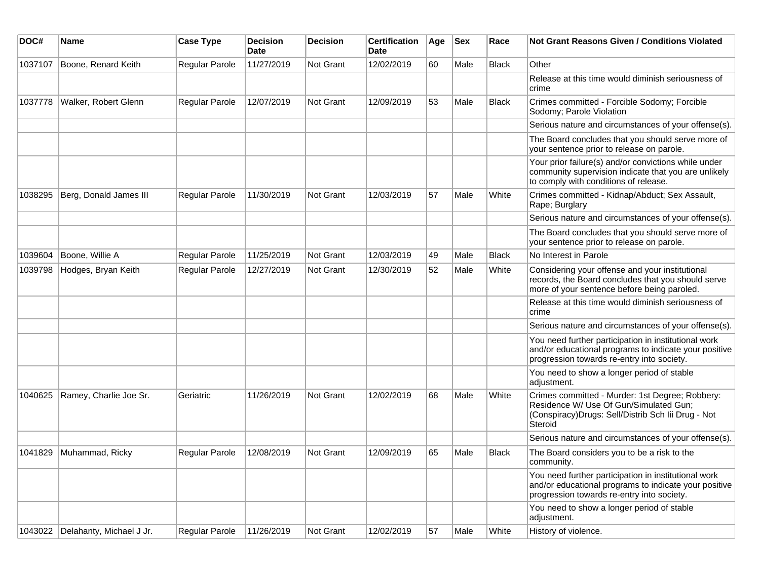| DOC# | Name | Case Type | Decision Date | Decision | Certification Date | Age | Sex | Race | Not Grant Reasons Given / Conditions Violated |
| --- | --- | --- | --- | --- | --- | --- | --- | --- | --- |
| 1037107 | Boone, Renard Keith | Regular Parole | 11/27/2019 | Not Grant | 12/02/2019 | 60 | Male | Black | Other |
| | | | | | | | | | Release at this time would diminish seriousness of crime |
| 1037778 | Walker, Robert Glenn | Regular Parole | 12/07/2019 | Not Grant | 12/09/2019 | 53 | Male | Black | Crimes committed - Forcible Sodomy; Forcible Sodomy; Parole Violation |
| | | | | | | | | | Serious nature and circumstances of your offense(s). |
| | | | | | | | | | The Board concludes that you should serve more of your sentence prior to release on parole. |
| | | | | | | | | | Your prior failure(s) and/or convictions while under community supervision indicate that you are unlikely to comply with conditions of release. |
| 1038295 | Berg, Donald James III | Regular Parole | 11/30/2019 | Not Grant | 12/03/2019 | 57 | Male | White | Crimes committed - Kidnap/Abduct; Sex Assault, Rape; Burglary |
| | | | | | | | | | Serious nature and circumstances of your offense(s). |
| | | | | | | | | | The Board concludes that you should serve more of your sentence prior to release on parole. |
| 1039604 | Boone, Willie A | Regular Parole | 11/25/2019 | Not Grant | 12/03/2019 | 49 | Male | Black | No Interest in Parole |
| 1039798 | Hodges, Bryan Keith | Regular Parole | 12/27/2019 | Not Grant | 12/30/2019 | 52 | Male | White | Considering your offense and your institutional records, the Board concludes that you should serve more of your sentence before being paroled. |
| | | | | | | | | | Release at this time would diminish seriousness of crime |
| | | | | | | | | | Serious nature and circumstances of your offense(s). |
| | | | | | | | | | You need further participation in institutional work and/or educational programs to indicate your positive progression towards re-entry into society. |
| | | | | | | | | | You need to show a longer period of stable adjustment. |
| 1040625 | Ramey, Charlie Joe Sr. | Geriatric | 11/26/2019 | Not Grant | 12/02/2019 | 68 | Male | White | Crimes committed - Murder: 1st Degree; Robbery: Residence W/ Use Of Gun/Simulated Gun; (Conspiracy)Drugs: Sell/Distrib Sch Iii Drug - Not Steroid |
| | | | | | | | | | Serious nature and circumstances of your offense(s). |
| 1041829 | Muhammad, Ricky | Regular Parole | 12/08/2019 | Not Grant | 12/09/2019 | 65 | Male | Black | The Board considers you to be a risk to the community. |
| | | | | | | | | | You need further participation in institutional work and/or educational programs to indicate your positive progression towards re-entry into society. |
| | | | | | | | | | You need to show a longer period of stable adjustment. |
| 1043022 | Delahanty, Michael J Jr. | Regular Parole | 11/26/2019 | Not Grant | 12/02/2019 | 57 | Male | White | History of violence. |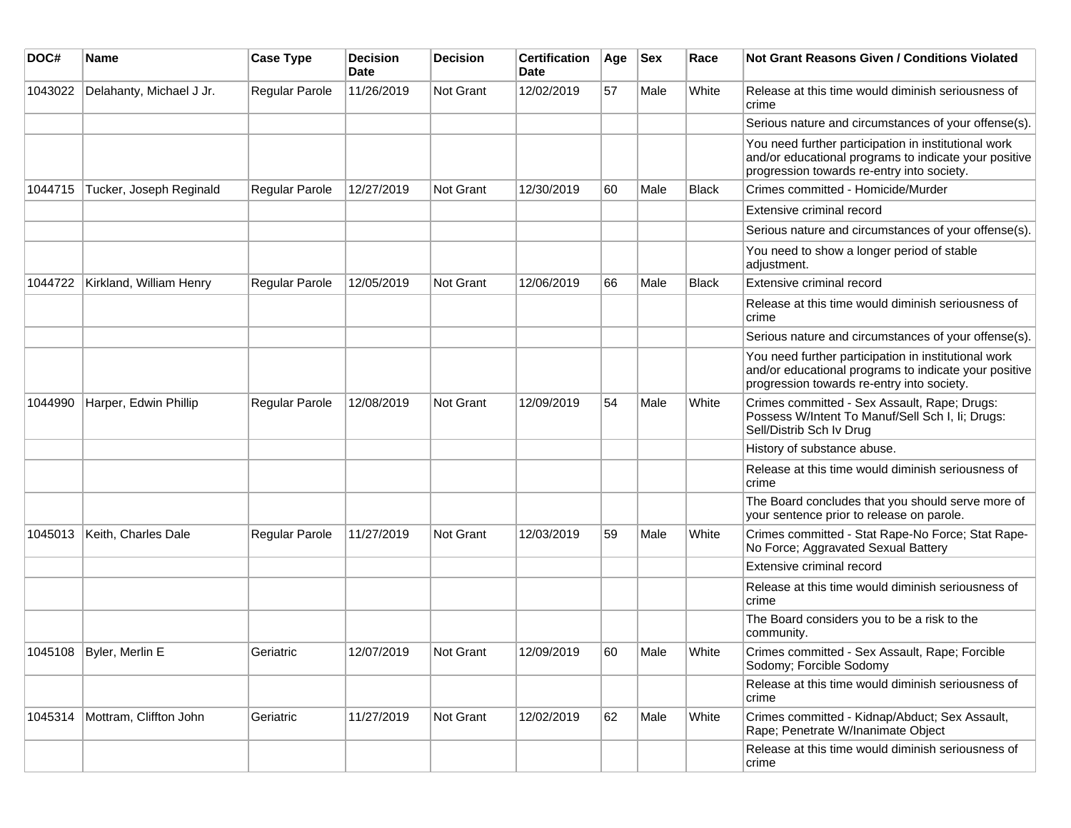| DOC# | Name | Case Type | Decision Date | Decision | Certification Date | Age | Sex | Race | Not Grant Reasons Given / Conditions Violated |
|---|---|---|---|---|---|---|---|---|---|
| 1043022 | Delahanty, Michael J Jr. | Regular Parole | 11/26/2019 | Not Grant | 12/02/2019 | 57 | Male | White | Release at this time would diminish seriousness of crime |
| | | | | | | | | | Serious nature and circumstances of your offense(s). |
| | | | | | | | | | You need further participation in institutional work and/or educational programs to indicate your positive progression towards re-entry into society. |
| 1044715 | Tucker, Joseph Reginald | Regular Parole | 12/27/2019 | Not Grant | 12/30/2019 | 60 | Male | Black | Crimes committed - Homicide/Murder |
| | | | | | | | | | Extensive criminal record |
| | | | | | | | | | Serious nature and circumstances of your offense(s). |
| | | | | | | | | | You need to show a longer period of stable adjustment. |
| 1044722 | Kirkland, William Henry | Regular Parole | 12/05/2019 | Not Grant | 12/06/2019 | 66 | Male | Black | Extensive criminal record |
| | | | | | | | | | Release at this time would diminish seriousness of crime |
| | | | | | | | | | Serious nature and circumstances of your offense(s). |
| | | | | | | | | | You need further participation in institutional work and/or educational programs to indicate your positive progression towards re-entry into society. |
| 1044990 | Harper, Edwin Phillip | Regular Parole | 12/08/2019 | Not Grant | 12/09/2019 | 54 | Male | White | Crimes committed - Sex Assault, Rape; Drugs: Possess W/Intent To Manuf/Sell Sch I, Ii; Drugs: Sell/Distrib Sch Iv Drug |
| | | | | | | | | | History of substance abuse. |
| | | | | | | | | | Release at this time would diminish seriousness of crime |
| | | | | | | | | | The Board concludes that you should serve more of your sentence prior to release on parole. |
| 1045013 | Keith, Charles Dale | Regular Parole | 11/27/2019 | Not Grant | 12/03/2019 | 59 | Male | White | Crimes committed - Stat Rape-No Force; Stat Rape-No Force; Aggravated Sexual Battery |
| | | | | | | | | | Extensive criminal record |
| | | | | | | | | | Release at this time would diminish seriousness of crime |
| | | | | | | | | | The Board considers you to be a risk to the community. |
| 1045108 | Byler, Merlin E | Geriatric | 12/07/2019 | Not Grant | 12/09/2019 | 60 | Male | White | Crimes committed - Sex Assault, Rape; Forcible Sodomy; Forcible Sodomy |
| | | | | | | | | | Release at this time would diminish seriousness of crime |
| 1045314 | Mottram, Cliffton John | Geriatric | 11/27/2019 | Not Grant | 12/02/2019 | 62 | Male | White | Crimes committed - Kidnap/Abduct; Sex Assault, Rape; Penetrate W/Inanimate Object |
| | | | | | | | | | Release at this time would diminish seriousness of crime |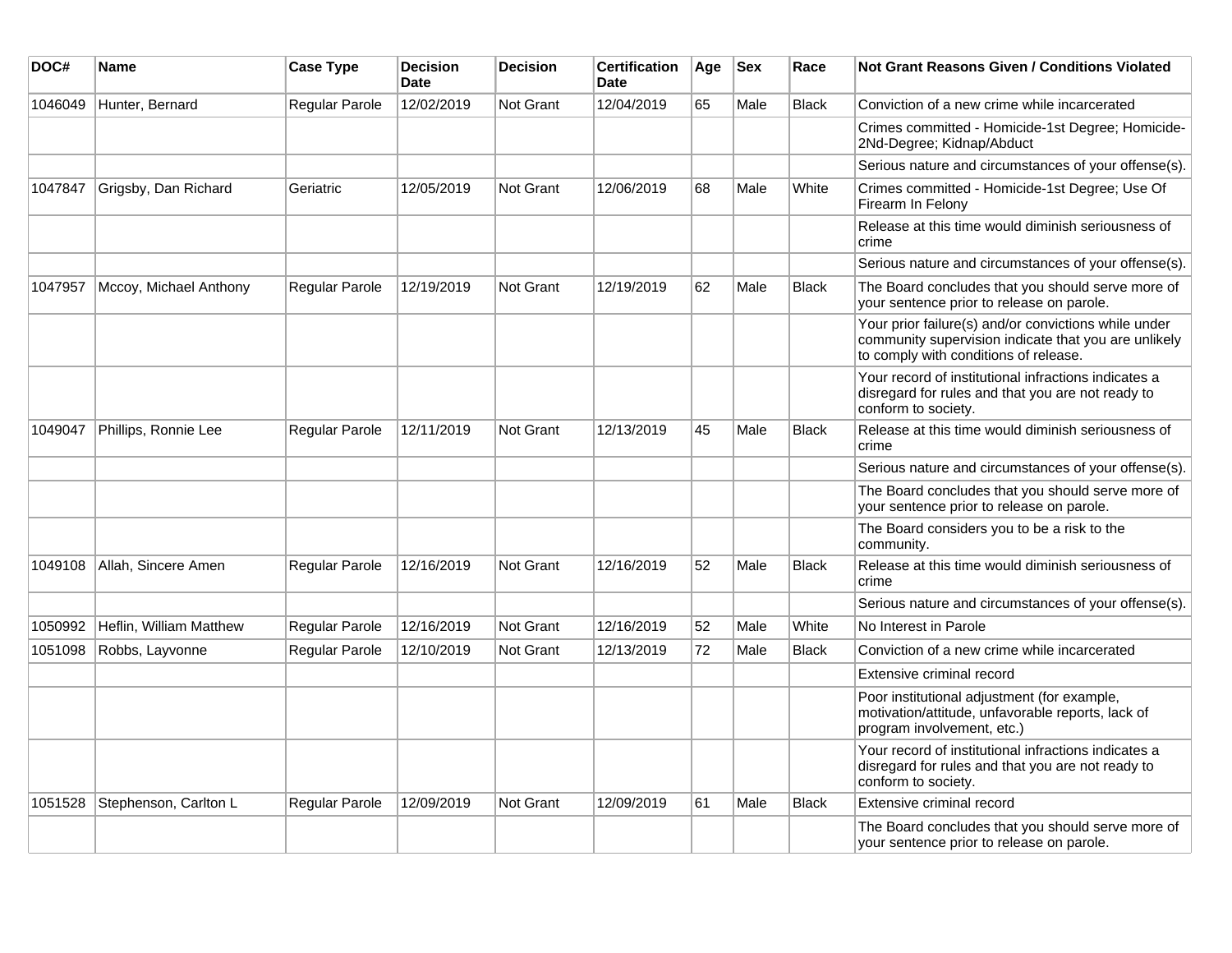| DOC# | Name | Case Type | Decision Date | Decision | Certification Date | Age | Sex | Race | Not Grant Reasons Given / Conditions Violated |
|---|---|---|---|---|---|---|---|---|---|
| 1046049 | Hunter, Bernard | Regular Parole | 12/02/2019 | Not Grant | 12/04/2019 | 65 | Male | Black | Conviction of a new crime while incarcerated |
| | | | | | | | | | Crimes committed - Homicide-1st Degree; Homicide-2Nd-Degree; Kidnap/Abduct |
| | | | | | | | | | Serious nature and circumstances of your offense(s). |
| 1047847 | Grigsby, Dan Richard | Geriatric | 12/05/2019 | Not Grant | 12/06/2019 | 68 | Male | White | Crimes committed - Homicide-1st Degree; Use Of Firearm In Felony |
| | | | | | | | | | Release at this time would diminish seriousness of crime |
| | | | | | | | | | Serious nature and circumstances of your offense(s). |
| 1047957 | Mccoy, Michael Anthony | Regular Parole | 12/19/2019 | Not Grant | 12/19/2019 | 62 | Male | Black | The Board concludes that you should serve more of your sentence prior to release on parole. |
| | | | | | | | | | Your prior failure(s) and/or convictions while under community supervision indicate that you are unlikely to comply with conditions of release. |
| | | | | | | | | | Your record of institutional infractions indicates a disregard for rules and that you are not ready to conform to society. |
| 1049047 | Phillips, Ronnie Lee | Regular Parole | 12/11/2019 | Not Grant | 12/13/2019 | 45 | Male | Black | Release at this time would diminish seriousness of crime |
| | | | | | | | | | Serious nature and circumstances of your offense(s). |
| | | | | | | | | | The Board concludes that you should serve more of your sentence prior to release on parole. |
| | | | | | | | | | The Board considers you to be a risk to the community. |
| 1049108 | Allah, Sincere Amen | Regular Parole | 12/16/2019 | Not Grant | 12/16/2019 | 52 | Male | Black | Release at this time would diminish seriousness of crime |
| | | | | | | | | | Serious nature and circumstances of your offense(s). |
| 1050992 | Heflin, William Matthew | Regular Parole | 12/16/2019 | Not Grant | 12/16/2019 | 52 | Male | White | No Interest in Parole |
| 1051098 | Robbs, Layvonne | Regular Parole | 12/10/2019 | Not Grant | 12/13/2019 | 72 | Male | Black | Conviction of a new crime while incarcerated |
| | | | | | | | | | Extensive criminal record |
| | | | | | | | | | Poor institutional adjustment (for example, motivation/attitude, unfavorable reports, lack of program involvement, etc.) |
| | | | | | | | | | Your record of institutional infractions indicates a disregard for rules and that you are not ready to conform to society. |
| 1051528 | Stephenson, Carlton L | Regular Parole | 12/09/2019 | Not Grant | 12/09/2019 | 61 | Male | Black | Extensive criminal record |
| | | | | | | | | | The Board concludes that you should serve more of your sentence prior to release on parole. |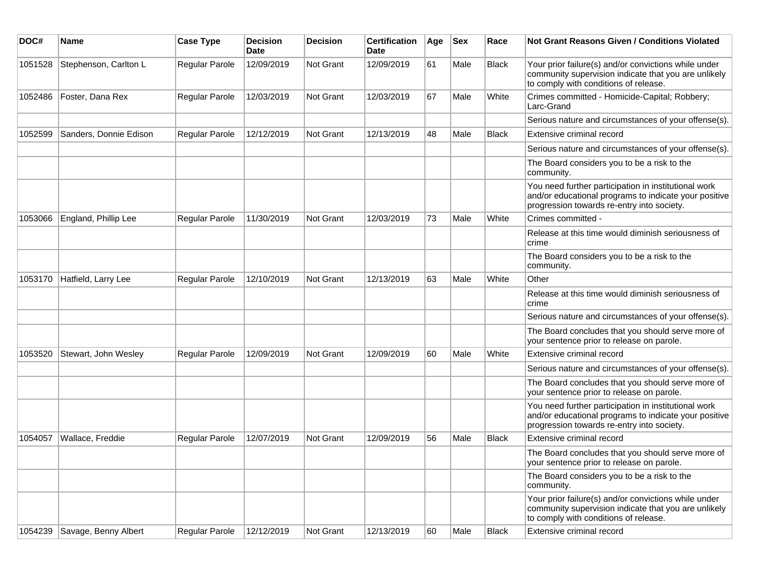| DOC# | Name | Case Type | Decision Date | Decision | Certification Date | Age | Sex | Race | Not Grant Reasons Given / Conditions Violated |
|---|---|---|---|---|---|---|---|---|---|
| 1051528 | Stephenson, Carlton L | Regular Parole | 12/09/2019 | Not Grant | 12/09/2019 | 61 | Male | Black | Your prior failure(s) and/or convictions while under community supervision indicate that you are unlikely to comply with conditions of release. |
| 1052486 | Foster, Dana Rex | Regular Parole | 12/03/2019 | Not Grant | 12/03/2019 | 67 | Male | White | Crimes committed - Homicide-Capital; Robbery; Larc-Grand |
| | | | | | | | | | Serious nature and circumstances of your offense(s). |
| 1052599 | Sanders, Donnie Edison | Regular Parole | 12/12/2019 | Not Grant | 12/13/2019 | 48 | Male | Black | Extensive criminal record |
| | | | | | | | | | Serious nature and circumstances of your offense(s). |
| | | | | | | | | | The Board considers you to be a risk to the community. |
| | | | | | | | | | You need further participation in institutional work and/or educational programs to indicate your positive progression towards re-entry into society. |
| 1053066 | England, Phillip Lee | Regular Parole | 11/30/2019 | Not Grant | 12/03/2019 | 73 | Male | White | Crimes committed - |
| | | | | | | | | | Release at this time would diminish seriousness of crime |
| | | | | | | | | | The Board considers you to be a risk to the community. |
| 1053170 | Hatfield, Larry Lee | Regular Parole | 12/10/2019 | Not Grant | 12/13/2019 | 63 | Male | White | Other |
| | | | | | | | | | Release at this time would diminish seriousness of crime |
| | | | | | | | | | Serious nature and circumstances of your offense(s). |
| | | | | | | | | | The Board concludes that you should serve more of your sentence prior to release on parole. |
| 1053520 | Stewart, John Wesley | Regular Parole | 12/09/2019 | Not Grant | 12/09/2019 | 60 | Male | White | Extensive criminal record |
| | | | | | | | | | Serious nature and circumstances of your offense(s). |
| | | | | | | | | | The Board concludes that you should serve more of your sentence prior to release on parole. |
| | | | | | | | | | You need further participation in institutional work and/or educational programs to indicate your positive progression towards re-entry into society. |
| 1054057 | Wallace, Freddie | Regular Parole | 12/07/2019 | Not Grant | 12/09/2019 | 56 | Male | Black | Extensive criminal record |
| | | | | | | | | | The Board concludes that you should serve more of your sentence prior to release on parole. |
| | | | | | | | | | The Board considers you to be a risk to the community. |
| | | | | | | | | | Your prior failure(s) and/or convictions while under community supervision indicate that you are unlikely to comply with conditions of release. |
| 1054239 | Savage, Benny Albert | Regular Parole | 12/12/2019 | Not Grant | 12/13/2019 | 60 | Male | Black | Extensive criminal record |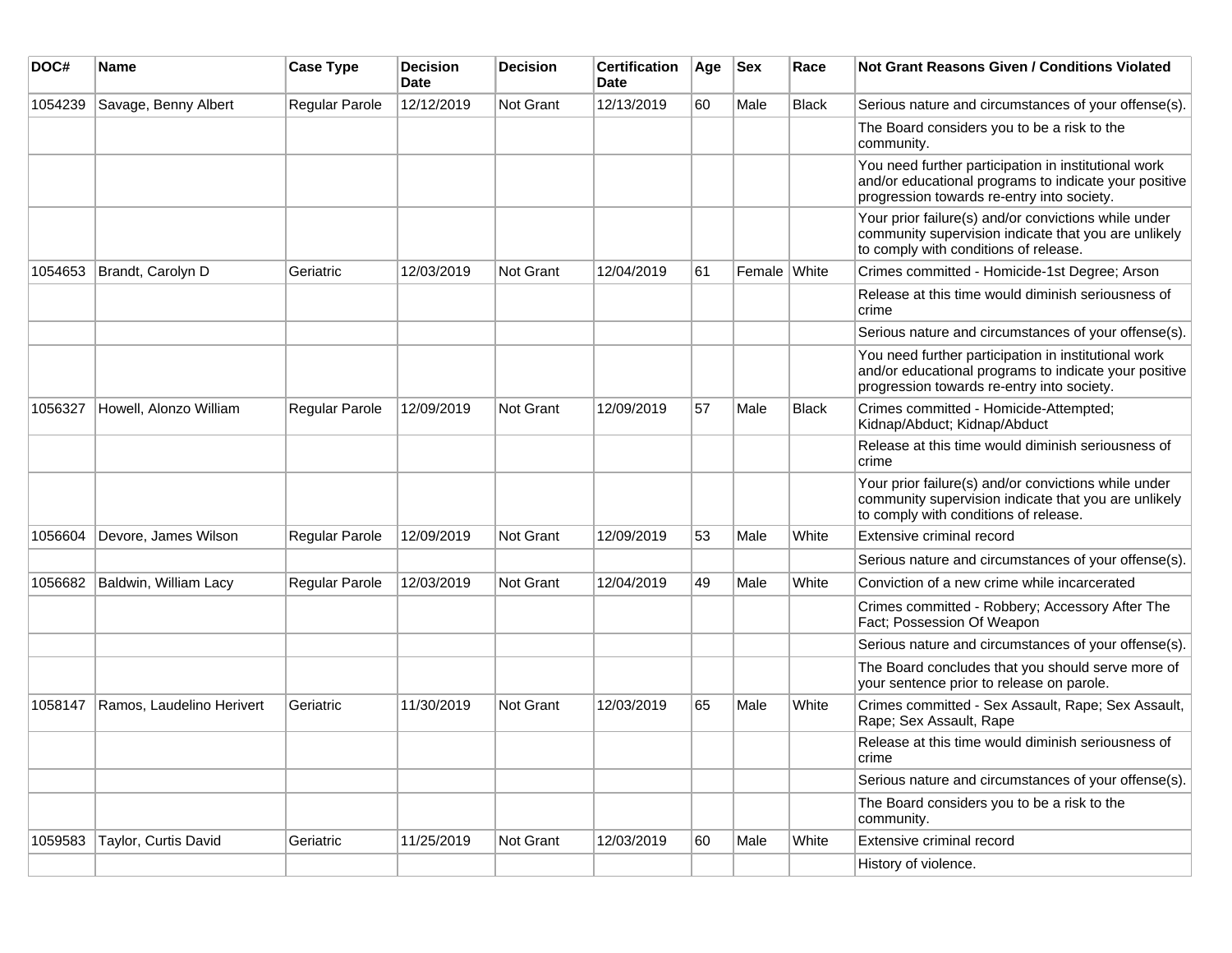| DOC# | Name | Case Type | Decision Date | Decision | Certification Date | Age | Sex | Race | Not Grant Reasons Given / Conditions Violated |
|---|---|---|---|---|---|---|---|---|---|
| 1054239 | Savage, Benny Albert | Regular Parole | 12/12/2019 | Not Grant | 12/13/2019 | 60 | Male | Black | Serious nature and circumstances of your offense(s). |
| | | | | | | | | | The Board considers you to be a risk to the community. |
| | | | | | | | | | You need further participation in institutional work and/or educational programs to indicate your positive progression towards re-entry into society. |
| | | | | | | | | | Your prior failure(s) and/or convictions while under community supervision indicate that you are unlikely to comply with conditions of release. |
| 1054653 | Brandt, Carolyn D | Geriatric | 12/03/2019 | Not Grant | 12/04/2019 | 61 | Female | White | Crimes committed - Homicide-1st Degree; Arson |
| | | | | | | | | | Release at this time would diminish seriousness of crime |
| | | | | | | | | | Serious nature and circumstances of your offense(s). |
| | | | | | | | | | You need further participation in institutional work and/or educational programs to indicate your positive progression towards re-entry into society. |
| 1056327 | Howell, Alonzo William | Regular Parole | 12/09/2019 | Not Grant | 12/09/2019 | 57 | Male | Black | Crimes committed - Homicide-Attempted; Kidnap/Abduct; Kidnap/Abduct |
| | | | | | | | | | Release at this time would diminish seriousness of crime |
| | | | | | | | | | Your prior failure(s) and/or convictions while under community supervision indicate that you are unlikely to comply with conditions of release. |
| 1056604 | Devore, James Wilson | Regular Parole | 12/09/2019 | Not Grant | 12/09/2019 | 53 | Male | White | Extensive criminal record |
| | | | | | | | | | Serious nature and circumstances of your offense(s). |
| 1056682 | Baldwin, William Lacy | Regular Parole | 12/03/2019 | Not Grant | 12/04/2019 | 49 | Male | White | Conviction of a new crime while incarcerated |
| | | | | | | | | | Crimes committed - Robbery; Accessory After The Fact; Possession Of Weapon |
| | | | | | | | | | Serious nature and circumstances of your offense(s). |
| | | | | | | | | | The Board concludes that you should serve more of your sentence prior to release on parole. |
| 1058147 | Ramos, Laudelino Herivert | Geriatric | 11/30/2019 | Not Grant | 12/03/2019 | 65 | Male | White | Crimes committed - Sex Assault, Rape; Sex Assault, Rape; Sex Assault, Rape |
| | | | | | | | | | Release at this time would diminish seriousness of crime |
| | | | | | | | | | Serious nature and circumstances of your offense(s). |
| | | | | | | | | | The Board considers you to be a risk to the community. |
| 1059583 | Taylor, Curtis David | Geriatric | 11/25/2019 | Not Grant | 12/03/2019 | 60 | Male | White | Extensive criminal record |
| | | | | | | | | | History of violence. |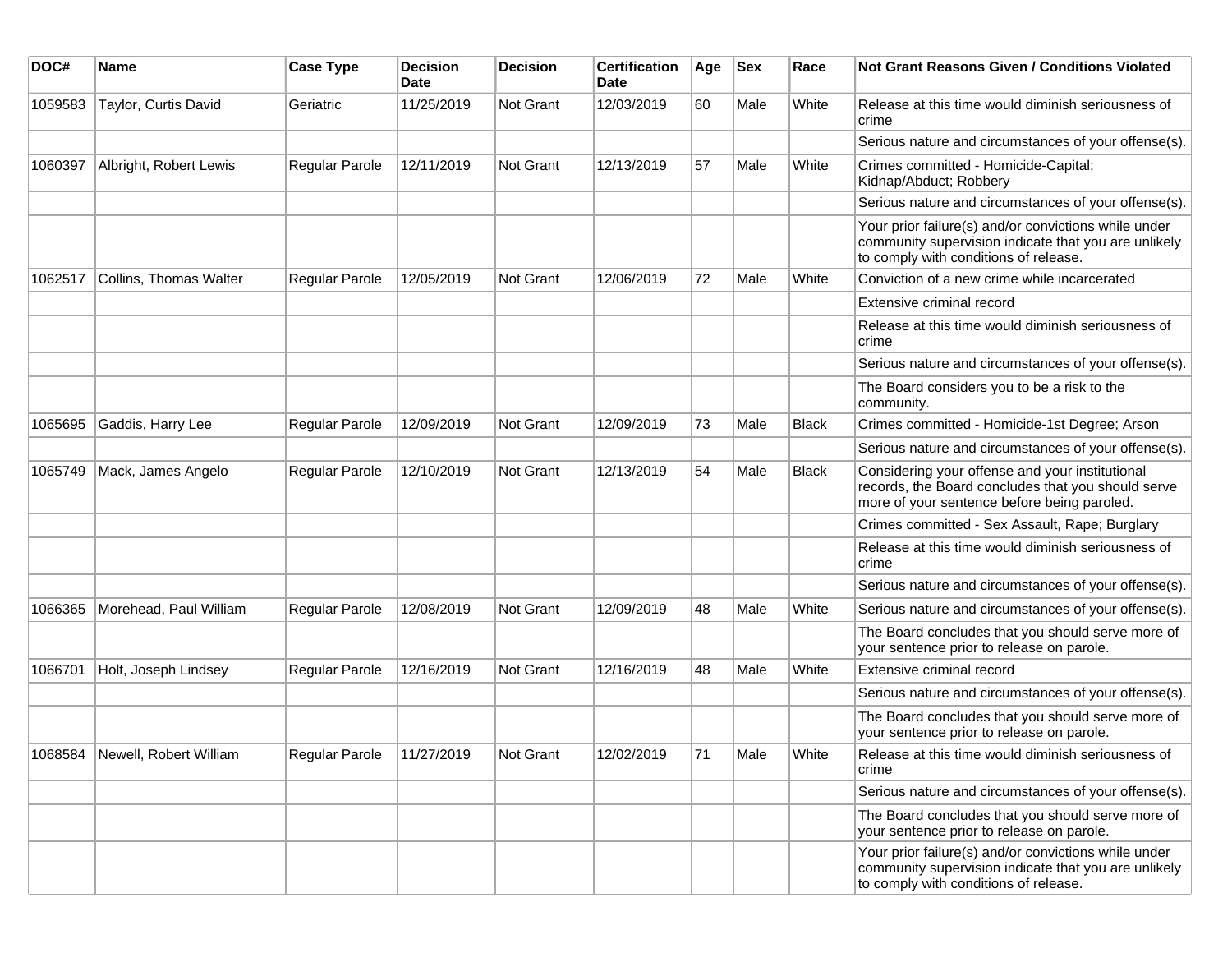| DOC# | Name | Case Type | Decision Date | Decision | Certification Date | Age | Sex | Race | Not Grant Reasons Given / Conditions Violated |
|---|---|---|---|---|---|---|---|---|---|
| 1059583 | Taylor, Curtis David | Geriatric | 11/25/2019 | Not Grant | 12/03/2019 | 60 | Male | White | Release at this time would diminish seriousness of crime |
| | | | | | | | | | Serious nature and circumstances of your offense(s). |
| 1060397 | Albright, Robert Lewis | Regular Parole | 12/11/2019 | Not Grant | 12/13/2019 | 57 | Male | White | Crimes committed - Homicide-Capital; Kidnap/Abduct; Robbery |
| | | | | | | | | | Serious nature and circumstances of your offense(s). |
| | | | | | | | | | Your prior failure(s) and/or convictions while under community supervision indicate that you are unlikely to comply with conditions of release. |
| 1062517 | Collins, Thomas Walter | Regular Parole | 12/05/2019 | Not Grant | 12/06/2019 | 72 | Male | White | Conviction of a new crime while incarcerated |
| | | | | | | | | | Extensive criminal record |
| | | | | | | | | | Release at this time would diminish seriousness of crime |
| | | | | | | | | | Serious nature and circumstances of your offense(s). |
| | | | | | | | | | The Board considers you to be a risk to the community. |
| 1065695 | Gaddis, Harry Lee | Regular Parole | 12/09/2019 | Not Grant | 12/09/2019 | 73 | Male | Black | Crimes committed - Homicide-1st Degree; Arson |
| | | | | | | | | | Serious nature and circumstances of your offense(s). |
| 1065749 | Mack, James Angelo | Regular Parole | 12/10/2019 | Not Grant | 12/13/2019 | 54 | Male | Black | Considering your offense and your institutional records, the Board concludes that you should serve more of your sentence before being paroled. |
| | | | | | | | | | Crimes committed - Sex Assault, Rape; Burglary |
| | | | | | | | | | Release at this time would diminish seriousness of crime |
| | | | | | | | | | Serious nature and circumstances of your offense(s). |
| 1066365 | Morehead, Paul William | Regular Parole | 12/08/2019 | Not Grant | 12/09/2019 | 48 | Male | White | Serious nature and circumstances of your offense(s). |
| | | | | | | | | | The Board concludes that you should serve more of your sentence prior to release on parole. |
| 1066701 | Holt, Joseph Lindsey | Regular Parole | 12/16/2019 | Not Grant | 12/16/2019 | 48 | Male | White | Extensive criminal record |
| | | | | | | | | | Serious nature and circumstances of your offense(s). |
| | | | | | | | | | The Board concludes that you should serve more of your sentence prior to release on parole. |
| 1068584 | Newell, Robert William | Regular Parole | 11/27/2019 | Not Grant | 12/02/2019 | 71 | Male | White | Release at this time would diminish seriousness of crime |
| | | | | | | | | | Serious nature and circumstances of your offense(s). |
| | | | | | | | | | The Board concludes that you should serve more of your sentence prior to release on parole. |
| | | | | | | | | | Your prior failure(s) and/or convictions while under community supervision indicate that you are unlikely to comply with conditions of release. |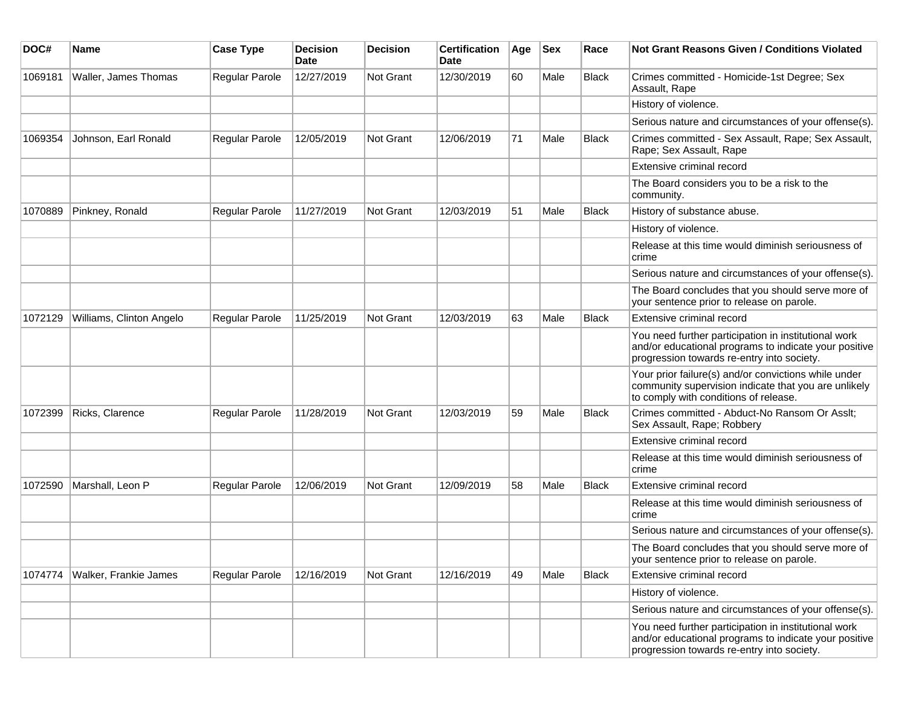| DOC# | Name | Case Type | Decision Date | Decision | Certification Date | Age | Sex | Race | Not Grant Reasons Given / Conditions Violated |
|---|---|---|---|---|---|---|---|---|---|
| 1069181 | Waller, James Thomas | Regular Parole | 12/27/2019 | Not Grant | 12/30/2019 | 60 | Male | Black | Crimes committed - Homicide-1st Degree; Sex Assault, Rape |
| | | | | | | | | | History of violence. |
| | | | | | | | | | Serious nature and circumstances of your offense(s). |
| 1069354 | Johnson, Earl Ronald | Regular Parole | 12/05/2019 | Not Grant | 12/06/2019 | 71 | Male | Black | Crimes committed - Sex Assault, Rape; Sex Assault, Rape; Sex Assault, Rape |
| | | | | | | | | | Extensive criminal record |
| | | | | | | | | | The Board considers you to be a risk to the community. |
| 1070889 | Pinkney, Ronald | Regular Parole | 11/27/2019 | Not Grant | 12/03/2019 | 51 | Male | Black | History of substance abuse. |
| | | | | | | | | | History of violence. |
| | | | | | | | | | Release at this time would diminish seriousness of crime |
| | | | | | | | | | Serious nature and circumstances of your offense(s). |
| | | | | | | | | | The Board concludes that you should serve more of your sentence prior to release on parole. |
| 1072129 | Williams, Clinton Angelo | Regular Parole | 11/25/2019 | Not Grant | 12/03/2019 | 63 | Male | Black | Extensive criminal record |
| | | | | | | | | | You need further participation in institutional work and/or educational programs to indicate your positive progression towards re-entry into society. |
| | | | | | | | | | Your prior failure(s) and/or convictions while under community supervision indicate that you are unlikely to comply with conditions of release. |
| 1072399 | Ricks, Clarence | Regular Parole | 11/28/2019 | Not Grant | 12/03/2019 | 59 | Male | Black | Crimes committed - Abduct-No Ransom Or Asslt; Sex Assault, Rape; Robbery |
| | | | | | | | | | Extensive criminal record |
| | | | | | | | | | Release at this time would diminish seriousness of crime |
| 1072590 | Marshall, Leon P | Regular Parole | 12/06/2019 | Not Grant | 12/09/2019 | 58 | Male | Black | Extensive criminal record |
| | | | | | | | | | Release at this time would diminish seriousness of crime |
| | | | | | | | | | Serious nature and circumstances of your offense(s). |
| | | | | | | | | | The Board concludes that you should serve more of your sentence prior to release on parole. |
| 1074774 | Walker, Frankie James | Regular Parole | 12/16/2019 | Not Grant | 12/16/2019 | 49 | Male | Black | Extensive criminal record |
| | | | | | | | | | History of violence. |
| | | | | | | | | | Serious nature and circumstances of your offense(s). |
| | | | | | | | | | You need further participation in institutional work and/or educational programs to indicate your positive progression towards re-entry into society. |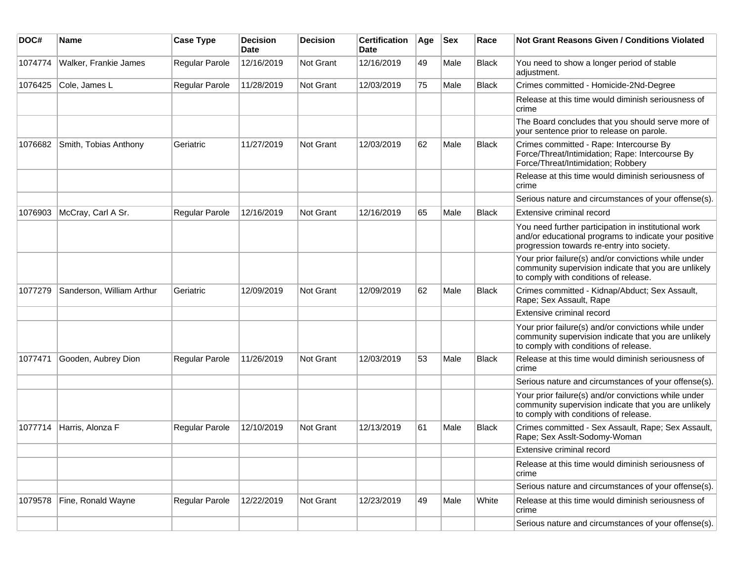| DOC# | Name | Case Type | Decision Date | Decision | Certification Date | Age | Sex | Race | Not Grant Reasons Given / Conditions Violated |
|---|---|---|---|---|---|---|---|---|---|
| 1074774 | Walker, Frankie James | Regular Parole | 12/16/2019 | Not Grant | 12/16/2019 | 49 | Male | Black | You need to show a longer period of stable adjustment. |
| 1076425 | Cole, James L | Regular Parole | 11/28/2019 | Not Grant | 12/03/2019 | 75 | Male | Black | Crimes committed - Homicide-2Nd-Degree |
| | | | | | | | | | Release at this time would diminish seriousness of crime |
| | | | | | | | | | The Board concludes that you should serve more of your sentence prior to release on parole. |
| 1076682 | Smith, Tobias Anthony | Geriatric | 11/27/2019 | Not Grant | 12/03/2019 | 62 | Male | Black | Crimes committed - Rape: Intercourse By Force/Threat/Intimidation; Rape: Intercourse By Force/Threat/Intimidation; Robbery |
| | | | | | | | | | Release at this time would diminish seriousness of crime |
| | | | | | | | | | Serious nature and circumstances of your offense(s). |
| 1076903 | McCray, Carl A Sr. | Regular Parole | 12/16/2019 | Not Grant | 12/16/2019 | 65 | Male | Black | Extensive criminal record |
| | | | | | | | | | You need further participation in institutional work and/or educational programs to indicate your positive progression towards re-entry into society. |
| | | | | | | | | | Your prior failure(s) and/or convictions while under community supervision indicate that you are unlikely to comply with conditions of release. |
| 1077279 | Sanderson, William Arthur | Geriatric | 12/09/2019 | Not Grant | 12/09/2019 | 62 | Male | Black | Crimes committed - Kidnap/Abduct; Sex Assault, Rape; Sex Assault, Rape |
| | | | | | | | | | Extensive criminal record |
| | | | | | | | | | Your prior failure(s) and/or convictions while under community supervision indicate that you are unlikely to comply with conditions of release. |
| 1077471 | Gooden, Aubrey Dion | Regular Parole | 11/26/2019 | Not Grant | 12/03/2019 | 53 | Male | Black | Release at this time would diminish seriousness of crime |
| | | | | | | | | | Serious nature and circumstances of your offense(s). |
| | | | | | | | | | Your prior failure(s) and/or convictions while under community supervision indicate that you are unlikely to comply with conditions of release. |
| 1077714 | Harris, Alonza F | Regular Parole | 12/10/2019 | Not Grant | 12/13/2019 | 61 | Male | Black | Crimes committed - Sex Assault, Rape; Sex Assault, Rape; Sex Asslt-Sodomy-Woman |
| | | | | | | | | | Extensive criminal record |
| | | | | | | | | | Release at this time would diminish seriousness of crime |
| | | | | | | | | | Serious nature and circumstances of your offense(s). |
| 1079578 | Fine, Ronald Wayne | Regular Parole | 12/22/2019 | Not Grant | 12/23/2019 | 49 | Male | White | Release at this time would diminish seriousness of crime |
| | | | | | | | | | Serious nature and circumstances of your offense(s). |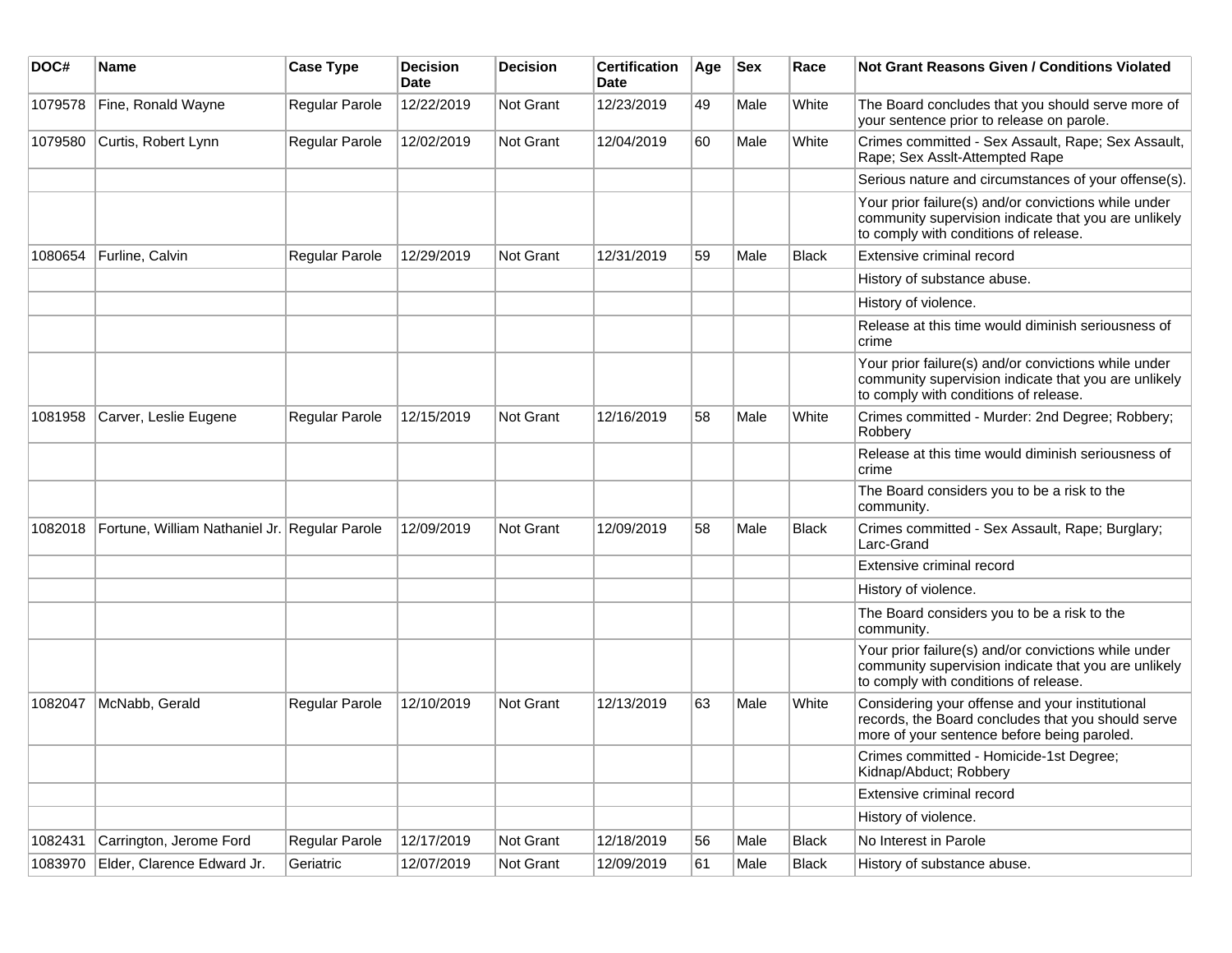| DOC# | Name | Case Type | Decision Date | Decision | Certification Date | Age | Sex | Race | Not Grant Reasons Given / Conditions Violated |
|---|---|---|---|---|---|---|---|---|---|
| 1079578 | Fine, Ronald Wayne | Regular Parole | 12/22/2019 | Not Grant | 12/23/2019 | 49 | Male | White | The Board concludes that you should serve more of your sentence prior to release on parole. |
| 1079580 | Curtis, Robert Lynn | Regular Parole | 12/02/2019 | Not Grant | 12/04/2019 | 60 | Male | White | Crimes committed - Sex Assault, Rape; Sex Assault, Rape; Sex Asslt-Attempted Rape |
| | | | | | | | | | Serious nature and circumstances of your offense(s). |
| | | | | | | | | | Your prior failure(s) and/or convictions while under community supervision indicate that you are unlikely to comply with conditions of release. |
| 1080654 | Furline, Calvin | Regular Parole | 12/29/2019 | Not Grant | 12/31/2019 | 59 | Male | Black | Extensive criminal record |
| | | | | | | | | | History of substance abuse. |
| | | | | | | | | | History of violence. |
| | | | | | | | | | Release at this time would diminish seriousness of crime |
| | | | | | | | | | Your prior failure(s) and/or convictions while under community supervision indicate that you are unlikely to comply with conditions of release. |
| 1081958 | Carver, Leslie Eugene | Regular Parole | 12/15/2019 | Not Grant | 12/16/2019 | 58 | Male | White | Crimes committed - Murder: 2nd Degree; Robbery; Robbery |
| | | | | | | | | | Release at this time would diminish seriousness of crime |
| | | | | | | | | | The Board considers you to be a risk to the community. |
| 1082018 | Fortune, William Nathaniel Jr. | Regular Parole | 12/09/2019 | Not Grant | 12/09/2019 | 58 | Male | Black | Crimes committed - Sex Assault, Rape; Burglary; Larc-Grand |
| | | | | | | | | | Extensive criminal record |
| | | | | | | | | | History of violence. |
| | | | | | | | | | The Board considers you to be a risk to the community. |
| | | | | | | | | | Your prior failure(s) and/or convictions while under community supervision indicate that you are unlikely to comply with conditions of release. |
| 1082047 | McNabb, Gerald | Regular Parole | 12/10/2019 | Not Grant | 12/13/2019 | 63 | Male | White | Considering your offense and your institutional records, the Board concludes that you should serve more of your sentence before being paroled. |
| | | | | | | | | | Crimes committed - Homicide-1st Degree; Kidnap/Abduct; Robbery |
| | | | | | | | | | Extensive criminal record |
| | | | | | | | | | History of violence. |
| 1082431 | Carrington, Jerome Ford | Regular Parole | 12/17/2019 | Not Grant | 12/18/2019 | 56 | Male | Black | No Interest in Parole |
| 1083970 | Elder, Clarence Edward Jr. | Geriatric | 12/07/2019 | Not Grant | 12/09/2019 | 61 | Male | Black | History of substance abuse. |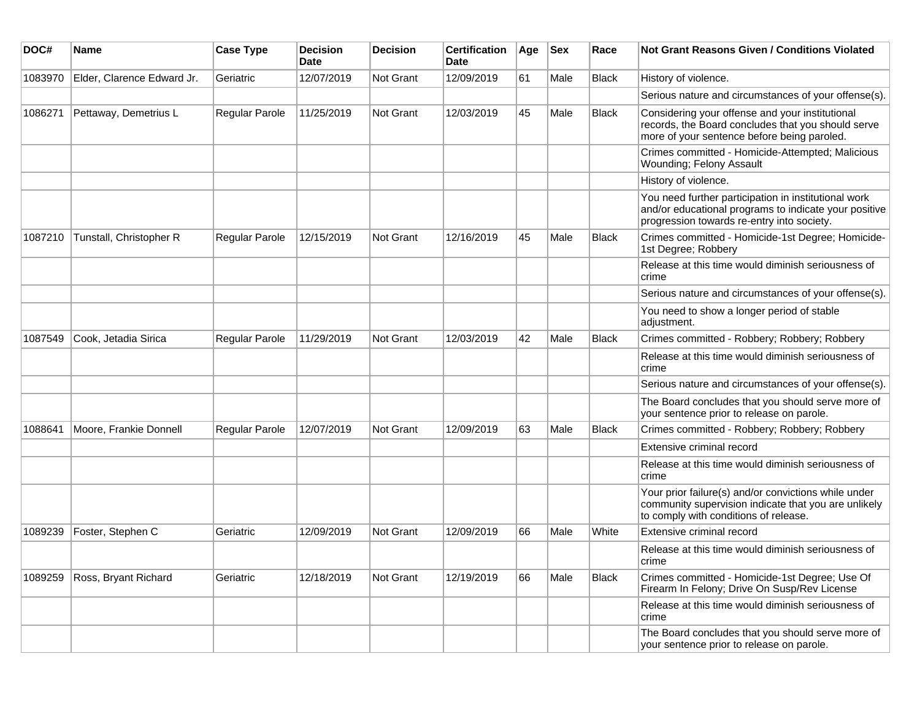| DOC# | Name | Case Type | Decision Date | Decision | Certification Date | Age | Sex | Race | Not Grant Reasons Given / Conditions Violated |
|---|---|---|---|---|---|---|---|---|---|
| 1083970 | Elder, Clarence Edward Jr. | Geriatric | 12/07/2019 | Not Grant | 12/09/2019 | 61 | Male | Black | History of violence. |
| | | | | | | | | | Serious nature and circumstances of your offense(s). |
| 1086271 | Pettaway, Demetrius L | Regular Parole | 11/25/2019 | Not Grant | 12/03/2019 | 45 | Male | Black | Considering your offense and your institutional records, the Board concludes that you should serve more of your sentence before being paroled. |
| | | | | | | | | | Crimes committed - Homicide-Attempted; Malicious Wounding; Felony Assault |
| | | | | | | | | | History of violence. |
| | | | | | | | | | You need further participation in institutional work and/or educational programs to indicate your positive progression towards re-entry into society. |
| 1087210 | Tunstall, Christopher R | Regular Parole | 12/15/2019 | Not Grant | 12/16/2019 | 45 | Male | Black | Crimes committed - Homicide-1st Degree; Homicide-1st Degree; Robbery |
| | | | | | | | | | Release at this time would diminish seriousness of crime |
| | | | | | | | | | Serious nature and circumstances of your offense(s). |
| | | | | | | | | | You need to show a longer period of stable adjustment. |
| 1087549 | Cook, Jetadia Sirica | Regular Parole | 11/29/2019 | Not Grant | 12/03/2019 | 42 | Male | Black | Crimes committed - Robbery; Robbery; Robbery |
| | | | | | | | | | Release at this time would diminish seriousness of crime |
| | | | | | | | | | Serious nature and circumstances of your offense(s). |
| | | | | | | | | | The Board concludes that you should serve more of your sentence prior to release on parole. |
| 1088641 | Moore, Frankie Donnell | Regular Parole | 12/07/2019 | Not Grant | 12/09/2019 | 63 | Male | Black | Crimes committed - Robbery; Robbery; Robbery |
| | | | | | | | | | Extensive criminal record |
| | | | | | | | | | Release at this time would diminish seriousness of crime |
| | | | | | | | | | Your prior failure(s) and/or convictions while under community supervision indicate that you are unlikely to comply with conditions of release. |
| 1089239 | Foster, Stephen C | Geriatric | 12/09/2019 | Not Grant | 12/09/2019 | 66 | Male | White | Extensive criminal record |
| | | | | | | | | | Release at this time would diminish seriousness of crime |
| 1089259 | Ross, Bryant Richard | Geriatric | 12/18/2019 | Not Grant | 12/19/2019 | 66 | Male | Black | Crimes committed - Homicide-1st Degree; Use Of Firearm In Felony; Drive On Susp/Rev License |
| | | | | | | | | | Release at this time would diminish seriousness of crime |
| | | | | | | | | | The Board concludes that you should serve more of your sentence prior to release on parole. |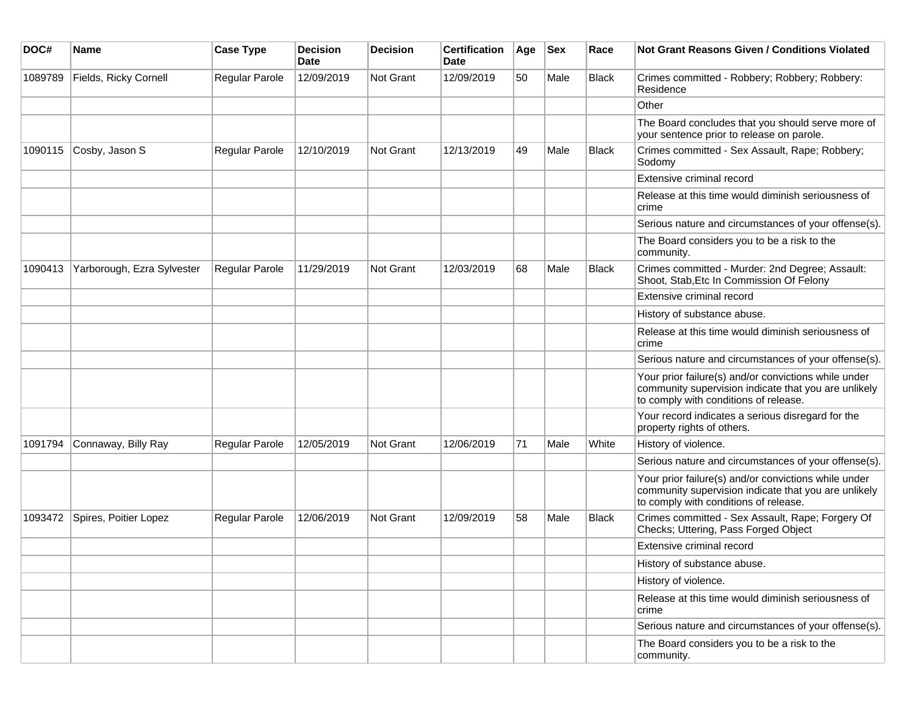| DOC# | Name | Case Type | Decision Date | Decision | Certification Date | Age | Sex | Race | Not Grant Reasons Given / Conditions Violated |
|---|---|---|---|---|---|---|---|---|---|
| 1089789 | Fields, Ricky Cornell | Regular Parole | 12/09/2019 | Not Grant | 12/09/2019 | 50 | Male | Black | Crimes committed - Robbery; Robbery; Robbery: Residence |
| | | | | | | | | | Other |
| | | | | | | | | | The Board concludes that you should serve more of your sentence prior to release on parole. |
| 1090115 | Cosby, Jason S | Regular Parole | 12/10/2019 | Not Grant | 12/13/2019 | 49 | Male | Black | Crimes committed - Sex Assault, Rape; Robbery; Sodomy |
| | | | | | | | | | Extensive criminal record |
| | | | | | | | | | Release at this time would diminish seriousness of crime |
| | | | | | | | | | Serious nature and circumstances of your offense(s). |
| | | | | | | | | | The Board considers you to be a risk to the community. |
| 1090413 | Yarborough, Ezra Sylvester | Regular Parole | 11/29/2019 | Not Grant | 12/03/2019 | 68 | Male | Black | Crimes committed - Murder: 2nd Degree; Assault: Shoot, Stab,Etc In Commission Of Felony |
| | | | | | | | | | Extensive criminal record |
| | | | | | | | | | History of substance abuse. |
| | | | | | | | | | Release at this time would diminish seriousness of crime |
| | | | | | | | | | Serious nature and circumstances of your offense(s). |
| | | | | | | | | | Your prior failure(s) and/or convictions while under community supervision indicate that you are unlikely to comply with conditions of release. |
| | | | | | | | | | Your record indicates a serious disregard for the property rights of others. |
| 1091794 | Connaway, Billy Ray | Regular Parole | 12/05/2019 | Not Grant | 12/06/2019 | 71 | Male | White | History of violence. |
| | | | | | | | | | Serious nature and circumstances of your offense(s). |
| | | | | | | | | | Your prior failure(s) and/or convictions while under community supervision indicate that you are unlikely to comply with conditions of release. |
| 1093472 | Spires, Poitier Lopez | Regular Parole | 12/06/2019 | Not Grant | 12/09/2019 | 58 | Male | Black | Crimes committed - Sex Assault, Rape; Forgery Of Checks; Uttering, Pass Forged Object |
| | | | | | | | | | Extensive criminal record |
| | | | | | | | | | History of substance abuse. |
| | | | | | | | | | History of violence. |
| | | | | | | | | | Release at this time would diminish seriousness of crime |
| | | | | | | | | | Serious nature and circumstances of your offense(s). |
| | | | | | | | | | The Board considers you to be a risk to the community. |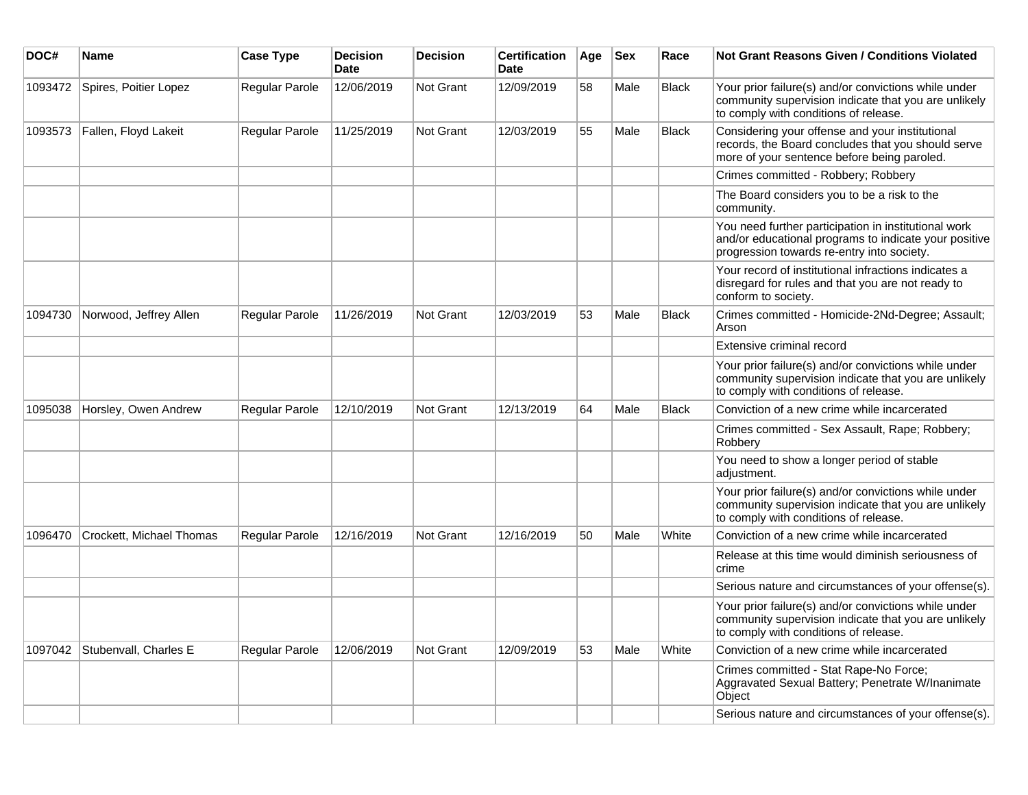| DOC# | Name | Case Type | Decision Date | Decision | Certification Date | Age | Sex | Race | Not Grant Reasons Given / Conditions Violated |
|---|---|---|---|---|---|---|---|---|---|
| 1093472 | Spires, Poitier Lopez | Regular Parole | 12/06/2019 | Not Grant | 12/09/2019 | 58 | Male | Black | Your prior failure(s) and/or convictions while under community supervision indicate that you are unlikely to comply with conditions of release. |
| 1093573 | Fallen, Floyd Lakeit | Regular Parole | 11/25/2019 | Not Grant | 12/03/2019 | 55 | Male | Black | Considering your offense and your institutional records, the Board concludes that you should serve more of your sentence before being paroled. |
| | | | | | | | | | Crimes committed - Robbery; Robbery |
| | | | | | | | | | The Board considers you to be a risk to the community. |
| | | | | | | | | | You need further participation in institutional work and/or educational programs to indicate your positive progression towards re-entry into society. |
| | | | | | | | | | Your record of institutional infractions indicates a disregard for rules and that you are not ready to conform to society. |
| 1094730 | Norwood, Jeffrey Allen | Regular Parole | 11/26/2019 | Not Grant | 12/03/2019 | 53 | Male | Black | Crimes committed - Homicide-2Nd-Degree; Assault; Arson |
| | | | | | | | | | Extensive criminal record |
| | | | | | | | | | Your prior failure(s) and/or convictions while under community supervision indicate that you are unlikely to comply with conditions of release. |
| 1095038 | Horsley, Owen Andrew | Regular Parole | 12/10/2019 | Not Grant | 12/13/2019 | 64 | Male | Black | Conviction of a new crime while incarcerated |
| | | | | | | | | | Crimes committed - Sex Assault, Rape; Robbery; Robbery |
| | | | | | | | | | You need to show a longer period of stable adjustment. |
| | | | | | | | | | Your prior failure(s) and/or convictions while under community supervision indicate that you are unlikely to comply with conditions of release. |
| 1096470 | Crockett, Michael Thomas | Regular Parole | 12/16/2019 | Not Grant | 12/16/2019 | 50 | Male | White | Conviction of a new crime while incarcerated |
| | | | | | | | | | Release at this time would diminish seriousness of crime |
| | | | | | | | | | Serious nature and circumstances of your offense(s). |
| | | | | | | | | | Your prior failure(s) and/or convictions while under community supervision indicate that you are unlikely to comply with conditions of release. |
| 1097042 | Stubenvall, Charles E | Regular Parole | 12/06/2019 | Not Grant | 12/09/2019 | 53 | Male | White | Conviction of a new crime while incarcerated |
| | | | | | | | | | Crimes committed - Stat Rape-No Force; Aggravated Sexual Battery; Penetrate W/Inanimate Object |
| | | | | | | | | | Serious nature and circumstances of your offense(s). |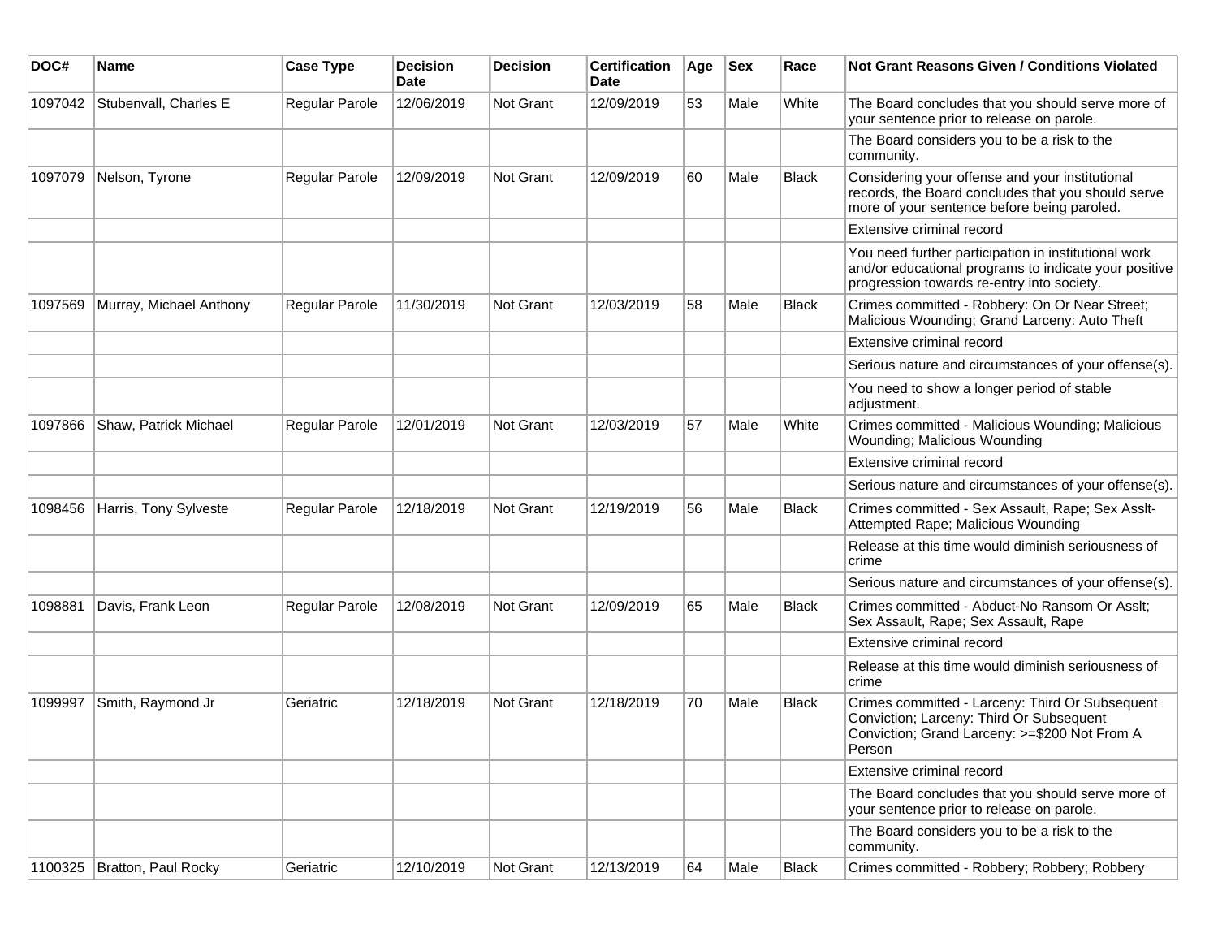| DOC# | Name | Case Type | Decision Date | Decision | Certification Date | Age | Sex | Race | Not Grant Reasons Given / Conditions Violated |
|---|---|---|---|---|---|---|---|---|---|
| 1097042 | Stubenvall, Charles E | Regular Parole | 12/06/2019 | Not Grant | 12/09/2019 | 53 | Male | White | The Board concludes that you should serve more of your sentence prior to release on parole. |
| | | | | | | | | | The Board considers you to be a risk to the community. |
| 1097079 | Nelson, Tyrone | Regular Parole | 12/09/2019 | Not Grant | 12/09/2019 | 60 | Male | Black | Considering your offense and your institutional records, the Board concludes that you should serve more of your sentence before being paroled. |
| | | | | | | | | | Extensive criminal record |
| | | | | | | | | | You need further participation in institutional work and/or educational programs to indicate your positive progression towards re-entry into society. |
| 1097569 | Murray, Michael Anthony | Regular Parole | 11/30/2019 | Not Grant | 12/03/2019 | 58 | Male | Black | Crimes committed - Robbery: On Or Near Street; Malicious Wounding; Grand Larceny: Auto Theft |
| | | | | | | | | | Extensive criminal record |
| | | | | | | | | | Serious nature and circumstances of your offense(s). |
| | | | | | | | | | You need to show a longer period of stable adjustment. |
| 1097866 | Shaw, Patrick Michael | Regular Parole | 12/01/2019 | Not Grant | 12/03/2019 | 57 | Male | White | Crimes committed - Malicious Wounding; Malicious Wounding; Malicious Wounding |
| | | | | | | | | | Extensive criminal record |
| | | | | | | | | | Serious nature and circumstances of your offense(s). |
| 1098456 | Harris, Tony Sylveste | Regular Parole | 12/18/2019 | Not Grant | 12/19/2019 | 56 | Male | Black | Crimes committed - Sex Assault, Rape; Sex Asslt-Attempted Rape; Malicious Wounding |
| | | | | | | | | | Release at this time would diminish seriousness of crime |
| | | | | | | | | | Serious nature and circumstances of your offense(s). |
| 1098881 | Davis, Frank Leon | Regular Parole | 12/08/2019 | Not Grant | 12/09/2019 | 65 | Male | Black | Crimes committed - Abduct-No Ransom Or Asslt; Sex Assault, Rape; Sex Assault, Rape |
| | | | | | | | | | Extensive criminal record |
| | | | | | | | | | Release at this time would diminish seriousness of crime |
| 1099997 | Smith, Raymond Jr | Geriatric | 12/18/2019 | Not Grant | 12/18/2019 | 70 | Male | Black | Crimes committed - Larceny: Third Or Subsequent Conviction; Larceny: Third Or Subsequent Conviction; Grand Larceny: >=$200 Not From A Person |
| | | | | | | | | | Extensive criminal record |
| | | | | | | | | | The Board concludes that you should serve more of your sentence prior to release on parole. |
| | | | | | | | | | The Board considers you to be a risk to the community. |
| 1100325 | Bratton, Paul Rocky | Geriatric | 12/10/2019 | Not Grant | 12/13/2019 | 64 | Male | Black | Crimes committed - Robbery; Robbery; Robbery |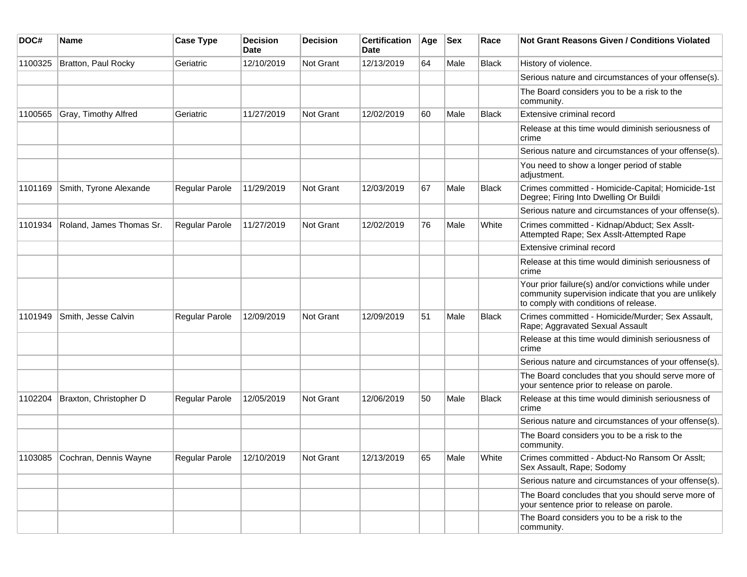| DOC# | Name | Case Type | Decision Date | Decision | Certification Date | Age | Sex | Race | Not Grant Reasons Given / Conditions Violated |
|---|---|---|---|---|---|---|---|---|---|
| 1100325 | Bratton, Paul Rocky | Geriatric | 12/10/2019 | Not Grant | 12/13/2019 | 64 | Male | Black | History of violence. |
| | | | | | | | | | Serious nature and circumstances of your offense(s). |
| | | | | | | | | | The Board considers you to be a risk to the community. |
| 1100565 | Gray, Timothy Alfred | Geriatric | 11/27/2019 | Not Grant | 12/02/2019 | 60 | Male | Black | Extensive criminal record |
| | | | | | | | | | Release at this time would diminish seriousness of crime |
| | | | | | | | | | Serious nature and circumstances of your offense(s). |
| | | | | | | | | | You need to show a longer period of stable adjustment. |
| 1101169 | Smith, Tyrone Alexande | Regular Parole | 11/29/2019 | Not Grant | 12/03/2019 | 67 | Male | Black | Crimes committed - Homicide-Capital; Homicide-1st Degree; Firing Into Dwelling Or Buildi |
| | | | | | | | | | Serious nature and circumstances of your offense(s). |
| 1101934 | Roland, James Thomas Sr. | Regular Parole | 11/27/2019 | Not Grant | 12/02/2019 | 76 | Male | White | Crimes committed - Kidnap/Abduct; Sex Asslt-Attempted Rape; Sex Asslt-Attempted Rape |
| | | | | | | | | | Extensive criminal record |
| | | | | | | | | | Release at this time would diminish seriousness of crime |
| | | | | | | | | | Your prior failure(s) and/or convictions while under community supervision indicate that you are unlikely to comply with conditions of release. |
| 1101949 | Smith, Jesse Calvin | Regular Parole | 12/09/2019 | Not Grant | 12/09/2019 | 51 | Male | Black | Crimes committed - Homicide/Murder; Sex Assault, Rape; Aggravated Sexual Assault |
| | | | | | | | | | Release at this time would diminish seriousness of crime |
| | | | | | | | | | Serious nature and circumstances of your offense(s). |
| | | | | | | | | | The Board concludes that you should serve more of your sentence prior to release on parole. |
| 1102204 | Braxton, Christopher D | Regular Parole | 12/05/2019 | Not Grant | 12/06/2019 | 50 | Male | Black | Release at this time would diminish seriousness of crime |
| | | | | | | | | | Serious nature and circumstances of your offense(s). |
| | | | | | | | | | The Board considers you to be a risk to the community. |
| 1103085 | Cochran, Dennis Wayne | Regular Parole | 12/10/2019 | Not Grant | 12/13/2019 | 65 | Male | White | Crimes committed - Abduct-No Ransom Or Asslt; Sex Assault, Rape; Sodomy |
| | | | | | | | | | Serious nature and circumstances of your offense(s). |
| | | | | | | | | | The Board concludes that you should serve more of your sentence prior to release on parole. |
| | | | | | | | | | The Board considers you to be a risk to the community. |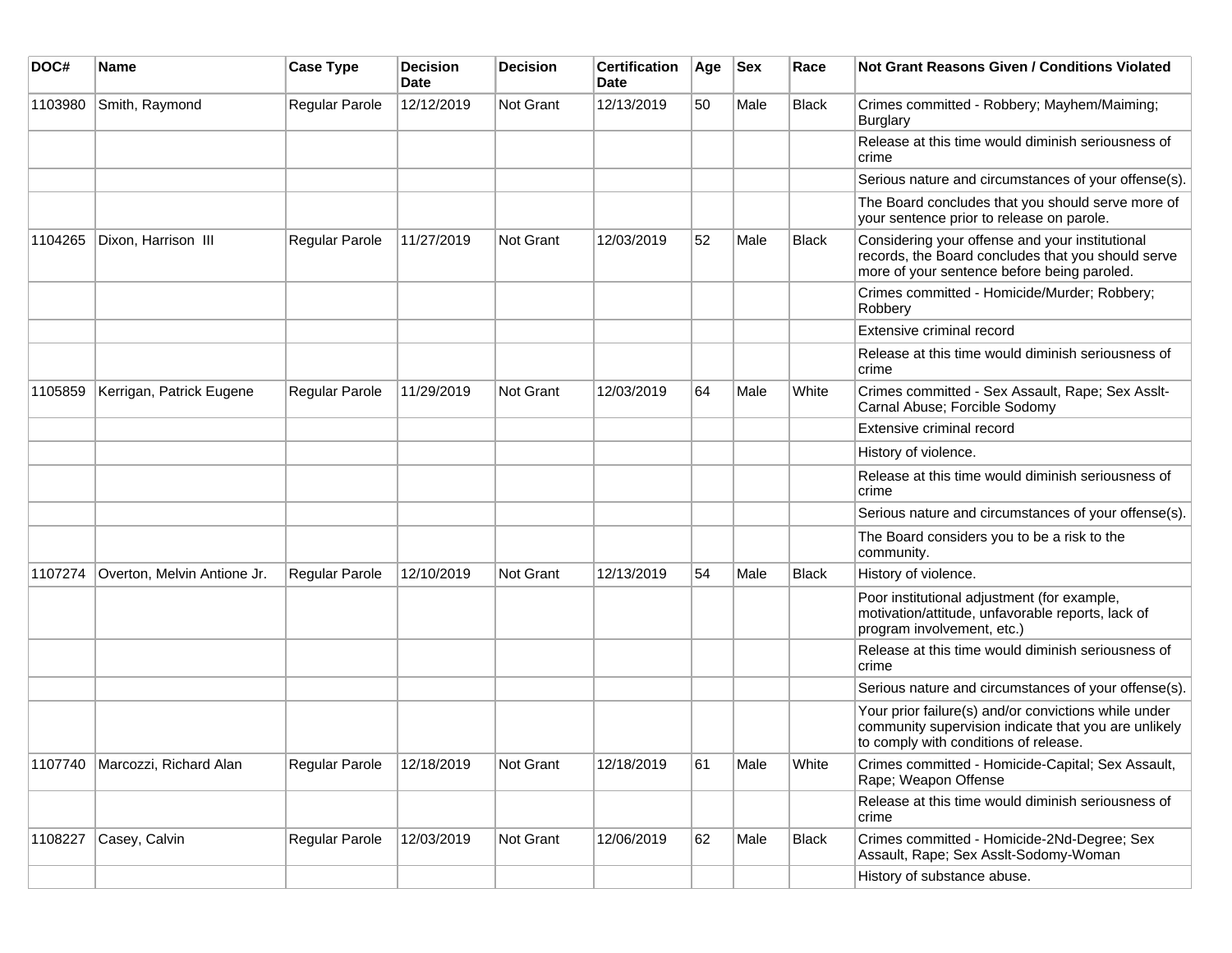| DOC# | Name | Case Type | Decision Date | Decision | Certification Date | Age | Sex | Race | Not Grant Reasons Given / Conditions Violated |
|---|---|---|---|---|---|---|---|---|---|
| 1103980 | Smith, Raymond | Regular Parole | 12/12/2019 | Not Grant | 12/13/2019 | 50 | Male | Black | Crimes committed - Robbery; Mayhem/Maiming; Burglary |
| | | | | | | | | | Release at this time would diminish seriousness of crime |
| | | | | | | | | | Serious nature and circumstances of your offense(s). |
| | | | | | | | | | The Board concludes that you should serve more of your sentence prior to release on parole. |
| 1104265 | Dixon, Harrison III | Regular Parole | 11/27/2019 | Not Grant | 12/03/2019 | 52 | Male | Black | Considering your offense and your institutional records, the Board concludes that you should serve more of your sentence before being paroled. |
| | | | | | | | | | Crimes committed - Homicide/Murder; Robbery; Robbery |
| | | | | | | | | | Extensive criminal record |
| | | | | | | | | | Release at this time would diminish seriousness of crime |
| 1105859 | Kerrigan, Patrick Eugene | Regular Parole | 11/29/2019 | Not Grant | 12/03/2019 | 64 | Male | White | Crimes committed - Sex Assault, Rape; Sex Asslt-Carnal Abuse; Forcible Sodomy |
| | | | | | | | | | Extensive criminal record |
| | | | | | | | | | History of violence. |
| | | | | | | | | | Release at this time would diminish seriousness of crime |
| | | | | | | | | | Serious nature and circumstances of your offense(s). |
| | | | | | | | | | The Board considers you to be a risk to the community. |
| 1107274 | Overton, Melvin Antione Jr. | Regular Parole | 12/10/2019 | Not Grant | 12/13/2019 | 54 | Male | Black | History of violence. |
| | | | | | | | | | Poor institutional adjustment (for example, motivation/attitude, unfavorable reports, lack of program involvement, etc.) |
| | | | | | | | | | Release at this time would diminish seriousness of crime |
| | | | | | | | | | Serious nature and circumstances of your offense(s). |
| | | | | | | | | | Your prior failure(s) and/or convictions while under community supervision indicate that you are unlikely to comply with conditions of release. |
| 1107740 | Marcozzi, Richard Alan | Regular Parole | 12/18/2019 | Not Grant | 12/18/2019 | 61 | Male | White | Crimes committed - Homicide-Capital; Sex Assault, Rape; Weapon Offense |
| | | | | | | | | | Release at this time would diminish seriousness of crime |
| 1108227 | Casey, Calvin | Regular Parole | 12/03/2019 | Not Grant | 12/06/2019 | 62 | Male | Black | Crimes committed - Homicide-2Nd-Degree; Sex Assault, Rape; Sex Asslt-Sodomy-Woman |
| | | | | | | | | | History of substance abuse. |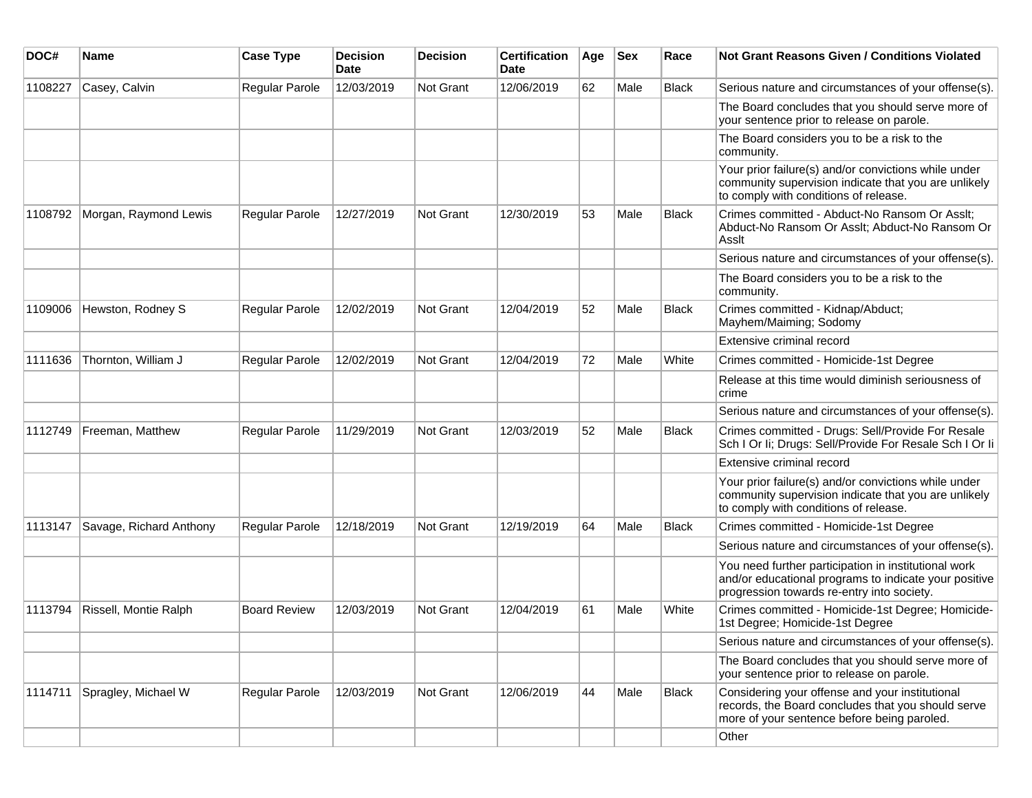| DOC# | Name | Case Type | Decision Date | Decision | Certification Date | Age | Sex | Race | Not Grant Reasons Given / Conditions Violated |
|---|---|---|---|---|---|---|---|---|---|
| 1108227 | Casey, Calvin | Regular Parole | 12/03/2019 | Not Grant | 12/06/2019 | 62 | Male | Black | Serious nature and circumstances of your offense(s). |
| | | | | | | | | | The Board concludes that you should serve more of your sentence prior to release on parole. |
| | | | | | | | | | The Board considers you to be a risk to the community. |
| | | | | | | | | | Your prior failure(s) and/or convictions while under community supervision indicate that you are unlikely to comply with conditions of release. |
| 1108792 | Morgan, Raymond Lewis | Regular Parole | 12/27/2019 | Not Grant | 12/30/2019 | 53 | Male | Black | Crimes committed - Abduct-No Ransom Or Asslt; Abduct-No Ransom Or Asslt; Abduct-No Ransom Or Asslt |
| | | | | | | | | | Serious nature and circumstances of your offense(s). |
| | | | | | | | | | The Board considers you to be a risk to the community. |
| 1109006 | Hewston, Rodney S | Regular Parole | 12/02/2019 | Not Grant | 12/04/2019 | 52 | Male | Black | Crimes committed - Kidnap/Abduct; Mayhem/Maiming; Sodomy |
| | | | | | | | | | Extensive criminal record |
| 1111636 | Thornton, William J | Regular Parole | 12/02/2019 | Not Grant | 12/04/2019 | 72 | Male | White | Crimes committed - Homicide-1st Degree |
| | | | | | | | | | Release at this time would diminish seriousness of crime |
| | | | | | | | | | Serious nature and circumstances of your offense(s). |
| 1112749 | Freeman, Matthew | Regular Parole | 11/29/2019 | Not Grant | 12/03/2019 | 52 | Male | Black | Crimes committed - Drugs: Sell/Provide For Resale Sch I Or Ii; Drugs: Sell/Provide For Resale Sch I Or Ii |
| | | | | | | | | | Extensive criminal record |
| | | | | | | | | | Your prior failure(s) and/or convictions while under community supervision indicate that you are unlikely to comply with conditions of release. |
| 1113147 | Savage, Richard Anthony | Regular Parole | 12/18/2019 | Not Grant | 12/19/2019 | 64 | Male | Black | Crimes committed - Homicide-1st Degree |
| | | | | | | | | | Serious nature and circumstances of your offense(s). |
| | | | | | | | | | You need further participation in institutional work and/or educational programs to indicate your positive progression towards re-entry into society. |
| 1113794 | Rissell, Montie Ralph | Board Review | 12/03/2019 | Not Grant | 12/04/2019 | 61 | Male | White | Crimes committed - Homicide-1st Degree; Homicide-1st Degree; Homicide-1st Degree |
| | | | | | | | | | Serious nature and circumstances of your offense(s). |
| | | | | | | | | | The Board concludes that you should serve more of your sentence prior to release on parole. |
| 1114711 | Spragley, Michael W | Regular Parole | 12/03/2019 | Not Grant | 12/06/2019 | 44 | Male | Black | Considering your offense and your institutional records, the Board concludes that you should serve more of your sentence before being paroled. |
| | | | | | | | | | Other |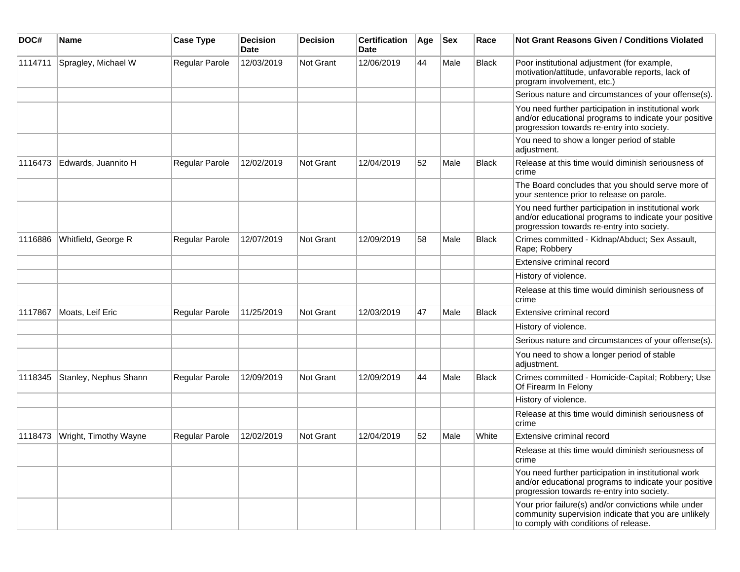| DOC# | Name | Case Type | Decision Date | Decision | Certification Date | Age | Sex | Race | Not Grant Reasons Given / Conditions Violated |
|---|---|---|---|---|---|---|---|---|---|
| 1114711 | Spragley, Michael W | Regular Parole | 12/03/2019 | Not Grant | 12/06/2019 | 44 | Male | Black | Poor institutional adjustment (for example, motivation/attitude, unfavorable reports, lack of program involvement, etc.) |
| | | | | | | | | | Serious nature and circumstances of your offense(s). |
| | | | | | | | | | You need further participation in institutional work and/or educational programs to indicate your positive progression towards re-entry into society. |
| | | | | | | | | | You need to show a longer period of stable adjustment. |
| 1116473 | Edwards, Juannito H | Regular Parole | 12/02/2019 | Not Grant | 12/04/2019 | 52 | Male | Black | Release at this time would diminish seriousness of crime |
| | | | | | | | | | The Board concludes that you should serve more of your sentence prior to release on parole. |
| | | | | | | | | | You need further participation in institutional work and/or educational programs to indicate your positive progression towards re-entry into society. |
| 1116886 | Whitfield, George R | Regular Parole | 12/07/2019 | Not Grant | 12/09/2019 | 58 | Male | Black | Crimes committed - Kidnap/Abduct; Sex Assault, Rape; Robbery |
| | | | | | | | | | Extensive criminal record |
| | | | | | | | | | History of violence. |
| | | | | | | | | | Release at this time would diminish seriousness of crime |
| 1117867 | Moats, Leif Eric | Regular Parole | 11/25/2019 | Not Grant | 12/03/2019 | 47 | Male | Black | Extensive criminal record |
| | | | | | | | | | History of violence. |
| | | | | | | | | | Serious nature and circumstances of your offense(s). |
| | | | | | | | | | You need to show a longer period of stable adjustment. |
| 1118345 | Stanley, Nephus Shann | Regular Parole | 12/09/2019 | Not Grant | 12/09/2019 | 44 | Male | Black | Crimes committed - Homicide-Capital; Robbery; Use Of Firearm In Felony |
| | | | | | | | | | History of violence. |
| | | | | | | | | | Release at this time would diminish seriousness of crime |
| 1118473 | Wright, Timothy Wayne | Regular Parole | 12/02/2019 | Not Grant | 12/04/2019 | 52 | Male | White | Extensive criminal record |
| | | | | | | | | | Release at this time would diminish seriousness of crime |
| | | | | | | | | | You need further participation in institutional work and/or educational programs to indicate your positive progression towards re-entry into society. |
| | | | | | | | | | Your prior failure(s) and/or convictions while under community supervision indicate that you are unlikely to comply with conditions of release. |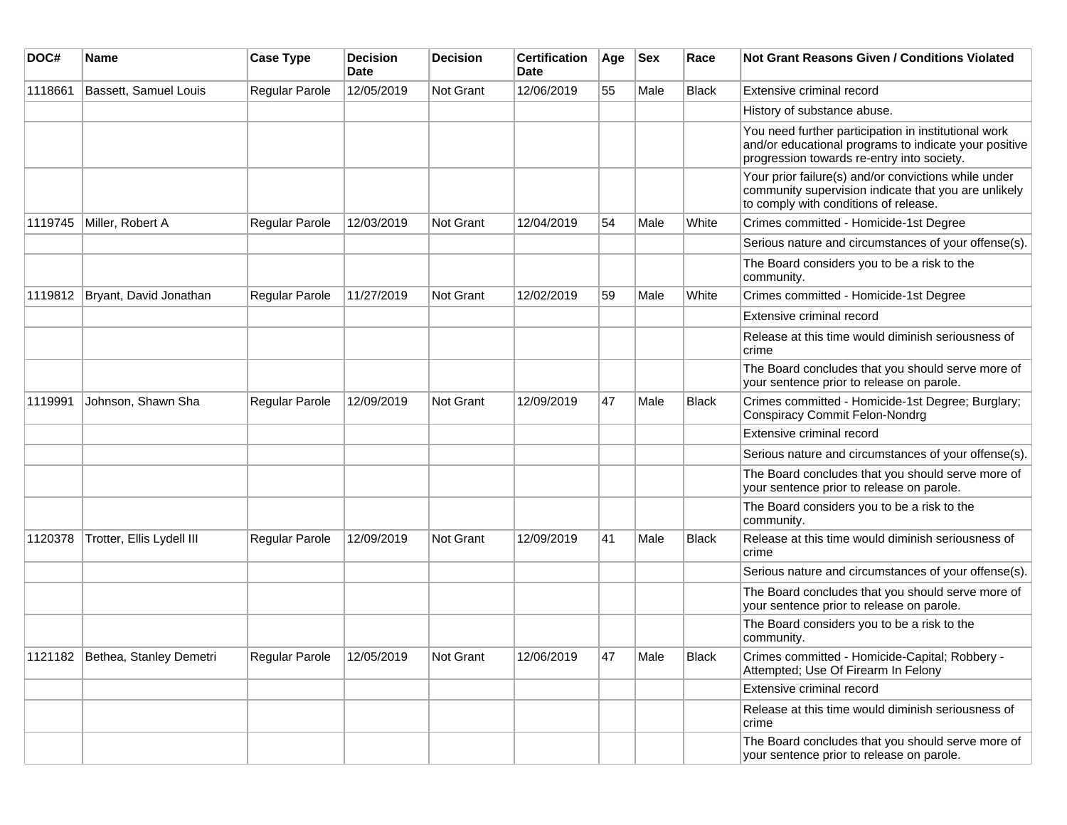| DOC# | Name | Case Type | Decision Date | Decision | Certification Date | Age | Sex | Race | Not Grant Reasons Given / Conditions Violated |
|---|---|---|---|---|---|---|---|---|---|
| 1118661 | Bassett, Samuel Louis | Regular Parole | 12/05/2019 | Not Grant | 12/06/2019 | 55 | Male | Black | Extensive criminal record |
| | | | | | | | | | History of substance abuse. |
| | | | | | | | | | You need further participation in institutional work and/or educational programs to indicate your positive progression towards re-entry into society. |
| | | | | | | | | | Your prior failure(s) and/or convictions while under community supervision indicate that you are unlikely to comply with conditions of release. |
| 1119745 | Miller, Robert A | Regular Parole | 12/03/2019 | Not Grant | 12/04/2019 | 54 | Male | White | Crimes committed - Homicide-1st Degree |
| | | | | | | | | | Serious nature and circumstances of your offense(s). |
| | | | | | | | | | The Board considers you to be a risk to the community. |
| 1119812 | Bryant, David Jonathan | Regular Parole | 11/27/2019 | Not Grant | 12/02/2019 | 59 | Male | White | Crimes committed - Homicide-1st Degree |
| | | | | | | | | | Extensive criminal record |
| | | | | | | | | | Release at this time would diminish seriousness of crime |
| | | | | | | | | | The Board concludes that you should serve more of your sentence prior to release on parole. |
| 1119991 | Johnson, Shawn Sha | Regular Parole | 12/09/2019 | Not Grant | 12/09/2019 | 47 | Male | Black | Crimes committed - Homicide-1st Degree; Burglary; Conspiracy Commit Felon-Nondrg |
| | | | | | | | | | Extensive criminal record |
| | | | | | | | | | Serious nature and circumstances of your offense(s). |
| | | | | | | | | | The Board concludes that you should serve more of your sentence prior to release on parole. |
| | | | | | | | | | The Board considers you to be a risk to the community. |
| 1120378 | Trotter, Ellis Lydell III | Regular Parole | 12/09/2019 | Not Grant | 12/09/2019 | 41 | Male | Black | Release at this time would diminish seriousness of crime |
| | | | | | | | | | Serious nature and circumstances of your offense(s). |
| | | | | | | | | | The Board concludes that you should serve more of your sentence prior to release on parole. |
| | | | | | | | | | The Board considers you to be a risk to the community. |
| 1121182 | Bethea, Stanley Demetri | Regular Parole | 12/05/2019 | Not Grant | 12/06/2019 | 47 | Male | Black | Crimes committed - Homicide-Capital; Robbery - Attempted; Use Of Firearm In Felony |
| | | | | | | | | | Extensive criminal record |
| | | | | | | | | | Release at this time would diminish seriousness of crime |
| | | | | | | | | | The Board concludes that you should serve more of your sentence prior to release on parole. |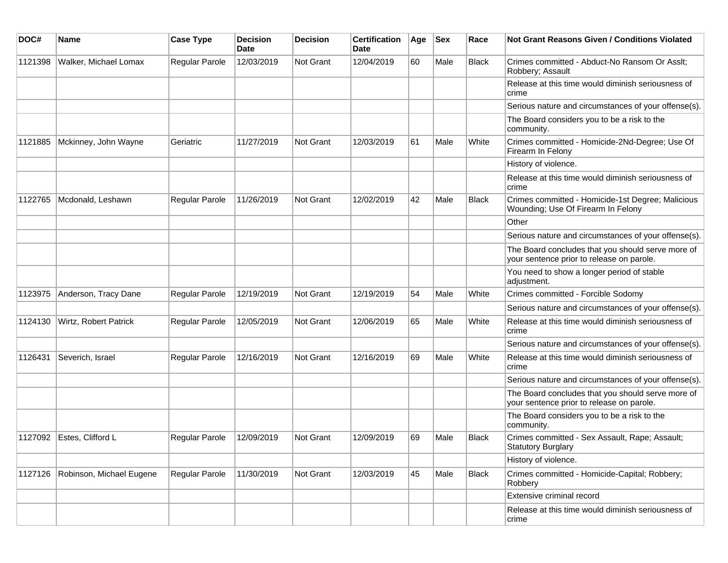| DOC# | Name | Case Type | Decision Date | Decision | Certification Date | Age | Sex | Race | Not Grant Reasons Given / Conditions Violated |
|---|---|---|---|---|---|---|---|---|---|
| 1121398 | Walker, Michael Lomax | Regular Parole | 12/03/2019 | Not Grant | 12/04/2019 | 60 | Male | Black | Crimes committed - Abduct-No Ransom Or Asslt; Robbery; Assault |
| | | | | | | | | | Release at this time would diminish seriousness of crime |
| | | | | | | | | | Serious nature and circumstances of your offense(s). |
| | | | | | | | | | The Board considers you to be a risk to the community. |
| 1121885 | Mckinney, John Wayne | Geriatric | 11/27/2019 | Not Grant | 12/03/2019 | 61 | Male | White | Crimes committed - Homicide-2Nd-Degree; Use Of Firearm In Felony |
| | | | | | | | | | History of violence. |
| | | | | | | | | | Release at this time would diminish seriousness of crime |
| 1122765 | Mcdonald, Leshawn | Regular Parole | 11/26/2019 | Not Grant | 12/02/2019 | 42 | Male | Black | Crimes committed - Homicide-1st Degree; Malicious Wounding; Use Of Firearm In Felony |
| | | | | | | | | | Other |
| | | | | | | | | | Serious nature and circumstances of your offense(s). |
| | | | | | | | | | The Board concludes that you should serve more of your sentence prior to release on parole. |
| | | | | | | | | | You need to show a longer period of stable adjustment. |
| 1123975 | Anderson, Tracy Dane | Regular Parole | 12/19/2019 | Not Grant | 12/19/2019 | 54 | Male | White | Crimes committed - Forcible Sodomy |
| | | | | | | | | | Serious nature and circumstances of your offense(s). |
| 1124130 | Wirtz, Robert Patrick | Regular Parole | 12/05/2019 | Not Grant | 12/06/2019 | 65 | Male | White | Release at this time would diminish seriousness of crime |
| | | | | | | | | | Serious nature and circumstances of your offense(s). |
| 1126431 | Severich, Israel | Regular Parole | 12/16/2019 | Not Grant | 12/16/2019 | 69 | Male | White | Release at this time would diminish seriousness of crime |
| | | | | | | | | | Serious nature and circumstances of your offense(s). |
| | | | | | | | | | The Board concludes that you should serve more of your sentence prior to release on parole. |
| | | | | | | | | | The Board considers you to be a risk to the community. |
| 1127092 | Estes, Clifford L | Regular Parole | 12/09/2019 | Not Grant | 12/09/2019 | 69 | Male | Black | Crimes committed - Sex Assault, Rape; Assault; Statutory Burglary |
| | | | | | | | | | History of violence. |
| 1127126 | Robinson, Michael Eugene | Regular Parole | 11/30/2019 | Not Grant | 12/03/2019 | 45 | Male | Black | Crimes committed - Homicide-Capital; Robbery; Robbery |
| | | | | | | | | | Extensive criminal record |
| | | | | | | | | | Release at this time would diminish seriousness of crime |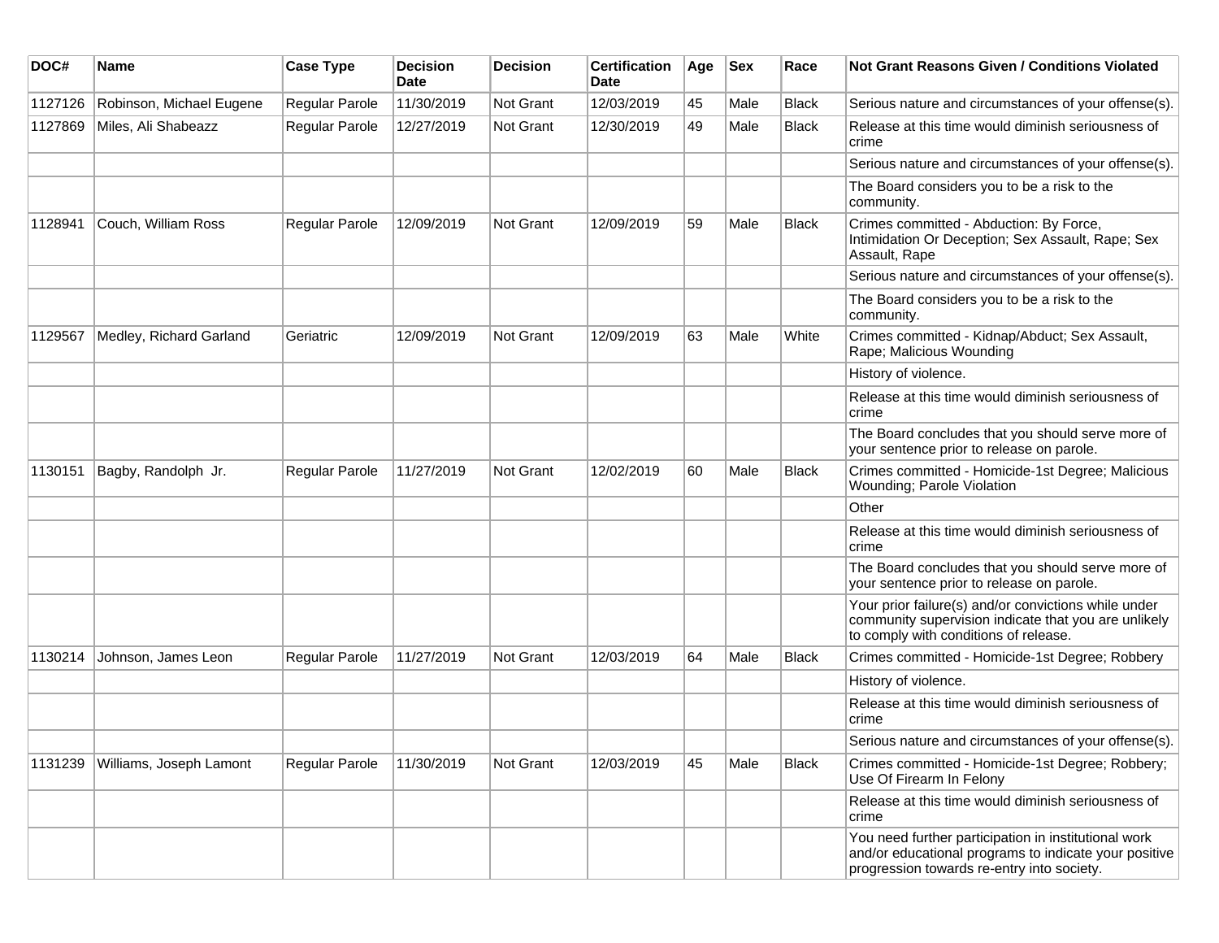| DOC# | Name | Case Type | Decision Date | Decision | Certification Date | Age | Sex | Race | Not Grant Reasons Given / Conditions Violated |
|---|---|---|---|---|---|---|---|---|---|
| 1127126 | Robinson, Michael Eugene | Regular Parole | 11/30/2019 | Not Grant | 12/03/2019 | 45 | Male | Black | Serious nature and circumstances of your offense(s). |
| 1127869 | Miles, Ali Shabeazz | Regular Parole | 12/27/2019 | Not Grant | 12/30/2019 | 49 | Male | Black | Release at this time would diminish seriousness of crime |
| | | | | | | | | | Serious nature and circumstances of your offense(s). |
| | | | | | | | | | The Board considers you to be a risk to the community. |
| 1128941 | Couch, William Ross | Regular Parole | 12/09/2019 | Not Grant | 12/09/2019 | 59 | Male | Black | Crimes committed - Abduction: By Force, Intimidation Or Deception; Sex Assault, Rape; Sex Assault, Rape |
| | | | | | | | | | Serious nature and circumstances of your offense(s). |
| | | | | | | | | | The Board considers you to be a risk to the community. |
| 1129567 | Medley, Richard Garland | Geriatric | 12/09/2019 | Not Grant | 12/09/2019 | 63 | Male | White | Crimes committed - Kidnap/Abduct; Sex Assault, Rape; Malicious Wounding |
| | | | | | | | | | History of violence. |
| | | | | | | | | | Release at this time would diminish seriousness of crime |
| | | | | | | | | | The Board concludes that you should serve more of your sentence prior to release on parole. |
| 1130151 | Bagby, Randolph Jr. | Regular Parole | 11/27/2019 | Not Grant | 12/02/2019 | 60 | Male | Black | Crimes committed - Homicide-1st Degree; Malicious Wounding; Parole Violation |
| | | | | | | | | | Other |
| | | | | | | | | | Release at this time would diminish seriousness of crime |
| | | | | | | | | | The Board concludes that you should serve more of your sentence prior to release on parole. |
| | | | | | | | | | Your prior failure(s) and/or convictions while under community supervision indicate that you are unlikely to comply with conditions of release. |
| 1130214 | Johnson, James Leon | Regular Parole | 11/27/2019 | Not Grant | 12/03/2019 | 64 | Male | Black | Crimes committed - Homicide-1st Degree; Robbery |
| | | | | | | | | | History of violence. |
| | | | | | | | | | Release at this time would diminish seriousness of crime |
| | | | | | | | | | Serious nature and circumstances of your offense(s). |
| 1131239 | Williams, Joseph Lamont | Regular Parole | 11/30/2019 | Not Grant | 12/03/2019 | 45 | Male | Black | Crimes committed - Homicide-1st Degree; Robbery; Use Of Firearm In Felony |
| | | | | | | | | | Release at this time would diminish seriousness of crime |
| | | | | | | | | | You need further participation in institutional work and/or educational programs to indicate your positive progression towards re-entry into society. |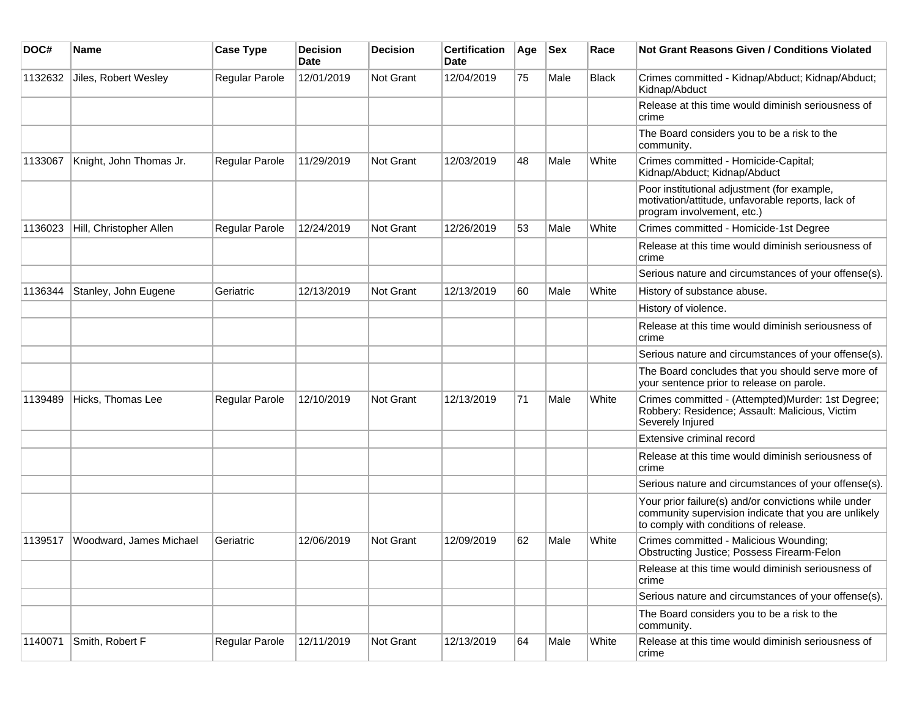| DOC# | Name | Case Type | Decision Date | Decision | Certification Date | Age | Sex | Race | Not Grant Reasons Given / Conditions Violated |
|---|---|---|---|---|---|---|---|---|---|
| 1132632 | Jiles, Robert Wesley | Regular Parole | 12/01/2019 | Not Grant | 12/04/2019 | 75 | Male | Black | Crimes committed - Kidnap/Abduct; Kidnap/Abduct; Kidnap/Abduct |
| | | | | | | | | | Release at this time would diminish seriousness of crime |
| | | | | | | | | | The Board considers you to be a risk to the community. |
| 1133067 | Knight, John Thomas Jr. | Regular Parole | 11/29/2019 | Not Grant | 12/03/2019 | 48 | Male | White | Crimes committed - Homicide-Capital; Kidnap/Abduct; Kidnap/Abduct |
| | | | | | | | | | Poor institutional adjustment (for example, motivation/attitude, unfavorable reports, lack of program involvement, etc.) |
| 1136023 | Hill, Christopher Allen | Regular Parole | 12/24/2019 | Not Grant | 12/26/2019 | 53 | Male | White | Crimes committed - Homicide-1st Degree |
| | | | | | | | | | Release at this time would diminish seriousness of crime |
| | | | | | | | | | Serious nature and circumstances of your offense(s). |
| 1136344 | Stanley, John Eugene | Geriatric | 12/13/2019 | Not Grant | 12/13/2019 | 60 | Male | White | History of substance abuse. |
| | | | | | | | | | History of violence. |
| | | | | | | | | | Release at this time would diminish seriousness of crime |
| | | | | | | | | | Serious nature and circumstances of your offense(s). |
| | | | | | | | | | The Board concludes that you should serve more of your sentence prior to release on parole. |
| 1139489 | Hicks, Thomas Lee | Regular Parole | 12/10/2019 | Not Grant | 12/13/2019 | 71 | Male | White | Crimes committed - (Attempted)Murder: 1st Degree; Robbery: Residence; Assault: Malicious, Victim Severely Injured |
| | | | | | | | | | Extensive criminal record |
| | | | | | | | | | Release at this time would diminish seriousness of crime |
| | | | | | | | | | Serious nature and circumstances of your offense(s). |
| | | | | | | | | | Your prior failure(s) and/or convictions while under community supervision indicate that you are unlikely to comply with conditions of release. |
| 1139517 | Woodward, James Michael | Geriatric | 12/06/2019 | Not Grant | 12/09/2019 | 62 | Male | White | Crimes committed - Malicious Wounding; Obstructing Justice; Possess Firearm-Felon |
| | | | | | | | | | Release at this time would diminish seriousness of crime |
| | | | | | | | | | Serious nature and circumstances of your offense(s). |
| | | | | | | | | | The Board considers you to be a risk to the community. |
| 1140071 | Smith, Robert F | Regular Parole | 12/11/2019 | Not Grant | 12/13/2019 | 64 | Male | White | Release at this time would diminish seriousness of crime |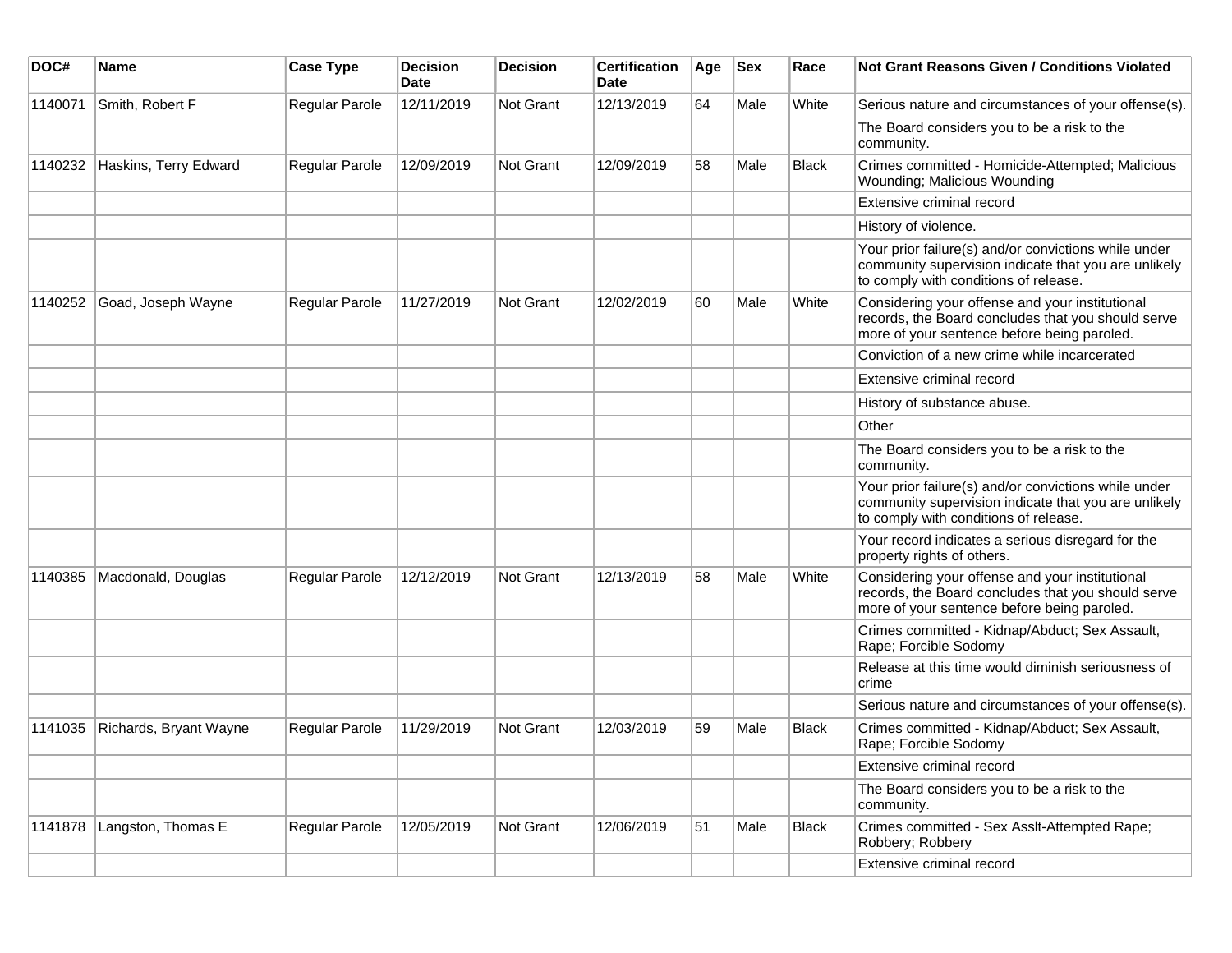| DOC# | Name | Case Type | Decision Date | Decision | Certification Date | Age | Sex | Race | Not Grant Reasons Given / Conditions Violated |
|---|---|---|---|---|---|---|---|---|---|
| 1140071 | Smith, Robert F | Regular Parole | 12/11/2019 | Not Grant | 12/13/2019 | 64 | Male | White | Serious nature and circumstances of your offense(s). |
| | | | | | | | | | The Board considers you to be a risk to the community. |
| 1140232 | Haskins, Terry Edward | Regular Parole | 12/09/2019 | Not Grant | 12/09/2019 | 58 | Male | Black | Crimes committed - Homicide-Attempted; Malicious Wounding; Malicious Wounding |
| | | | | | | | | | Extensive criminal record |
| | | | | | | | | | History of violence. |
| | | | | | | | | | Your prior failure(s) and/or convictions while under community supervision indicate that you are unlikely to comply with conditions of release. |
| 1140252 | Goad, Joseph Wayne | Regular Parole | 11/27/2019 | Not Grant | 12/02/2019 | 60 | Male | White | Considering your offense and your institutional records, the Board concludes that you should serve more of your sentence before being paroled. |
| | | | | | | | | | Conviction of a new crime while incarcerated |
| | | | | | | | | | Extensive criminal record |
| | | | | | | | | | History of substance abuse. |
| | | | | | | | | | Other |
| | | | | | | | | | The Board considers you to be a risk to the community. |
| | | | | | | | | | Your prior failure(s) and/or convictions while under community supervision indicate that you are unlikely to comply with conditions of release. |
| | | | | | | | | | Your record indicates a serious disregard for the property rights of others. |
| 1140385 | Macdonald, Douglas | Regular Parole | 12/12/2019 | Not Grant | 12/13/2019 | 58 | Male | White | Considering your offense and your institutional records, the Board concludes that you should serve more of your sentence before being paroled. |
| | | | | | | | | | Crimes committed - Kidnap/Abduct; Sex Assault, Rape; Forcible Sodomy |
| | | | | | | | | | Release at this time would diminish seriousness of crime |
| | | | | | | | | | Serious nature and circumstances of your offense(s). |
| 1141035 | Richards, Bryant Wayne | Regular Parole | 11/29/2019 | Not Grant | 12/03/2019 | 59 | Male | Black | Crimes committed - Kidnap/Abduct; Sex Assault, Rape; Forcible Sodomy |
| | | | | | | | | | Extensive criminal record |
| | | | | | | | | | The Board considers you to be a risk to the community. |
| 1141878 | Langston, Thomas E | Regular Parole | 12/05/2019 | Not Grant | 12/06/2019 | 51 | Male | Black | Crimes committed - Sex Asslt-Attempted Rape; Robbery; Robbery |
| | | | | | | | | | Extensive criminal record |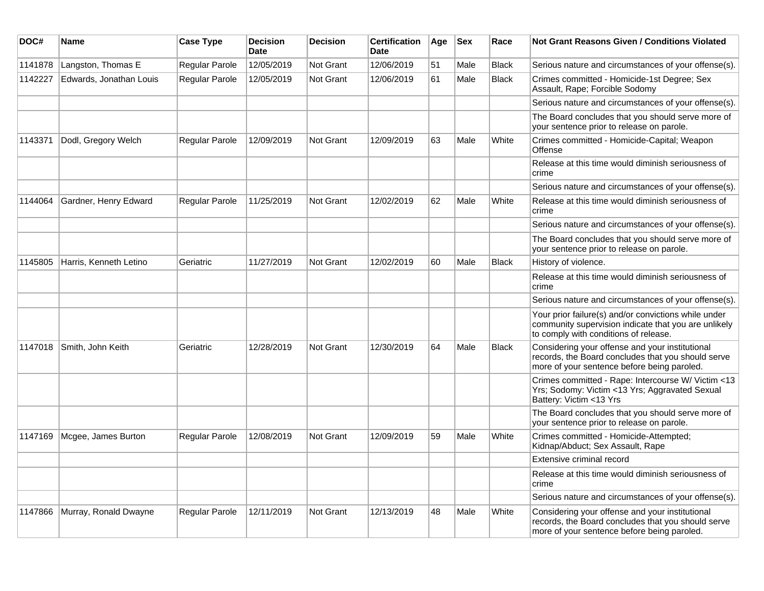| DOC# | Name | Case Type | Decision Date | Decision | Certification Date | Age | Sex | Race | Not Grant Reasons Given / Conditions Violated |
|---|---|---|---|---|---|---|---|---|---|
| 1141878 | Langston, Thomas E | Regular Parole | 12/05/2019 | Not Grant | 12/06/2019 | 51 | Male | Black | Serious nature and circumstances of your offense(s). |
| 1142227 | Edwards, Jonathan Louis | Regular Parole | 12/05/2019 | Not Grant | 12/06/2019 | 61 | Male | Black | Crimes committed - Homicide-1st Degree; Sex Assault, Rape; Forcible Sodomy |
| | | | | | | | | | Serious nature and circumstances of your offense(s). |
| | | | | | | | | | The Board concludes that you should serve more of your sentence prior to release on parole. |
| 1143371 | Dodl, Gregory Welch | Regular Parole | 12/09/2019 | Not Grant | 12/09/2019 | 63 | Male | White | Crimes committed - Homicide-Capital; Weapon Offense |
| | | | | | | | | | Release at this time would diminish seriousness of crime |
| | | | | | | | | | Serious nature and circumstances of your offense(s). |
| 1144064 | Gardner, Henry Edward | Regular Parole | 11/25/2019 | Not Grant | 12/02/2019 | 62 | Male | White | Release at this time would diminish seriousness of crime |
| | | | | | | | | | Serious nature and circumstances of your offense(s). |
| | | | | | | | | | The Board concludes that you should serve more of your sentence prior to release on parole. |
| 1145805 | Harris, Kenneth Letino | Geriatric | 11/27/2019 | Not Grant | 12/02/2019 | 60 | Male | Black | History of violence. |
| | | | | | | | | | Release at this time would diminish seriousness of crime |
| | | | | | | | | | Serious nature and circumstances of your offense(s). |
| | | | | | | | | | Your prior failure(s) and/or convictions while under community supervision indicate that you are unlikely to comply with conditions of release. |
| 1147018 | Smith, John Keith | Geriatric | 12/28/2019 | Not Grant | 12/30/2019 | 64 | Male | Black | Considering your offense and your institutional records, the Board concludes that you should serve more of your sentence before being paroled. |
| | | | | | | | | | Crimes committed - Rape: Intercourse W/ Victim <13 Yrs; Sodomy: Victim <13 Yrs; Aggravated Sexual Battery: Victim <13 Yrs |
| | | | | | | | | | The Board concludes that you should serve more of your sentence prior to release on parole. |
| 1147169 | Mcgee, James Burton | Regular Parole | 12/08/2019 | Not Grant | 12/09/2019 | 59 | Male | White | Crimes committed - Homicide-Attempted; Kidnap/Abduct; Sex Assault, Rape |
| | | | | | | | | | Extensive criminal record |
| | | | | | | | | | Release at this time would diminish seriousness of crime |
| | | | | | | | | | Serious nature and circumstances of your offense(s). |
| 1147866 | Murray, Ronald Dwayne | Regular Parole | 12/11/2019 | Not Grant | 12/13/2019 | 48 | Male | White | Considering your offense and your institutional records, the Board concludes that you should serve more of your sentence before being paroled. |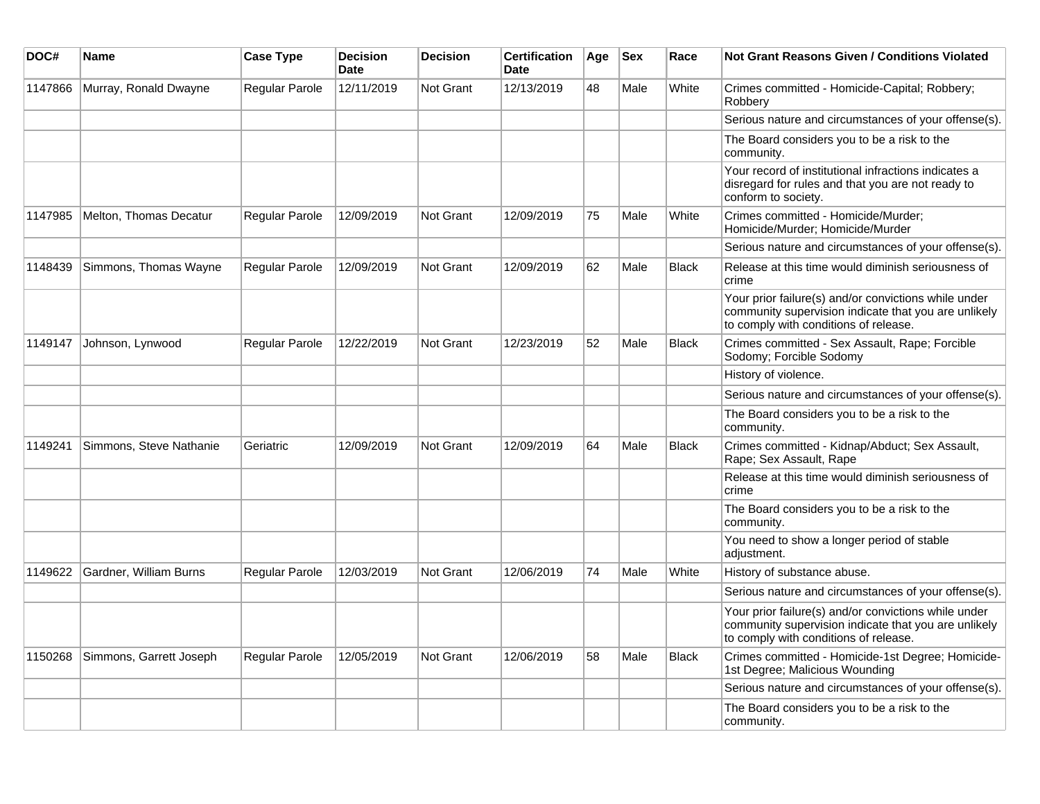| DOC# | Name | Case Type | Decision Date | Decision | Certification Date | Age | Sex | Race | Not Grant Reasons Given / Conditions Violated |
| --- | --- | --- | --- | --- | --- | --- | --- | --- | --- |
| 1147866 | Murray, Ronald Dwayne | Regular Parole | 12/11/2019 | Not Grant | 12/13/2019 | 48 | Male | White | Crimes committed - Homicide-Capital; Robbery; Robbery |
| | | | | | | | | | Serious nature and circumstances of your offense(s). |
| | | | | | | | | | The Board considers you to be a risk to the community. |
| | | | | | | | | | Your record of institutional infractions indicates a disregard for rules and that you are not ready to conform to society. |
| 1147985 | Melton, Thomas Decatur | Regular Parole | 12/09/2019 | Not Grant | 12/09/2019 | 75 | Male | White | Crimes committed - Homicide/Murder; Homicide/Murder; Homicide/Murder |
| | | | | | | | | | Serious nature and circumstances of your offense(s). |
| 1148439 | Simmons, Thomas Wayne | Regular Parole | 12/09/2019 | Not Grant | 12/09/2019 | 62 | Male | Black | Release at this time would diminish seriousness of crime |
| | | | | | | | | | Your prior failure(s) and/or convictions while under community supervision indicate that you are unlikely to comply with conditions of release. |
| 1149147 | Johnson, Lynwood | Regular Parole | 12/22/2019 | Not Grant | 12/23/2019 | 52 | Male | Black | Crimes committed - Sex Assault, Rape; Forcible Sodomy; Forcible Sodomy |
| | | | | | | | | | History of violence. |
| | | | | | | | | | Serious nature and circumstances of your offense(s). |
| | | | | | | | | | The Board considers you to be a risk to the community. |
| 1149241 | Simmons, Steve Nathanie | Geriatric | 12/09/2019 | Not Grant | 12/09/2019 | 64 | Male | Black | Crimes committed - Kidnap/Abduct; Sex Assault, Rape; Sex Assault, Rape |
| | | | | | | | | | Release at this time would diminish seriousness of crime |
| | | | | | | | | | The Board considers you to be a risk to the community. |
| | | | | | | | | | You need to show a longer period of stable adjustment. |
| 1149622 | Gardner, William Burns | Regular Parole | 12/03/2019 | Not Grant | 12/06/2019 | 74 | Male | White | History of substance abuse. |
| | | | | | | | | | Serious nature and circumstances of your offense(s). |
| | | | | | | | | | Your prior failure(s) and/or convictions while under community supervision indicate that you are unlikely to comply with conditions of release. |
| 1150268 | Simmons, Garrett Joseph | Regular Parole | 12/05/2019 | Not Grant | 12/06/2019 | 58 | Male | Black | Crimes committed - Homicide-1st Degree; Homicide-1st Degree; Malicious Wounding |
| | | | | | | | | | Serious nature and circumstances of your offense(s). |
| | | | | | | | | | The Board considers you to be a risk to the community. |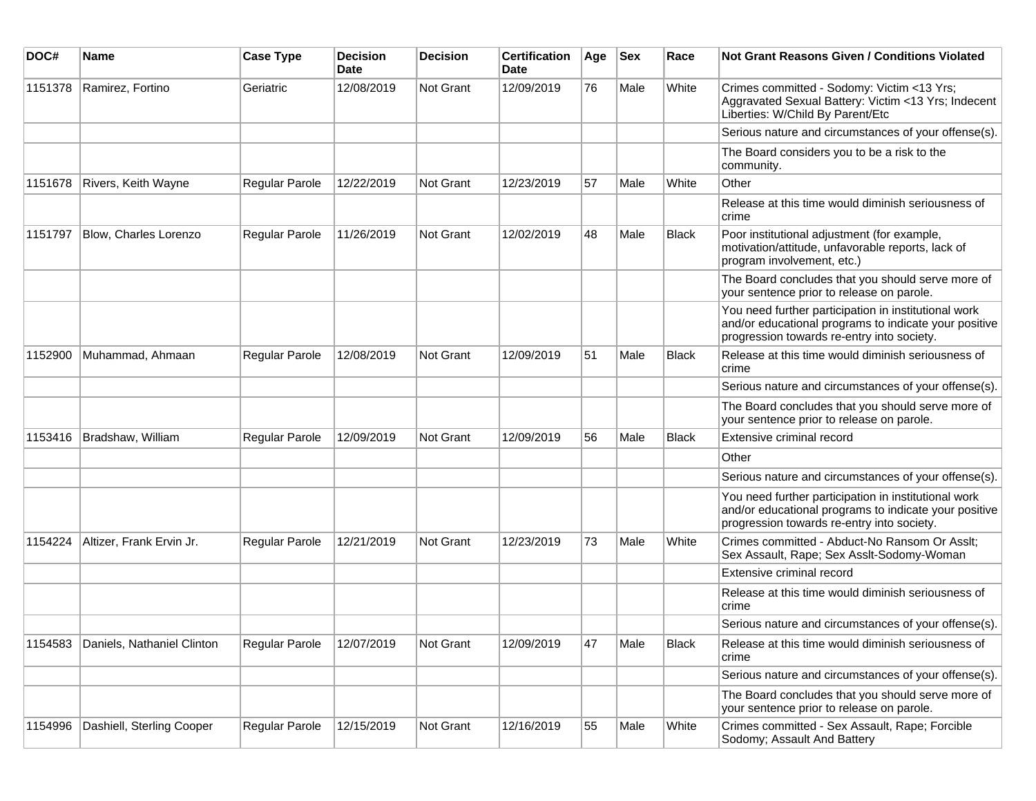| DOC# | Name | Case Type | Decision Date | Decision | Certification Date | Age | Sex | Race | Not Grant Reasons Given / Conditions Violated |
|---|---|---|---|---|---|---|---|---|---|
| 1151378 | Ramirez, Fortino | Geriatric | 12/08/2019 | Not Grant | 12/09/2019 | 76 | Male | White | Crimes committed - Sodomy: Victim <13 Yrs; Aggravated Sexual Battery: Victim <13 Yrs; Indecent Liberties: W/Child By Parent/Etc |
| | | | | | | | | | Serious nature and circumstances of your offense(s). |
| | | | | | | | | | The Board considers you to be a risk to the community. |
| 1151678 | Rivers, Keith Wayne | Regular Parole | 12/22/2019 | Not Grant | 12/23/2019 | 57 | Male | White | Other |
| | | | | | | | | | Release at this time would diminish seriousness of crime |
| 1151797 | Blow, Charles Lorenzo | Regular Parole | 11/26/2019 | Not Grant | 12/02/2019 | 48 | Male | Black | Poor institutional adjustment (for example, motivation/attitude, unfavorable reports, lack of program involvement, etc.) |
| | | | | | | | | | The Board concludes that you should serve more of your sentence prior to release on parole. |
| | | | | | | | | | You need further participation in institutional work and/or educational programs to indicate your positive progression towards re-entry into society. |
| 1152900 | Muhammad, Ahmaan | Regular Parole | 12/08/2019 | Not Grant | 12/09/2019 | 51 | Male | Black | Release at this time would diminish seriousness of crime |
| | | | | | | | | | Serious nature and circumstances of your offense(s). |
| | | | | | | | | | The Board concludes that you should serve more of your sentence prior to release on parole. |
| 1153416 | Bradshaw, William | Regular Parole | 12/09/2019 | Not Grant | 12/09/2019 | 56 | Male | Black | Extensive criminal record |
| | | | | | | | | | Other |
| | | | | | | | | | Serious nature and circumstances of your offense(s). |
| | | | | | | | | | You need further participation in institutional work and/or educational programs to indicate your positive progression towards re-entry into society. |
| 1154224 | Altizer, Frank Ervin Jr. | Regular Parole | 12/21/2019 | Not Grant | 12/23/2019 | 73 | Male | White | Crimes committed - Abduct-No Ransom Or Asslt; Sex Assault, Rape; Sex Asslt-Sodomy-Woman |
| | | | | | | | | | Extensive criminal record |
| | | | | | | | | | Release at this time would diminish seriousness of crime |
| | | | | | | | | | Serious nature and circumstances of your offense(s). |
| 1154583 | Daniels, Nathaniel Clinton | Regular Parole | 12/07/2019 | Not Grant | 12/09/2019 | 47 | Male | Black | Release at this time would diminish seriousness of crime |
| | | | | | | | | | Serious nature and circumstances of your offense(s). |
| | | | | | | | | | The Board concludes that you should serve more of your sentence prior to release on parole. |
| 1154996 | Dashiell, Sterling Cooper | Regular Parole | 12/15/2019 | Not Grant | 12/16/2019 | 55 | Male | White | Crimes committed - Sex Assault, Rape; Forcible Sodomy; Assault And Battery |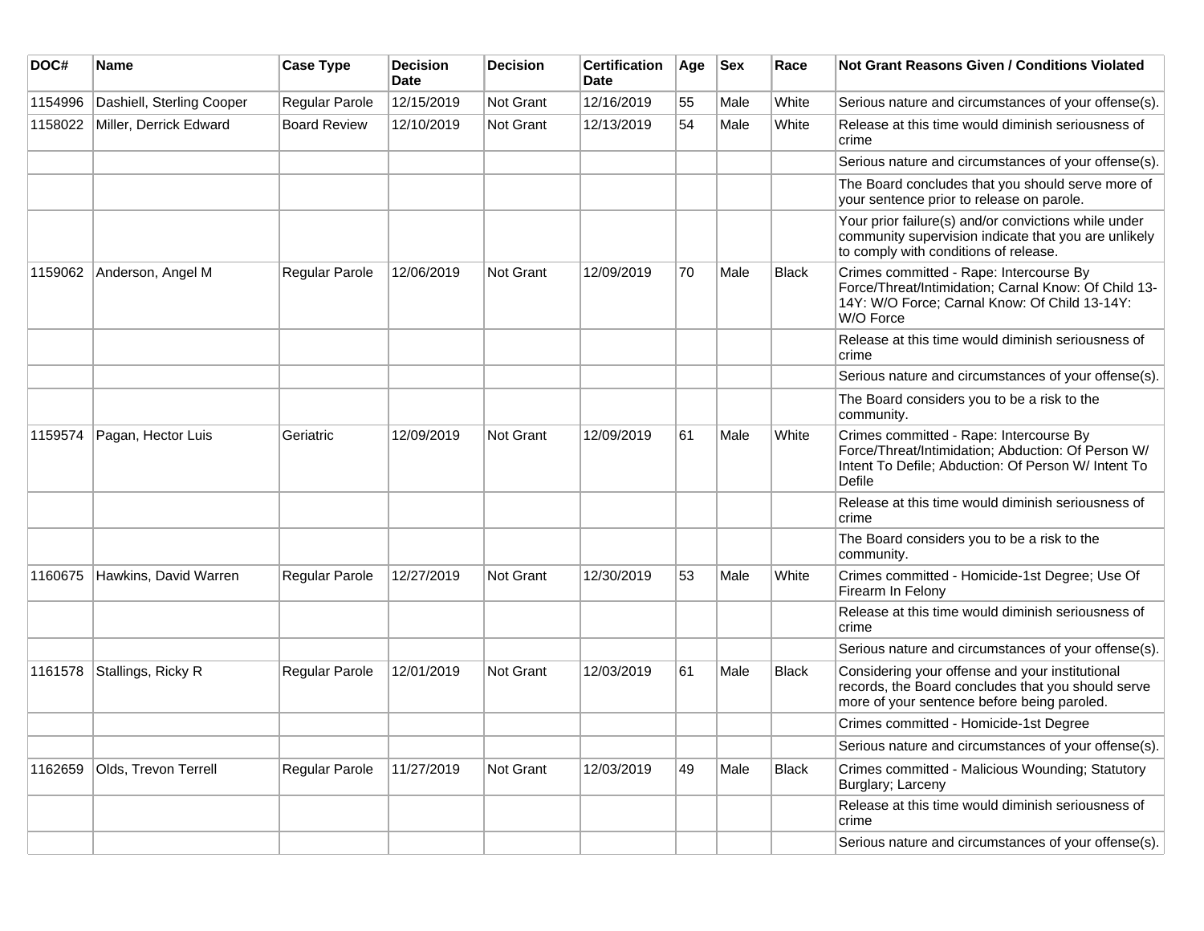| DOC# | Name | Case Type | Decision Date | Decision | Certification Date | Age | Sex | Race | Not Grant Reasons Given / Conditions Violated |
|---|---|---|---|---|---|---|---|---|---|
| 1154996 | Dashiell, Sterling Cooper | Regular Parole | 12/15/2019 | Not Grant | 12/16/2019 | 55 | Male | White | Serious nature and circumstances of your offense(s). |
| 1158022 | Miller, Derrick Edward | Board Review | 12/10/2019 | Not Grant | 12/13/2019 | 54 | Male | White | Release at this time would diminish seriousness of crime |
| | | | | | | | | | Serious nature and circumstances of your offense(s). |
| | | | | | | | | | The Board concludes that you should serve more of your sentence prior to release on parole. |
| | | | | | | | | | Your prior failure(s) and/or convictions while under community supervision indicate that you are unlikely to comply with conditions of release. |
| 1159062 | Anderson, Angel M | Regular Parole | 12/06/2019 | Not Grant | 12/09/2019 | 70 | Male | Black | Crimes committed - Rape: Intercourse By Force/Threat/Intimidation; Carnal Know: Of Child 13-14Y: W/O Force; Carnal Know: Of Child 13-14Y: W/O Force |
| | | | | | | | | | Release at this time would diminish seriousness of crime |
| | | | | | | | | | Serious nature and circumstances of your offense(s). |
| | | | | | | | | | The Board considers you to be a risk to the community. |
| 1159574 | Pagan, Hector Luis | Geriatric | 12/09/2019 | Not Grant | 12/09/2019 | 61 | Male | White | Crimes committed - Rape: Intercourse By Force/Threat/Intimidation; Abduction: Of Person W/ Intent To Defile; Abduction: Of Person W/ Intent To Defile |
| | | | | | | | | | Release at this time would diminish seriousness of crime |
| | | | | | | | | | The Board considers you to be a risk to the community. |
| 1160675 | Hawkins, David Warren | Regular Parole | 12/27/2019 | Not Grant | 12/30/2019 | 53 | Male | White | Crimes committed - Homicide-1st Degree; Use Of Firearm In Felony |
| | | | | | | | | | Release at this time would diminish seriousness of crime |
| | | | | | | | | | Serious nature and circumstances of your offense(s). |
| 1161578 | Stallings, Ricky R | Regular Parole | 12/01/2019 | Not Grant | 12/03/2019 | 61 | Male | Black | Considering your offense and your institutional records, the Board concludes that you should serve more of your sentence before being paroled. |
| | | | | | | | | | Crimes committed - Homicide-1st Degree |
| | | | | | | | | | Serious nature and circumstances of your offense(s). |
| 1162659 | Olds, Trevon Terrell | Regular Parole | 11/27/2019 | Not Grant | 12/03/2019 | 49 | Male | Black | Crimes committed - Malicious Wounding; Statutory Burglary; Larceny |
| | | | | | | | | | Release at this time would diminish seriousness of crime |
| | | | | | | | | | Serious nature and circumstances of your offense(s). |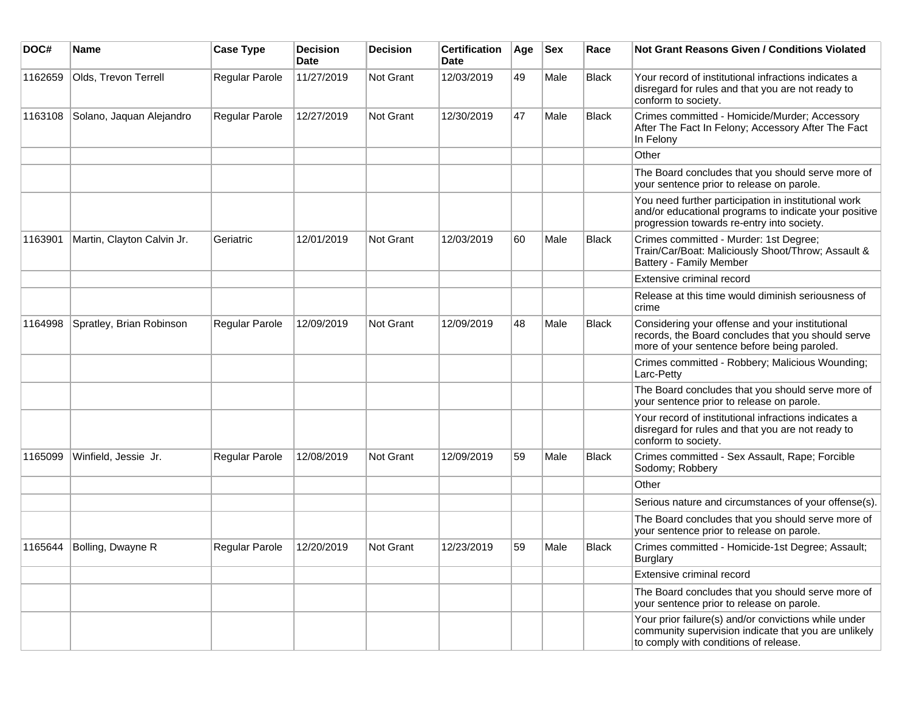| DOC# | Name | Case Type | Decision Date | Decision | Certification Date | Age | Sex | Race | Not Grant Reasons Given / Conditions Violated |
|---|---|---|---|---|---|---|---|---|---|
| 1162659 | Olds, Trevon Terrell | Regular Parole | 11/27/2019 | Not Grant | 12/03/2019 | 49 | Male | Black | Your record of institutional infractions indicates a disregard for rules and that you are not ready to conform to society. |
| 1163108 | Solano, Jaquan Alejandro | Regular Parole | 12/27/2019 | Not Grant | 12/30/2019 | 47 | Male | Black | Crimes committed - Homicide/Murder; Accessory After The Fact In Felony; Accessory After The Fact In Felony |
| | | | | | | | | | Other |
| | | | | | | | | | The Board concludes that you should serve more of your sentence prior to release on parole. |
| | | | | | | | | | You need further participation in institutional work and/or educational programs to indicate your positive progression towards re-entry into society. |
| 1163901 | Martin, Clayton Calvin Jr. | Geriatric | 12/01/2019 | Not Grant | 12/03/2019 | 60 | Male | Black | Crimes committed - Murder: 1st Degree; Train/Car/Boat: Maliciously Shoot/Throw; Assault & Battery - Family Member |
| | | | | | | | | | Extensive criminal record |
| | | | | | | | | | Release at this time would diminish seriousness of crime |
| 1164998 | Spratley, Brian Robinson | Regular Parole | 12/09/2019 | Not Grant | 12/09/2019 | 48 | Male | Black | Considering your offense and your institutional records, the Board concludes that you should serve more of your sentence before being paroled. |
| | | | | | | | | | Crimes committed - Robbery; Malicious Wounding; Larc-Petty |
| | | | | | | | | | The Board concludes that you should serve more of your sentence prior to release on parole. |
| | | | | | | | | | Your record of institutional infractions indicates a disregard for rules and that you are not ready to conform to society. |
| 1165099 | Winfield, Jessie Jr. | Regular Parole | 12/08/2019 | Not Grant | 12/09/2019 | 59 | Male | Black | Crimes committed - Sex Assault, Rape; Forcible Sodomy; Robbery |
| | | | | | | | | | Other |
| | | | | | | | | | Serious nature and circumstances of your offense(s). |
| | | | | | | | | | The Board concludes that you should serve more of your sentence prior to release on parole. |
| 1165644 | Bolling, Dwayne R | Regular Parole | 12/20/2019 | Not Grant | 12/23/2019 | 59 | Male | Black | Crimes committed - Homicide-1st Degree; Assault; Burglary |
| | | | | | | | | | Extensive criminal record |
| | | | | | | | | | The Board concludes that you should serve more of your sentence prior to release on parole. |
| | | | | | | | | | Your prior failure(s) and/or convictions while under community supervision indicate that you are unlikely to comply with conditions of release. |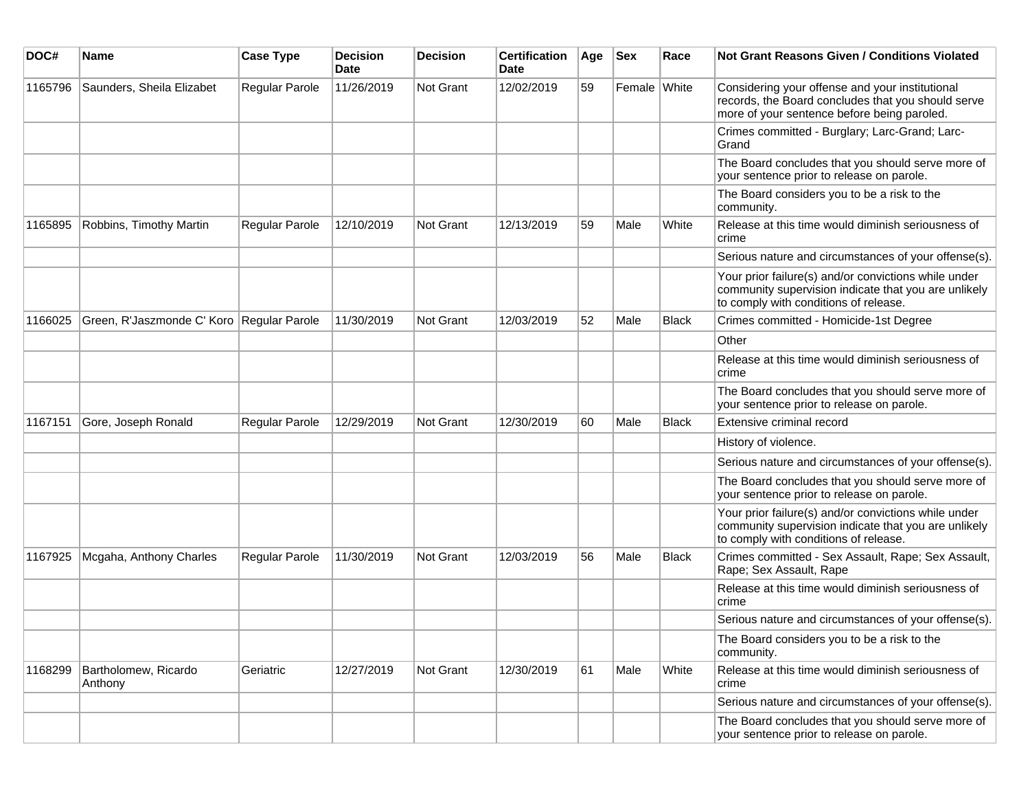| DOC# | Name | Case Type | Decision Date | Decision | Certification Date | Age | Sex | Race | Not Grant Reasons Given / Conditions Violated |
|---|---|---|---|---|---|---|---|---|---|
| 1165796 | Saunders, Sheila Elizabet | Regular Parole | 11/26/2019 | Not Grant | 12/02/2019 | 59 | Female | White | Considering your offense and your institutional records, the Board concludes that you should serve more of your sentence before being paroled. |
| | | | | | | | | | Crimes committed - Burglary; Larc-Grand; Larc-Grand |
| | | | | | | | | | The Board concludes that you should serve more of your sentence prior to release on parole. |
| | | | | | | | | | The Board considers you to be a risk to the community. |
| 1165895 | Robbins, Timothy Martin | Regular Parole | 12/10/2019 | Not Grant | 12/13/2019 | 59 | Male | White | Release at this time would diminish seriousness of crime |
| | | | | | | | | | Serious nature and circumstances of your offense(s). |
| | | | | | | | | | Your prior failure(s) and/or convictions while under community supervision indicate that you are unlikely to comply with conditions of release. |
| 1166025 | Green, R'Jaszmonde C' Koro | Regular Parole | 11/30/2019 | Not Grant | 12/03/2019 | 52 | Male | Black | Crimes committed - Homicide-1st Degree |
| | | | | | | | | | Other |
| | | | | | | | | | Release at this time would diminish seriousness of crime |
| | | | | | | | | | The Board concludes that you should serve more of your sentence prior to release on parole. |
| 1167151 | Gore, Joseph Ronald | Regular Parole | 12/29/2019 | Not Grant | 12/30/2019 | 60 | Male | Black | Extensive criminal record |
| | | | | | | | | | History of violence. |
| | | | | | | | | | Serious nature and circumstances of your offense(s). |
| | | | | | | | | | The Board concludes that you should serve more of your sentence prior to release on parole. |
| | | | | | | | | | Your prior failure(s) and/or convictions while under community supervision indicate that you are unlikely to comply with conditions of release. |
| 1167925 | Mcgaha, Anthony Charles | Regular Parole | 11/30/2019 | Not Grant | 12/03/2019 | 56 | Male | Black | Crimes committed - Sex Assault, Rape; Sex Assault, Rape; Sex Assault, Rape |
| | | | | | | | | | Release at this time would diminish seriousness of crime |
| | | | | | | | | | Serious nature and circumstances of your offense(s). |
| | | | | | | | | | The Board considers you to be a risk to the community. |
| 1168299 | Bartholomew, Ricardo Anthony | Geriatric | 12/27/2019 | Not Grant | 12/30/2019 | 61 | Male | White | Release at this time would diminish seriousness of crime |
| | | | | | | | | | Serious nature and circumstances of your offense(s). |
| | | | | | | | | | The Board concludes that you should serve more of your sentence prior to release on parole. |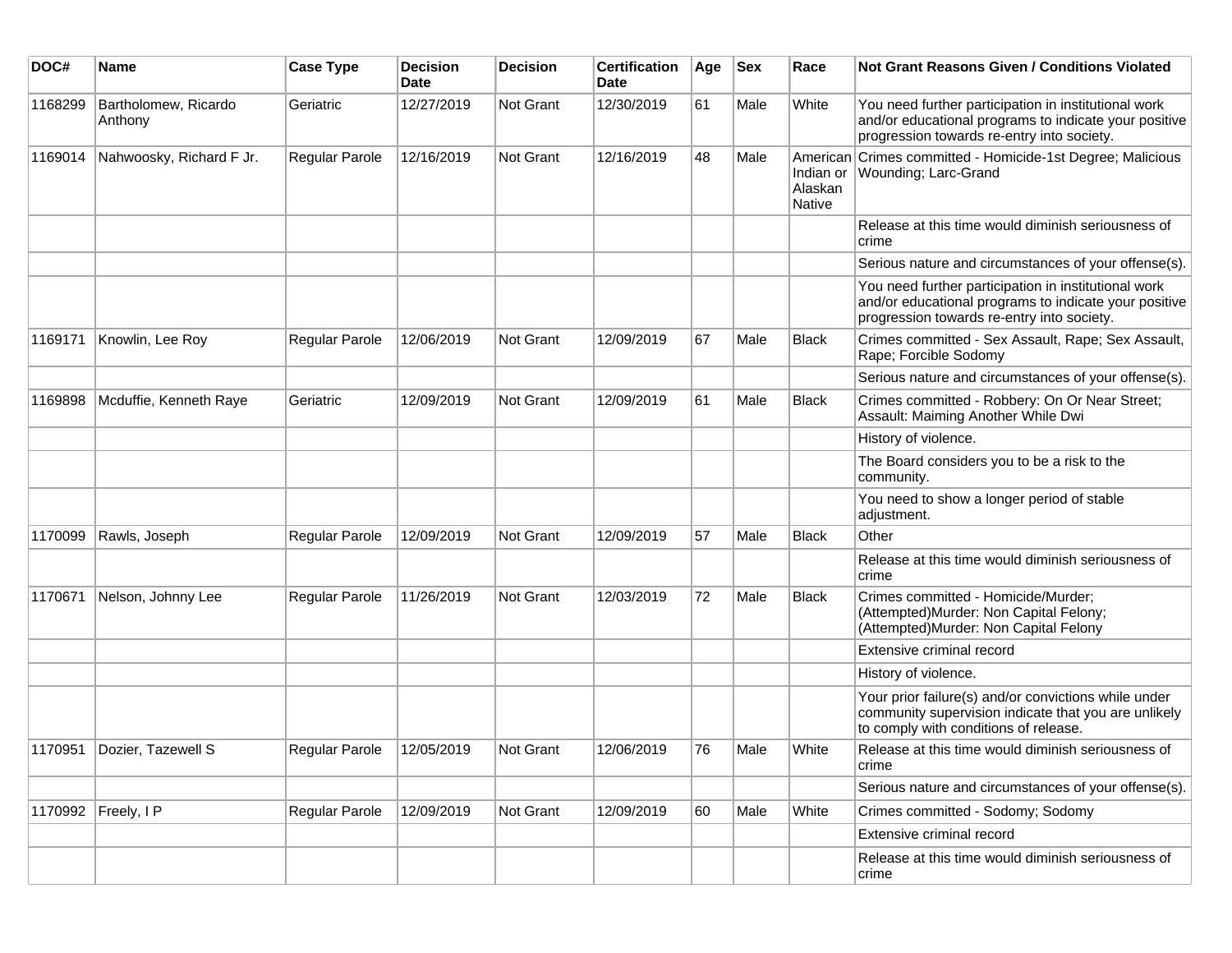| DOC# | Name | Case Type | Decision Date | Decision | Certification Date | Age | Sex | Race | Not Grant Reasons Given / Conditions Violated |
|---|---|---|---|---|---|---|---|---|---|
| 1168299 | Bartholomew, Ricardo Anthony | Geriatric | 12/27/2019 | Not Grant | 12/30/2019 | 61 | Male | White | You need further participation in institutional work and/or educational programs to indicate your positive progression towards re-entry into society. |
| 1169014 | Nahwoosky, Richard F Jr. | Regular Parole | 12/16/2019 | Not Grant | 12/16/2019 | 48 | Male | American Indian or Alaskan Native | Crimes committed - Homicide-1st Degree; Malicious Wounding; Larc-Grand |
| | | | | | | | | | Release at this time would diminish seriousness of crime |
| | | | | | | | | | Serious nature and circumstances of your offense(s). |
| | | | | | | | | | You need further participation in institutional work and/or educational programs to indicate your positive progression towards re-entry into society. |
| 1169171 | Knowlin, Lee Roy | Regular Parole | 12/06/2019 | Not Grant | 12/09/2019 | 67 | Male | Black | Crimes committed - Sex Assault, Rape; Sex Assault, Rape; Forcible Sodomy |
| | | | | | | | | | Serious nature and circumstances of your offense(s). |
| 1169898 | Mcduffie, Kenneth Raye | Geriatric | 12/09/2019 | Not Grant | 12/09/2019 | 61 | Male | Black | Crimes committed - Robbery: On Or Near Street; Assault: Maiming Another While Dwi |
| | | | | | | | | | History of violence. |
| | | | | | | | | | The Board considers you to be a risk to the community. |
| | | | | | | | | | You need to show a longer period of stable adjustment. |
| 1170099 | Rawls, Joseph | Regular Parole | 12/09/2019 | Not Grant | 12/09/2019 | 57 | Male | Black | Other |
| | | | | | | | | | Release at this time would diminish seriousness of crime |
| 1170671 | Nelson, Johnny Lee | Regular Parole | 11/26/2019 | Not Grant | 12/03/2019 | 72 | Male | Black | Crimes committed - Homicide/Murder; (Attempted)Murder: Non Capital Felony; (Attempted)Murder: Non Capital Felony |
| | | | | | | | | | Extensive criminal record |
| | | | | | | | | | History of violence. |
| | | | | | | | | | Your prior failure(s) and/or convictions while under community supervision indicate that you are unlikely to comply with conditions of release. |
| 1170951 | Dozier, Tazewell S | Regular Parole | 12/05/2019 | Not Grant | 12/06/2019 | 76 | Male | White | Release at this time would diminish seriousness of crime |
| | | | | | | | | | Serious nature and circumstances of your offense(s). |
| 1170992 | Freely, I P | Regular Parole | 12/09/2019 | Not Grant | 12/09/2019 | 60 | Male | White | Crimes committed - Sodomy; Sodomy |
| | | | | | | | | | Extensive criminal record |
| | | | | | | | | | Release at this time would diminish seriousness of crime |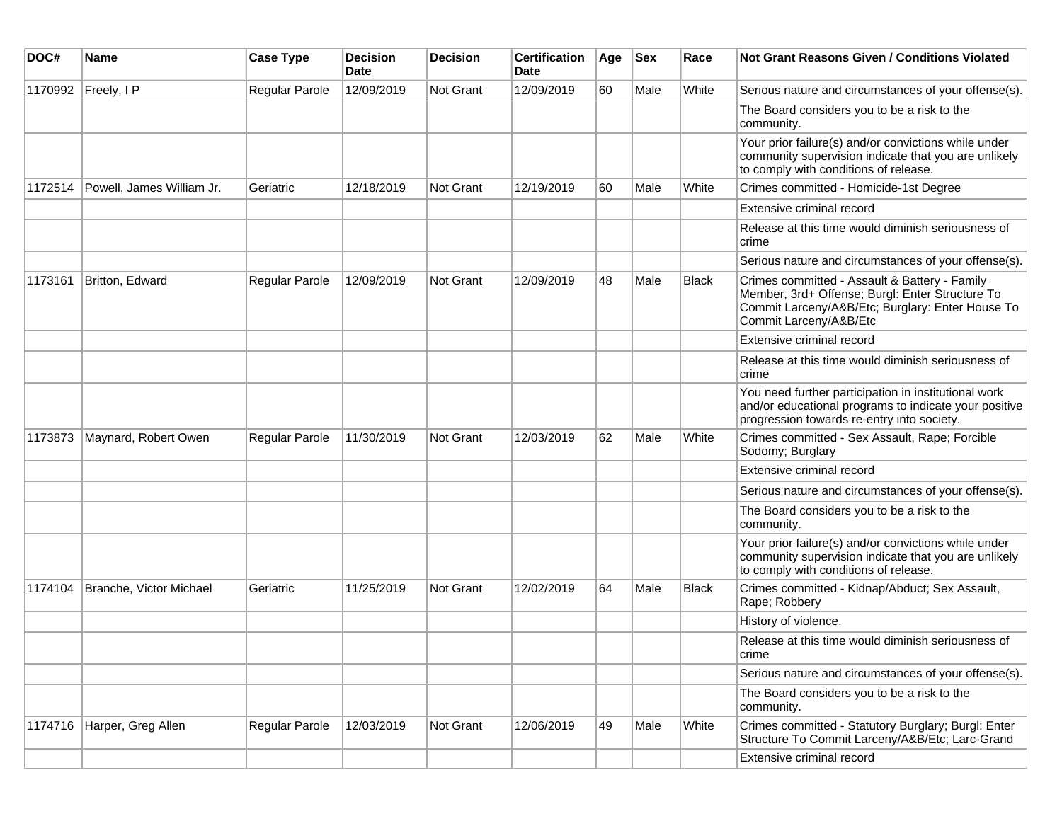| DOC# | Name | Case Type | Decision Date | Decision | Certification Date | Age | Sex | Race | Not Grant Reasons Given / Conditions Violated |
|---|---|---|---|---|---|---|---|---|---|
| 1170992 | Freely, I P | Regular Parole | 12/09/2019 | Not Grant | 12/09/2019 | 60 | Male | White | Serious nature and circumstances of your offense(s). |
| | | | | | | | | | The Board considers you to be a risk to the community. |
| | | | | | | | | | Your prior failure(s) and/or convictions while under community supervision indicate that you are unlikely to comply with conditions of release. |
| 1172514 | Powell, James William Jr. | Geriatric | 12/18/2019 | Not Grant | 12/19/2019 | 60 | Male | White | Crimes committed - Homicide-1st Degree |
| | | | | | | | | | Extensive criminal record |
| | | | | | | | | | Release at this time would diminish seriousness of crime |
| | | | | | | | | | Serious nature and circumstances of your offense(s). |
| 1173161 | Britton, Edward | Regular Parole | 12/09/2019 | Not Grant | 12/09/2019 | 48 | Male | Black | Crimes committed - Assault & Battery - Family Member, 3rd+ Offense; Burgl: Enter Structure To Commit Larceny/A&B/Etc; Burglary: Enter House To Commit Larceny/A&B/Etc |
| | | | | | | | | | Extensive criminal record |
| | | | | | | | | | Release at this time would diminish seriousness of crime |
| | | | | | | | | | You need further participation in institutional work and/or educational programs to indicate your positive progression towards re-entry into society. |
| 1173873 | Maynard, Robert Owen | Regular Parole | 11/30/2019 | Not Grant | 12/03/2019 | 62 | Male | White | Crimes committed - Sex Assault, Rape; Forcible Sodomy; Burglary |
| | | | | | | | | | Extensive criminal record |
| | | | | | | | | | Serious nature and circumstances of your offense(s). |
| | | | | | | | | | The Board considers you to be a risk to the community. |
| | | | | | | | | | Your prior failure(s) and/or convictions while under community supervision indicate that you are unlikely to comply with conditions of release. |
| 1174104 | Branche, Victor Michael | Geriatric | 11/25/2019 | Not Grant | 12/02/2019 | 64 | Male | Black | Crimes committed - Kidnap/Abduct; Sex Assault, Rape; Robbery |
| | | | | | | | | | History of violence. |
| | | | | | | | | | Release at this time would diminish seriousness of crime |
| | | | | | | | | | Serious nature and circumstances of your offense(s). |
| | | | | | | | | | The Board considers you to be a risk to the community. |
| 1174716 | Harper, Greg Allen | Regular Parole | 12/03/2019 | Not Grant | 12/06/2019 | 49 | Male | White | Crimes committed - Statutory Burglary; Burgl: Enter Structure To Commit Larceny/A&B/Etc; Larc-Grand |
| | | | | | | | | | Extensive criminal record |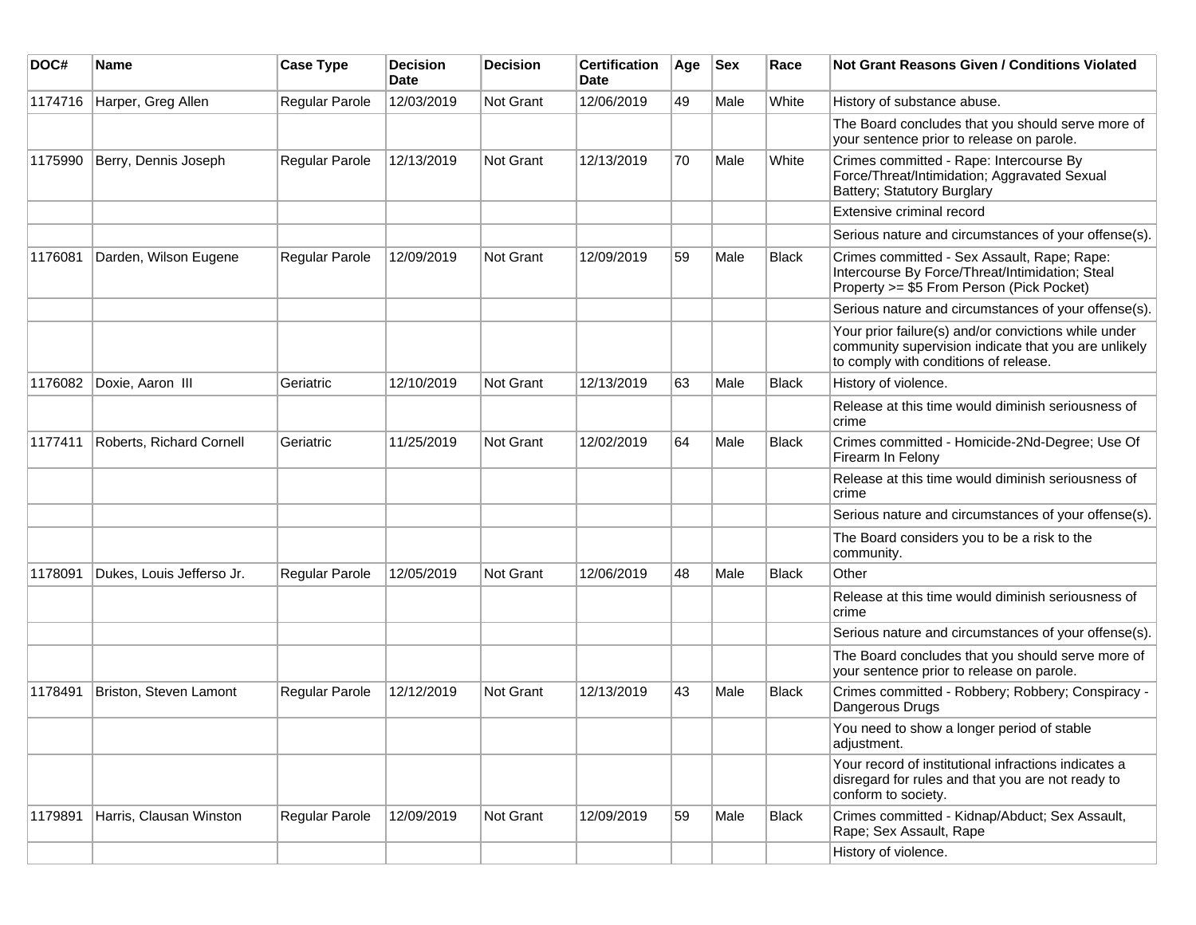| DOC# | Name | Case Type | Decision Date | Decision | Certification Date | Age | Sex | Race | Not Grant Reasons Given / Conditions Violated |
|---|---|---|---|---|---|---|---|---|---|
| 1174716 | Harper, Greg Allen | Regular Parole | 12/03/2019 | Not Grant | 12/06/2019 | 49 | Male | White | History of substance abuse. |
| | | | | | | | | | The Board concludes that you should serve more of your sentence prior to release on parole. |
| 1175990 | Berry, Dennis Joseph | Regular Parole | 12/13/2019 | Not Grant | 12/13/2019 | 70 | Male | White | Crimes committed - Rape: Intercourse By Force/Threat/Intimidation; Aggravated Sexual Battery; Statutory Burglary |
| | | | | | | | | | Extensive criminal record |
| | | | | | | | | | Serious nature and circumstances of your offense(s). |
| 1176081 | Darden, Wilson Eugene | Regular Parole | 12/09/2019 | Not Grant | 12/09/2019 | 59 | Male | Black | Crimes committed - Sex Assault, Rape; Rape: Intercourse By Force/Threat/Intimidation; Steal Property >= $5 From Person (Pick Pocket) |
| | | | | | | | | | Serious nature and circumstances of your offense(s). |
| | | | | | | | | | Your prior failure(s) and/or convictions while under community supervision indicate that you are unlikely to comply with conditions of release. |
| 1176082 | Doxie, Aaron III | Geriatric | 12/10/2019 | Not Grant | 12/13/2019 | 63 | Male | Black | History of violence. |
| | | | | | | | | | Release at this time would diminish seriousness of crime |
| 1177411 | Roberts, Richard Cornell | Geriatric | 11/25/2019 | Not Grant | 12/02/2019 | 64 | Male | Black | Crimes committed - Homicide-2Nd-Degree; Use Of Firearm In Felony |
| | | | | | | | | | Release at this time would diminish seriousness of crime |
| | | | | | | | | | Serious nature and circumstances of your offense(s). |
| | | | | | | | | | The Board considers you to be a risk to the community. |
| 1178091 | Dukes, Louis Jefferso Jr. | Regular Parole | 12/05/2019 | Not Grant | 12/06/2019 | 48 | Male | Black | Other |
| | | | | | | | | | Release at this time would diminish seriousness of crime |
| | | | | | | | | | Serious nature and circumstances of your offense(s). |
| | | | | | | | | | The Board concludes that you should serve more of your sentence prior to release on parole. |
| 1178491 | Briston, Steven Lamont | Regular Parole | 12/12/2019 | Not Grant | 12/13/2019 | 43 | Male | Black | Crimes committed - Robbery; Robbery; Conspiracy - Dangerous Drugs |
| | | | | | | | | | You need to show a longer period of stable adjustment. |
| | | | | | | | | | Your record of institutional infractions indicates a disregard for rules and that you are not ready to conform to society. |
| 1179891 | Harris, Clausan Winston | Regular Parole | 12/09/2019 | Not Grant | 12/09/2019 | 59 | Male | Black | Crimes committed - Kidnap/Abduct; Sex Assault, Rape; Sex Assault, Rape |
| | | | | | | | | | History of violence. |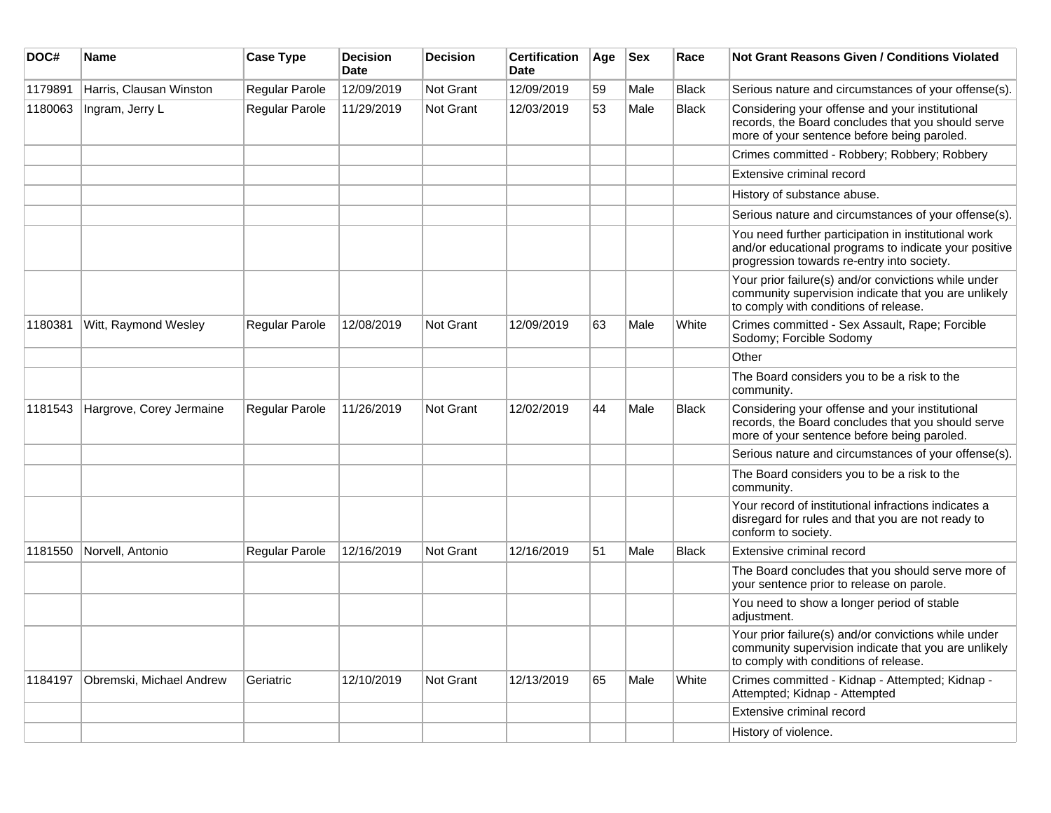| DOC# | Name | Case Type | Decision Date | Decision | Certification Date | Age | Sex | Race | Not Grant Reasons Given / Conditions Violated |
|---|---|---|---|---|---|---|---|---|---|
| 1179891 | Harris, Clausan Winston | Regular Parole | 12/09/2019 | Not Grant | 12/09/2019 | 59 | Male | Black | Serious nature and circumstances of your offense(s). |
| 1180063 | Ingram, Jerry L | Regular Parole | 11/29/2019 | Not Grant | 12/03/2019 | 53 | Male | Black | Considering your offense and your institutional records, the Board concludes that you should serve more of your sentence before being paroled. |
| | | | | | | | | | Crimes committed - Robbery; Robbery; Robbery |
| | | | | | | | | | Extensive criminal record |
| | | | | | | | | | History of substance abuse. |
| | | | | | | | | | Serious nature and circumstances of your offense(s). |
| | | | | | | | | | You need further participation in institutional work and/or educational programs to indicate your positive progression towards re-entry into society. |
| | | | | | | | | | Your prior failure(s) and/or convictions while under community supervision indicate that you are unlikely to comply with conditions of release. |
| 1180381 | Witt, Raymond Wesley | Regular Parole | 12/08/2019 | Not Grant | 12/09/2019 | 63 | Male | White | Crimes committed - Sex Assault, Rape; Forcible Sodomy; Forcible Sodomy |
| | | | | | | | | | Other |
| | | | | | | | | | The Board considers you to be a risk to the community. |
| 1181543 | Hargrove, Corey Jermaine | Regular Parole | 11/26/2019 | Not Grant | 12/02/2019 | 44 | Male | Black | Considering your offense and your institutional records, the Board concludes that you should serve more of your sentence before being paroled. |
| | | | | | | | | | Serious nature and circumstances of your offense(s). |
| | | | | | | | | | The Board considers you to be a risk to the community. |
| | | | | | | | | | Your record of institutional infractions indicates a disregard for rules and that you are not ready to conform to society. |
| 1181550 | Norvell, Antonio | Regular Parole | 12/16/2019 | Not Grant | 12/16/2019 | 51 | Male | Black | Extensive criminal record |
| | | | | | | | | | The Board concludes that you should serve more of your sentence prior to release on parole. |
| | | | | | | | | | You need to show a longer period of stable adjustment. |
| | | | | | | | | | Your prior failure(s) and/or convictions while under community supervision indicate that you are unlikely to comply with conditions of release. |
| 1184197 | Obremski, Michael Andrew | Geriatric | 12/10/2019 | Not Grant | 12/13/2019 | 65 | Male | White | Crimes committed - Kidnap - Attempted; Kidnap - Attempted; Kidnap - Attempted |
| | | | | | | | | | Extensive criminal record |
| | | | | | | | | | History of violence. |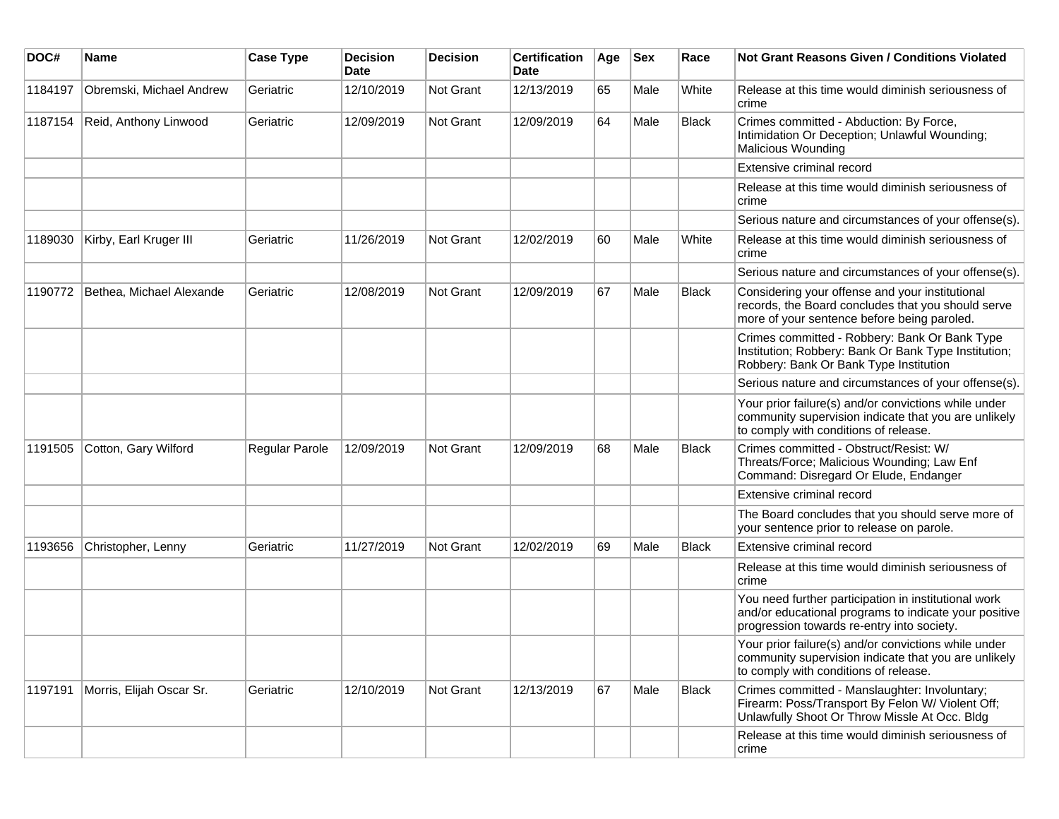| DOC# | Name | Case Type | Decision Date | Decision | Certification Date | Age | Sex | Race | Not Grant Reasons Given / Conditions Violated |
|---|---|---|---|---|---|---|---|---|---|
| 1184197 | Obremski, Michael Andrew | Geriatric | 12/10/2019 | Not Grant | 12/13/2019 | 65 | Male | White | Release at this time would diminish seriousness of crime |
| 1187154 | Reid, Anthony Linwood | Geriatric | 12/09/2019 | Not Grant | 12/09/2019 | 64 | Male | Black | Crimes committed - Abduction: By Force, Intimidation Or Deception; Unlawful Wounding; Malicious Wounding |
| | | | | | | | | | Extensive criminal record |
| | | | | | | | | | Release at this time would diminish seriousness of crime |
| | | | | | | | | | Serious nature and circumstances of your offense(s). |
| 1189030 | Kirby, Earl Kruger III | Geriatric | 11/26/2019 | Not Grant | 12/02/2019 | 60 | Male | White | Release at this time would diminish seriousness of crime |
| | | | | | | | | | Serious nature and circumstances of your offense(s). |
| 1190772 | Bethea, Michael Alexande | Geriatric | 12/08/2019 | Not Grant | 12/09/2019 | 67 | Male | Black | Considering your offense and your institutional records, the Board concludes that you should serve more of your sentence before being paroled. |
| | | | | | | | | | Crimes committed - Robbery: Bank Or Bank Type Institution; Robbery: Bank Or Bank Type Institution; Robbery: Bank Or Bank Type Institution |
| | | | | | | | | | Serious nature and circumstances of your offense(s). |
| | | | | | | | | | Your prior failure(s) and/or convictions while under community supervision indicate that you are unlikely to comply with conditions of release. |
| 1191505 | Cotton, Gary Wilford | Regular Parole | 12/09/2019 | Not Grant | 12/09/2019 | 68 | Male | Black | Crimes committed - Obstruct/Resist: W/ Threats/Force; Malicious Wounding; Law Enf Command: Disregard Or Elude, Endanger |
| | | | | | | | | | Extensive criminal record |
| | | | | | | | | | The Board concludes that you should serve more of your sentence prior to release on parole. |
| 1193656 | Christopher, Lenny | Geriatric | 11/27/2019 | Not Grant | 12/02/2019 | 69 | Male | Black | Extensive criminal record |
| | | | | | | | | | Release at this time would diminish seriousness of crime |
| | | | | | | | | | You need further participation in institutional work and/or educational programs to indicate your positive progression towards re-entry into society. |
| | | | | | | | | | Your prior failure(s) and/or convictions while under community supervision indicate that you are unlikely to comply with conditions of release. |
| 1197191 | Morris, Elijah Oscar Sr. | Geriatric | 12/10/2019 | Not Grant | 12/13/2019 | 67 | Male | Black | Crimes committed - Manslaughter: Involuntary; Firearm: Poss/Transport By Felon W/ Violent Off; Unlawfully Shoot Or Throw Missle At Occ. Bldg |
| | | | | | | | | | Release at this time would diminish seriousness of crime |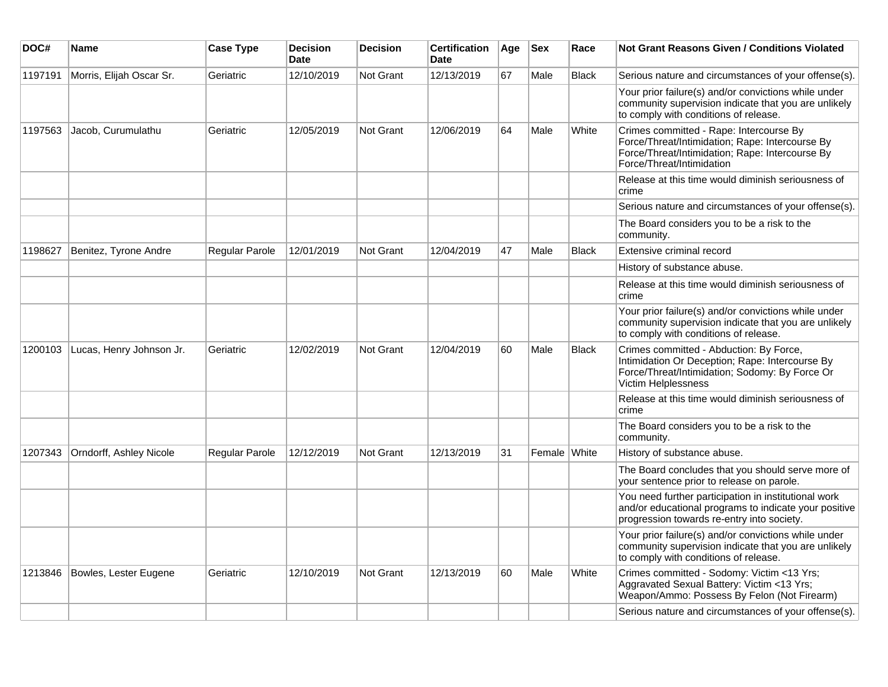| DOC# | Name | Case Type | Decision Date | Decision | Certification Date | Age | Sex | Race | Not Grant Reasons Given / Conditions Violated |
|---|---|---|---|---|---|---|---|---|---|
| 1197191 | Morris, Elijah Oscar Sr. | Geriatric | 12/10/2019 | Not Grant | 12/13/2019 | 67 | Male | Black | Serious nature and circumstances of your offense(s). |
| | | | | | | | | | Your prior failure(s) and/or convictions while under community supervision indicate that you are unlikely to comply with conditions of release. |
| 1197563 | Jacob, Curumulathu | Geriatric | 12/05/2019 | Not Grant | 12/06/2019 | 64 | Male | White | Crimes committed - Rape: Intercourse By Force/Threat/Intimidation; Rape: Intercourse By Force/Threat/Intimidation; Rape: Intercourse By Force/Threat/Intimidation |
| | | | | | | | | | Release at this time would diminish seriousness of crime |
| | | | | | | | | | Serious nature and circumstances of your offense(s). |
| | | | | | | | | | The Board considers you to be a risk to the community. |
| 1198627 | Benitez, Tyrone Andre | Regular Parole | 12/01/2019 | Not Grant | 12/04/2019 | 47 | Male | Black | Extensive criminal record |
| | | | | | | | | | History of substance abuse. |
| | | | | | | | | | Release at this time would diminish seriousness of crime |
| | | | | | | | | | Your prior failure(s) and/or convictions while under community supervision indicate that you are unlikely to comply with conditions of release. |
| 1200103 | Lucas, Henry Johnson Jr. | Geriatric | 12/02/2019 | Not Grant | 12/04/2019 | 60 | Male | Black | Crimes committed - Abduction: By Force, Intimidation Or Deception; Rape: Intercourse By Force/Threat/Intimidation; Sodomy: By Force Or Victim Helplessness |
| | | | | | | | | | Release at this time would diminish seriousness of crime |
| | | | | | | | | | The Board considers you to be a risk to the community. |
| 1207343 | Orndorff, Ashley Nicole | Regular Parole | 12/12/2019 | Not Grant | 12/13/2019 | 31 | Female | White | History of substance abuse. |
| | | | | | | | | | The Board concludes that you should serve more of your sentence prior to release on parole. |
| | | | | | | | | | You need further participation in institutional work and/or educational programs to indicate your positive progression towards re-entry into society. |
| | | | | | | | | | Your prior failure(s) and/or convictions while under community supervision indicate that you are unlikely to comply with conditions of release. |
| 1213846 | Bowles, Lester Eugene | Geriatric | 12/10/2019 | Not Grant | 12/13/2019 | 60 | Male | White | Crimes committed - Sodomy: Victim <13 Yrs; Aggravated Sexual Battery: Victim <13 Yrs; Weapon/Ammo: Possess By Felon (Not Firearm) |
| | | | | | | | | | Serious nature and circumstances of your offense(s). |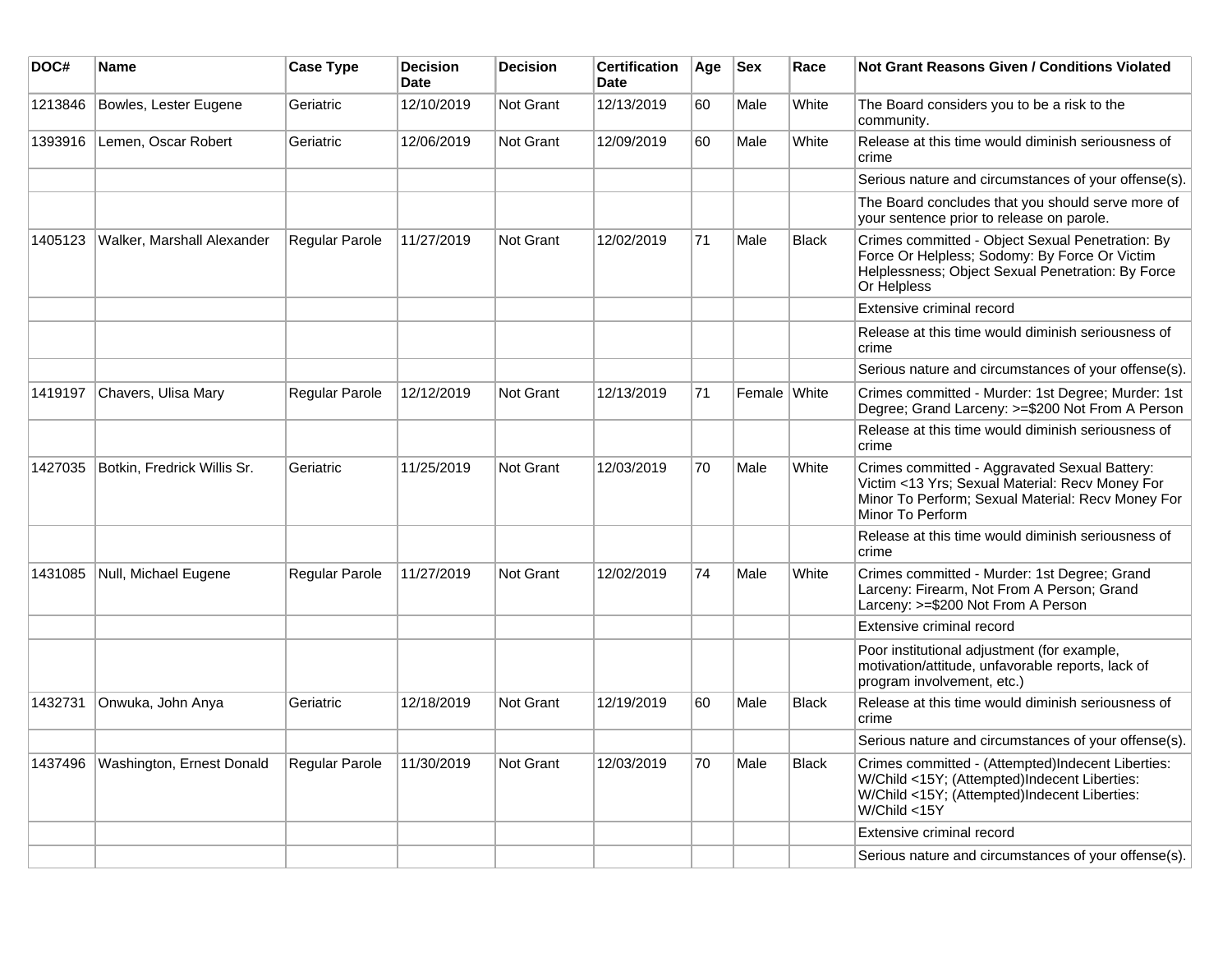| DOC# | Name | Case Type | Decision Date | Decision | Certification Date | Age | Sex | Race | Not Grant Reasons Given / Conditions Violated |
|---|---|---|---|---|---|---|---|---|---|
| 1213846 | Bowles, Lester Eugene | Geriatric | 12/10/2019 | Not Grant | 12/13/2019 | 60 | Male | White | The Board considers you to be a risk to the community. |
| 1393916 | Lemen, Oscar Robert | Geriatric | 12/06/2019 | Not Grant | 12/09/2019 | 60 | Male | White | Release at this time would diminish seriousness of crime |
| | | | | | | | | | Serious nature and circumstances of your offense(s). |
| | | | | | | | | | The Board concludes that you should serve more of your sentence prior to release on parole. |
| 1405123 | Walker, Marshall Alexander | Regular Parole | 11/27/2019 | Not Grant | 12/02/2019 | 71 | Male | Black | Crimes committed - Object Sexual Penetration: By Force Or Helpless; Sodomy: By Force Or Victim Helplessness; Object Sexual Penetration: By Force Or Helpless |
| | | | | | | | | | Extensive criminal record |
| | | | | | | | | | Release at this time would diminish seriousness of crime |
| | | | | | | | | | Serious nature and circumstances of your offense(s). |
| 1419197 | Chavers, Ulisa Mary | Regular Parole | 12/12/2019 | Not Grant | 12/13/2019 | 71 | Female | White | Crimes committed - Murder: 1st Degree; Murder: 1st Degree; Grand Larceny: >=$200 Not From A Person |
| | | | | | | | | | Release at this time would diminish seriousness of crime |
| 1427035 | Botkin, Fredrick Willis Sr. | Geriatric | 11/25/2019 | Not Grant | 12/03/2019 | 70 | Male | White | Crimes committed - Aggravated Sexual Battery: Victim <13 Yrs; Sexual Material: Recv Money For Minor To Perform; Sexual Material: Recv Money For Minor To Perform |
| | | | | | | | | | Release at this time would diminish seriousness of crime |
| 1431085 | Null, Michael Eugene | Regular Parole | 11/27/2019 | Not Grant | 12/02/2019 | 74 | Male | White | Crimes committed - Murder: 1st Degree; Grand Larceny: Firearm, Not From A Person; Grand Larceny: >=$200 Not From A Person |
| | | | | | | | | | Extensive criminal record |
| | | | | | | | | | Poor institutional adjustment (for example, motivation/attitude, unfavorable reports, lack of program involvement, etc.) |
| 1432731 | Onwuka, John Anya | Geriatric | 12/18/2019 | Not Grant | 12/19/2019 | 60 | Male | Black | Release at this time would diminish seriousness of crime |
| | | | | | | | | | Serious nature and circumstances of your offense(s). |
| 1437496 | Washington, Ernest Donald | Regular Parole | 11/30/2019 | Not Grant | 12/03/2019 | 70 | Male | Black | Crimes committed - (Attempted)Indecent Liberties: W/Child <15Y; (Attempted)Indecent Liberties: W/Child <15Y; (Attempted)Indecent Liberties: W/Child <15Y |
| | | | | | | | | | Extensive criminal record |
| | | | | | | | | | Serious nature and circumstances of your offense(s). |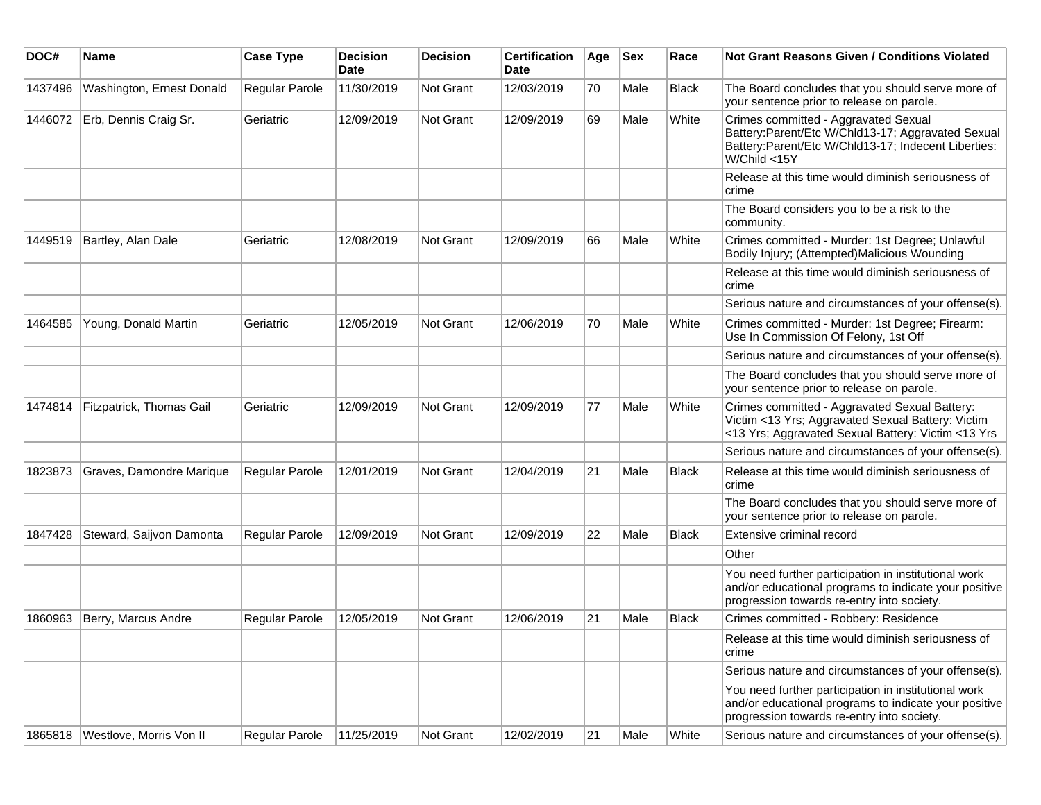| DOC# | Name | Case Type | Decision Date | Decision | Certification Date | Age | Sex | Race | Not Grant Reasons Given / Conditions Violated |
|---|---|---|---|---|---|---|---|---|---|
| 1437496 | Washington, Ernest Donald | Regular Parole | 11/30/2019 | Not Grant | 12/03/2019 | 70 | Male | Black | The Board concludes that you should serve more of your sentence prior to release on parole. |
| 1446072 | Erb, Dennis Craig Sr. | Geriatric | 12/09/2019 | Not Grant | 12/09/2019 | 69 | Male | White | Crimes committed - Aggravated Sexual Battery:Parent/Etc W/Chld13-17; Aggravated Sexual Battery:Parent/Etc W/Chld13-17; Indecent Liberties: W/Child <15Y |
| | | | | | | | | | Release at this time would diminish seriousness of crime |
| | | | | | | | | | The Board considers you to be a risk to the community. |
| 1449519 | Bartley, Alan Dale | Geriatric | 12/08/2019 | Not Grant | 12/09/2019 | 66 | Male | White | Crimes committed - Murder: 1st Degree; Unlawful Bodily Injury; (Attempted)Malicious Wounding |
| | | | | | | | | | Release at this time would diminish seriousness of crime |
| | | | | | | | | | Serious nature and circumstances of your offense(s). |
| 1464585 | Young, Donald Martin | Geriatric | 12/05/2019 | Not Grant | 12/06/2019 | 70 | Male | White | Crimes committed - Murder: 1st Degree; Firearm: Use In Commission Of Felony, 1st Off |
| | | | | | | | | | Serious nature and circumstances of your offense(s). |
| | | | | | | | | | The Board concludes that you should serve more of your sentence prior to release on parole. |
| 1474814 | Fitzpatrick, Thomas Gail | Geriatric | 12/09/2019 | Not Grant | 12/09/2019 | 77 | Male | White | Crimes committed - Aggravated Sexual Battery: Victim <13 Yrs; Aggravated Sexual Battery: Victim <13 Yrs; Aggravated Sexual Battery: Victim <13 Yrs |
| | | | | | | | | | Serious nature and circumstances of your offense(s). |
| 1823873 | Graves, Damondre Marique | Regular Parole | 12/01/2019 | Not Grant | 12/04/2019 | 21 | Male | Black | Release at this time would diminish seriousness of crime |
| | | | | | | | | | The Board concludes that you should serve more of your sentence prior to release on parole. |
| 1847428 | Steward, Saijvon Damonta | Regular Parole | 12/09/2019 | Not Grant | 12/09/2019 | 22 | Male | Black | Extensive criminal record |
| | | | | | | | | | Other |
| | | | | | | | | | You need further participation in institutional work and/or educational programs to indicate your positive progression towards re-entry into society. |
| 1860963 | Berry, Marcus Andre | Regular Parole | 12/05/2019 | Not Grant | 12/06/2019 | 21 | Male | Black | Crimes committed - Robbery: Residence |
| | | | | | | | | | Release at this time would diminish seriousness of crime |
| | | | | | | | | | Serious nature and circumstances of your offense(s). |
| | | | | | | | | | You need further participation in institutional work and/or educational programs to indicate your positive progression towards re-entry into society. |
| 1865818 | Westlove, Morris Von II | Regular Parole | 11/25/2019 | Not Grant | 12/02/2019 | 21 | Male | White | Serious nature and circumstances of your offense(s). |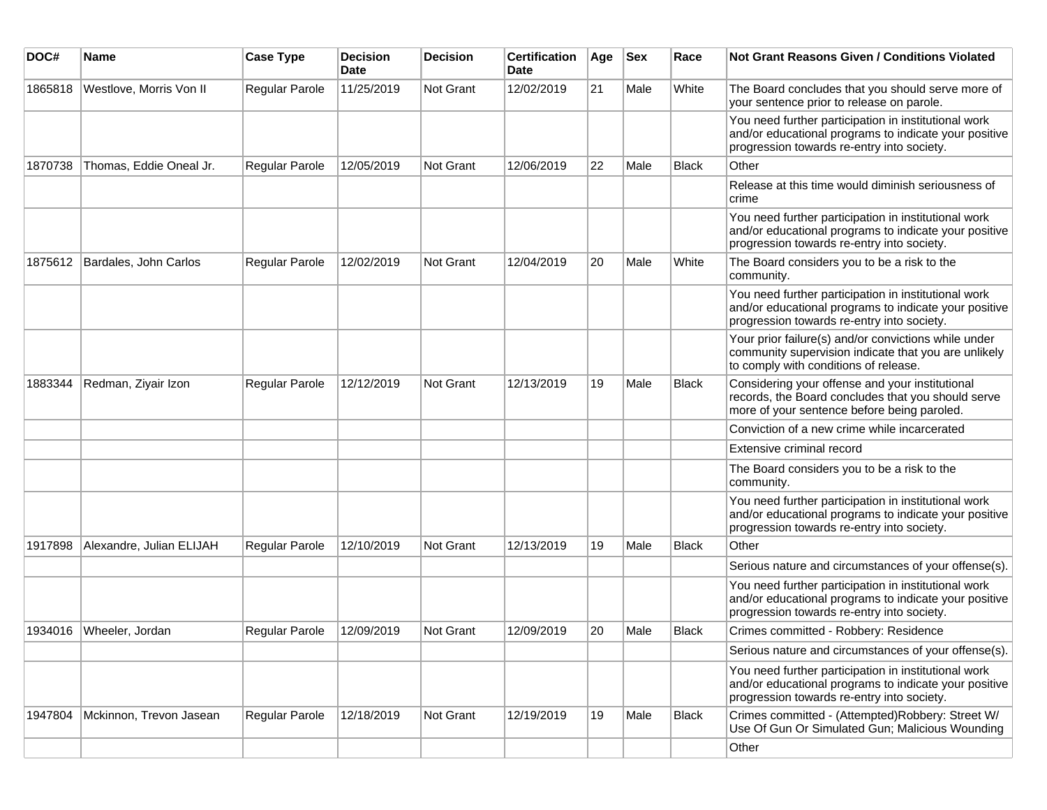| DOC# | Name | Case Type | Decision Date | Decision | Certification Date | Age | Sex | Race | Not Grant Reasons Given / Conditions Violated |
|---|---|---|---|---|---|---|---|---|---|
| 1865818 | Westlove, Morris Von II | Regular Parole | 11/25/2019 | Not Grant | 12/02/2019 | 21 | Male | White | The Board concludes that you should serve more of your sentence prior to release on parole. |
| | | | | | | | | | You need further participation in institutional work and/or educational programs to indicate your positive progression towards re-entry into society. |
| 1870738 | Thomas, Eddie Oneal Jr. | Regular Parole | 12/05/2019 | Not Grant | 12/06/2019 | 22 | Male | Black | Other |
| | | | | | | | | | Release at this time would diminish seriousness of crime |
| | | | | | | | | | You need further participation in institutional work and/or educational programs to indicate your positive progression towards re-entry into society. |
| 1875612 | Bardales, John Carlos | Regular Parole | 12/02/2019 | Not Grant | 12/04/2019 | 20 | Male | White | The Board considers you to be a risk to the community. |
| | | | | | | | | | You need further participation in institutional work and/or educational programs to indicate your positive progression towards re-entry into society. |
| | | | | | | | | | Your prior failure(s) and/or convictions while under community supervision indicate that you are unlikely to comply with conditions of release. |
| 1883344 | Redman, Ziyair Izon | Regular Parole | 12/12/2019 | Not Grant | 12/13/2019 | 19 | Male | Black | Considering your offense and your institutional records, the Board concludes that you should serve more of your sentence before being paroled. |
| | | | | | | | | | Conviction of a new crime while incarcerated |
| | | | | | | | | | Extensive criminal record |
| | | | | | | | | | The Board considers you to be a risk to the community. |
| | | | | | | | | | You need further participation in institutional work and/or educational programs to indicate your positive progression towards re-entry into society. |
| 1917898 | Alexandre, Julian ELIJAH | Regular Parole | 12/10/2019 | Not Grant | 12/13/2019 | 19 | Male | Black | Other |
| | | | | | | | | | Serious nature and circumstances of your offense(s). |
| | | | | | | | | | You need further participation in institutional work and/or educational programs to indicate your positive progression towards re-entry into society. |
| 1934016 | Wheeler, Jordan | Regular Parole | 12/09/2019 | Not Grant | 12/09/2019 | 20 | Male | Black | Crimes committed - Robbery: Residence |
| | | | | | | | | | Serious nature and circumstances of your offense(s). |
| | | | | | | | | | You need further participation in institutional work and/or educational programs to indicate your positive progression towards re-entry into society. |
| 1947804 | Mckinnon, Trevon Jasean | Regular Parole | 12/18/2019 | Not Grant | 12/19/2019 | 19 | Male | Black | Crimes committed - (Attempted)Robbery: Street W/ Use Of Gun Or Simulated Gun; Malicious Wounding |
| | | | | | | | | | Other |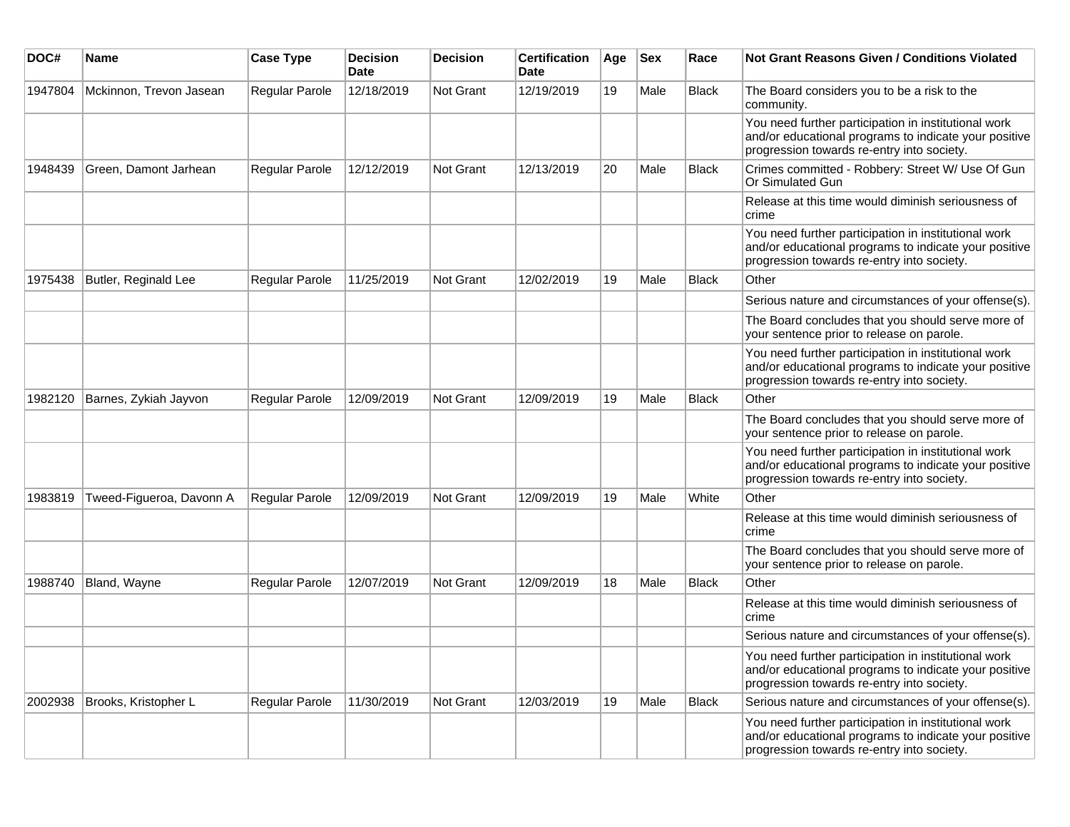| DOC# | Name | Case Type | Decision Date | Decision | Certification Date | Age | Sex | Race | Not Grant Reasons Given / Conditions Violated |
| --- | --- | --- | --- | --- | --- | --- | --- | --- | --- |
| 1947804 | Mckinnon, Trevon Jasean | Regular Parole | 12/18/2019 | Not Grant | 12/19/2019 | 19 | Male | Black | The Board considers you to be a risk to the community. |
| | | | | | | | | | You need further participation in institutional work and/or educational programs to indicate your positive progression towards re-entry into society. |
| 1948439 | Green, Damont Jarhean | Regular Parole | 12/12/2019 | Not Grant | 12/13/2019 | 20 | Male | Black | Crimes committed - Robbery: Street W/ Use Of Gun Or Simulated Gun |
| | | | | | | | | | Release at this time would diminish seriousness of crime |
| | | | | | | | | | You need further participation in institutional work and/or educational programs to indicate your positive progression towards re-entry into society. |
| 1975438 | Butler, Reginald Lee | Regular Parole | 11/25/2019 | Not Grant | 12/02/2019 | 19 | Male | Black | Other |
| | | | | | | | | | Serious nature and circumstances of your offense(s). |
| | | | | | | | | | The Board concludes that you should serve more of your sentence prior to release on parole. |
| | | | | | | | | | You need further participation in institutional work and/or educational programs to indicate your positive progression towards re-entry into society. |
| 1982120 | Barnes, Zykiah Jayvon | Regular Parole | 12/09/2019 | Not Grant | 12/09/2019 | 19 | Male | Black | Other |
| | | | | | | | | | The Board concludes that you should serve more of your sentence prior to release on parole. |
| | | | | | | | | | You need further participation in institutional work and/or educational programs to indicate your positive progression towards re-entry into society. |
| 1983819 | Tweed-Figueroa, Davonn A | Regular Parole | 12/09/2019 | Not Grant | 12/09/2019 | 19 | Male | White | Other |
| | | | | | | | | | Release at this time would diminish seriousness of crime |
| | | | | | | | | | The Board concludes that you should serve more of your sentence prior to release on parole. |
| 1988740 | Bland, Wayne | Regular Parole | 12/07/2019 | Not Grant | 12/09/2019 | 18 | Male | Black | Other |
| | | | | | | | | | Release at this time would diminish seriousness of crime |
| | | | | | | | | | Serious nature and circumstances of your offense(s). |
| | | | | | | | | | You need further participation in institutional work and/or educational programs to indicate your positive progression towards re-entry into society. |
| 2002938 | Brooks, Kristopher L | Regular Parole | 11/30/2019 | Not Grant | 12/03/2019 | 19 | Male | Black | Serious nature and circumstances of your offense(s). |
| | | | | | | | | | You need further participation in institutional work and/or educational programs to indicate your positive progression towards re-entry into society. |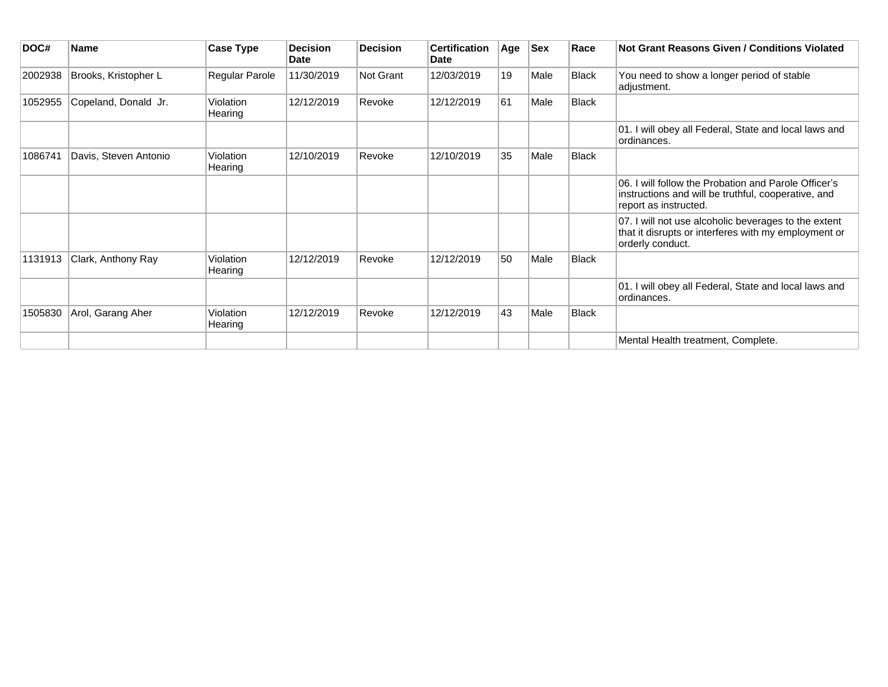| DOC# | Name | Case Type | Decision Date | Decision | Certification Date | Age | Sex | Race | Not Grant Reasons Given / Conditions Violated |
|---|---|---|---|---|---|---|---|---|---|
| 2002938 | Brooks, Kristopher L | Regular Parole | 11/30/2019 | Not Grant | 12/03/2019 | 19 | Male | Black | You need to show a longer period of stable adjustment. |
| 1052955 | Copeland, Donald Jr. | Violation Hearing | 12/12/2019 | Revoke | 12/12/2019 | 61 | Male | Black | |
| | | | | | | | | | 01. I will obey all Federal, State and local laws and ordinances. |
| 1086741 | Davis, Steven Antonio | Violation Hearing | 12/10/2019 | Revoke | 12/10/2019 | 35 | Male | Black | |
| | | | | | | | | | 06. I will follow the Probation and Parole Officer's instructions and will be truthful, cooperative, and report as instructed. |
| | | | | | | | | | 07. I will not use alcoholic beverages to the extent that it disrupts or interferes with my employment or orderly conduct. |
| 1131913 | Clark, Anthony Ray | Violation Hearing | 12/12/2019 | Revoke | 12/12/2019 | 50 | Male | Black | |
| | | | | | | | | | 01. I will obey all Federal, State and local laws and ordinances. |
| 1505830 | Arol, Garang Aher | Violation Hearing | 12/12/2019 | Revoke | 12/12/2019 | 43 | Male | Black | |
| | | | | | | | | | Mental Health treatment, Complete. |